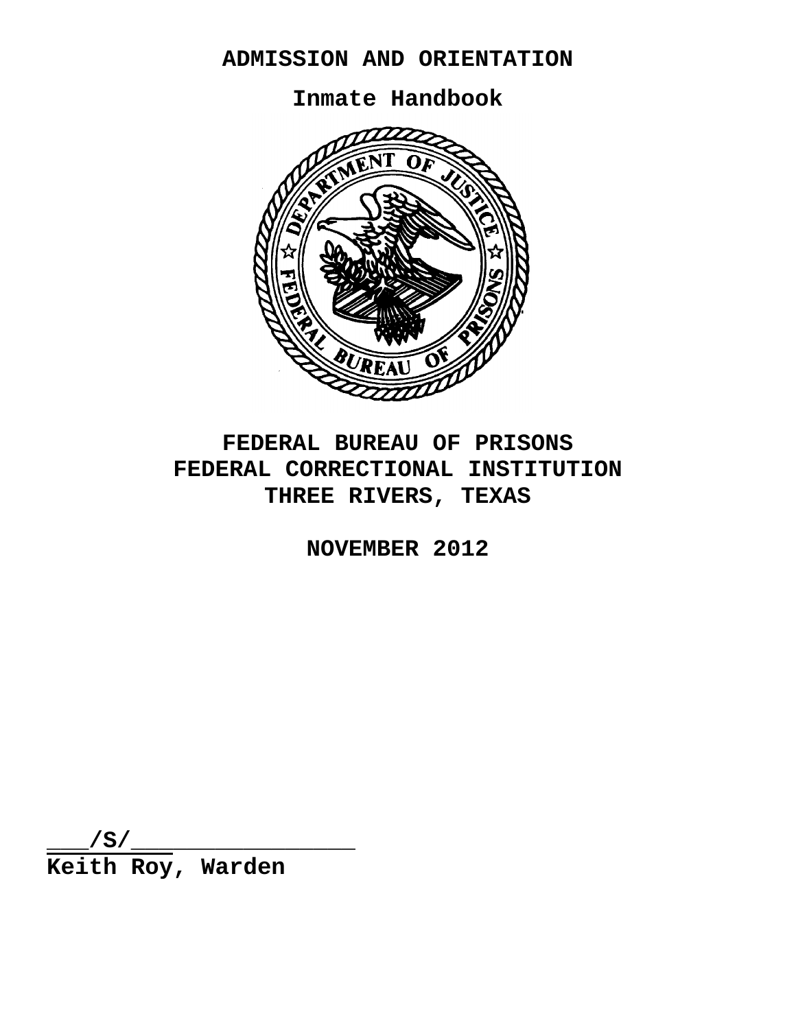# ADMISSION AND ORIENTATION

## Inmate Handbook

**FEDERAL BUREAU OF PRISONS**
**FEDERAL CORRECTIONAL INSTITUTION**
**THREE RIVERS, TEXAS**

**NOVEMBER 2012**

___/S/_______________
**Keith Roy, Warden**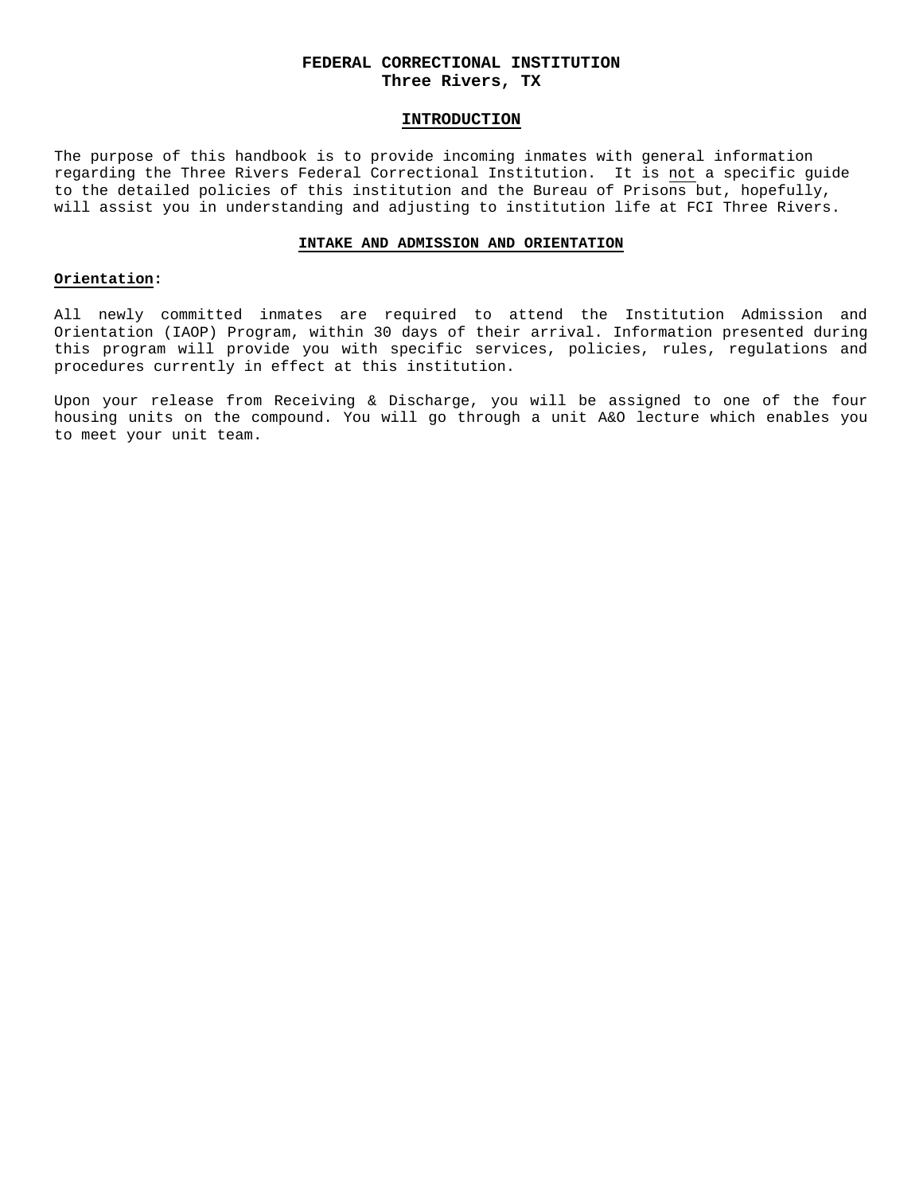# FEDERAL CORRECTIONAL INSTITUTION
## Three Rivers, TX

## INTRODUCTION

The purpose of this handbook is to provide incoming inmates with general information regarding the Three Rivers Federal Correctional Institution. It is not a specific guide to the detailed policies of this institution and the Bureau of Prisons but, hopefully, will assist you in understanding and adjusting to institution life at FCI Three Rivers.

## INTAKE AND ADMISSION AND ORIENTATION

### Orientation:

All newly committed inmates are required to attend the Institution Admission and Orientation (IAOP) Program, within 30 days of their arrival. Information presented during this program will provide you with specific services, policies, rules, regulations and procedures currently in effect at this institution.

Upon your release from Receiving & Discharge, you will be assigned to one of the four housing units on the compound. You will go through a unit A&O lecture which enables you to meet your unit team.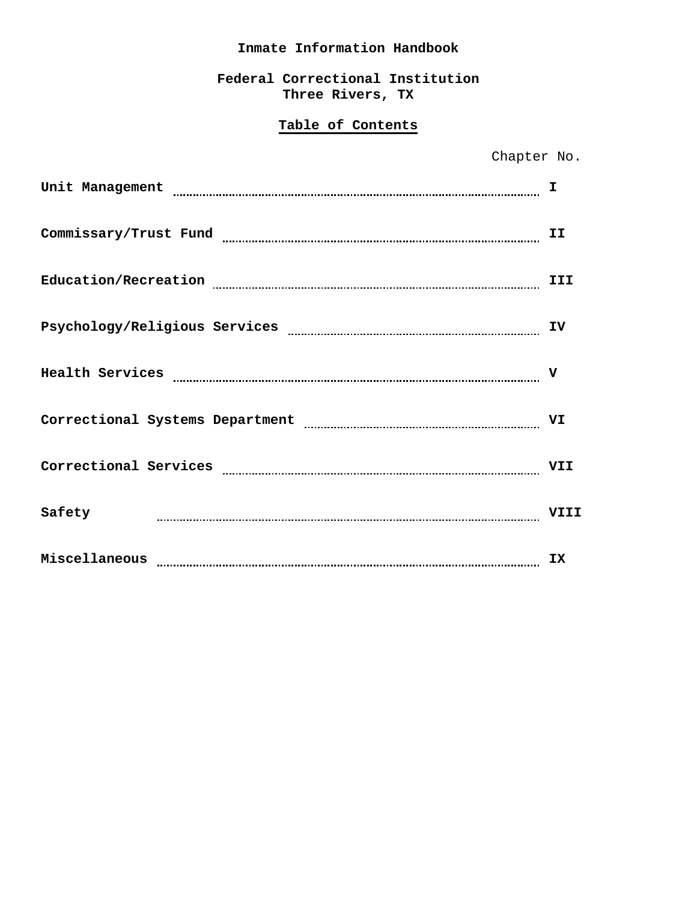**Inmate Information Handbook**

**Federal Correctional Institution**
**Three Rivers, TX**

## Table of Contents

| | Chapter No. |
|---|---|
| **Unit Management** | **I** |
| **Commissary/Trust Fund** | **II** |
| **Education/Recreation** | **III** |
| **Psychology/Religious Services** | **IV** |
| **Health Services** | **V** |
| **Correctional Systems Department** | **VI** |
| **Correctional Services** | **VII** |
| **Safety** | **VIII** |
| **Miscellaneous** | **IX** |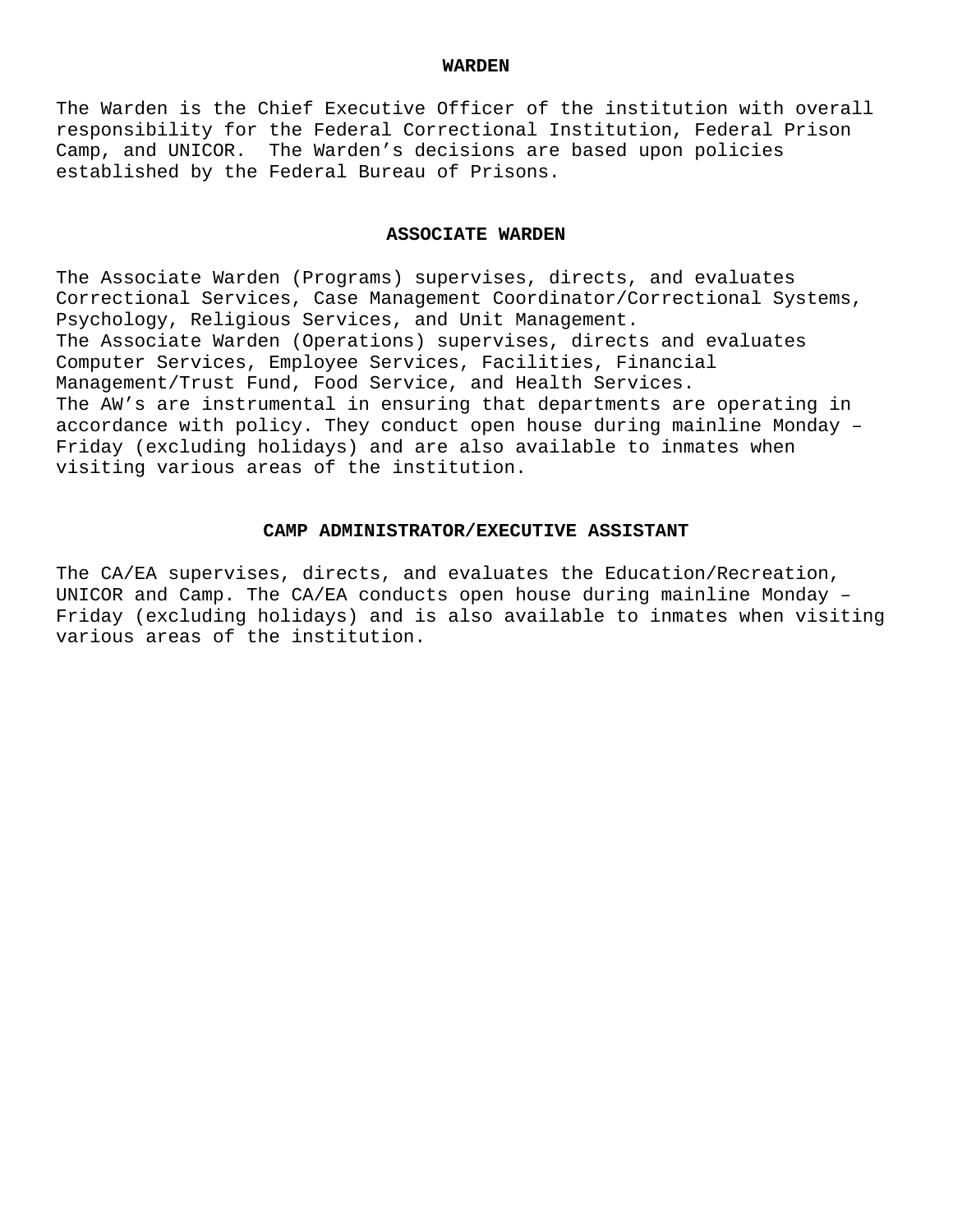## WARDEN

The Warden is the Chief Executive Officer of the institution with overall responsibility for the Federal Correctional Institution, Federal Prison Camp, and UNICOR. The Warden's decisions are based upon policies established by the Federal Bureau of Prisons.

## ASSOCIATE WARDEN

The Associate Warden (Programs) supervises, directs, and evaluates Correctional Services, Case Management Coordinator/Correctional Systems, Psychology, Religious Services, and Unit Management.
The Associate Warden (Operations) supervises, directs and evaluates Computer Services, Employee Services, Facilities, Financial Management/Trust Fund, Food Service, and Health Services.
The AW's are instrumental in ensuring that departments are operating in accordance with policy. They conduct open house during mainline Monday – Friday (excluding holidays) and are also available to inmates when visiting various areas of the institution.

## CAMP ADMINISTRATOR/EXECUTIVE ASSISTANT

The CA/EA supervises, directs, and evaluates the Education/Recreation, UNICOR and Camp. The CA/EA conducts open house during mainline Monday – Friday (excluding holidays) and is also available to inmates when visiting various areas of the institution.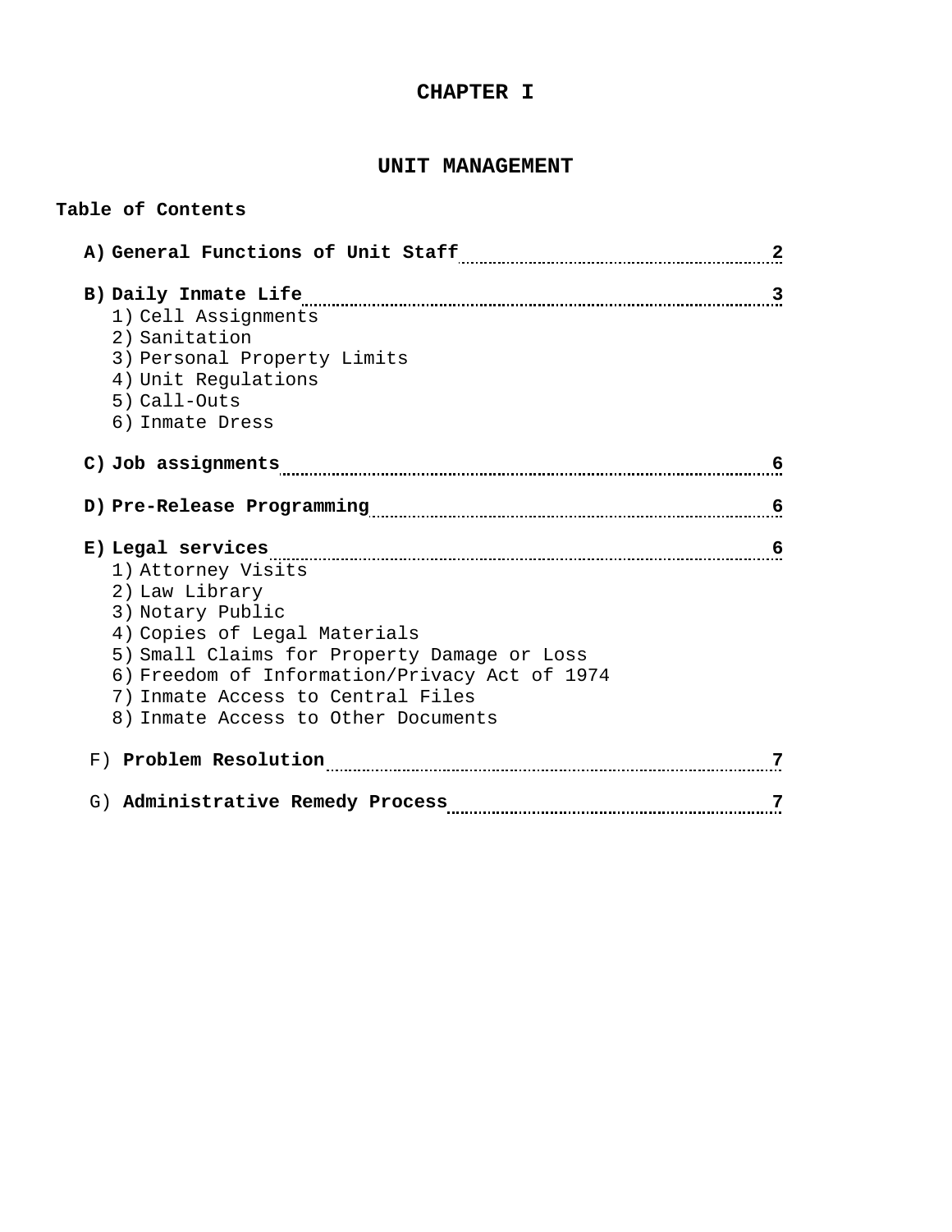# CHAPTER I

## UNIT MANAGEMENT

**Table of Contents**

- **A) General Functions of Unit Staff** .......... **2**
- **B) Daily Inmate Life** .......... **3**
  1) Cell Assignments
  2) Sanitation
  3) Personal Property Limits
  4) Unit Regulations
  5) Call-Outs
  6) Inmate Dress
- **C) Job assignments** .......... **6**
- **D) Pre-Release Programming** .......... **6**
- **E) Legal services** .......... **6**
  1) Attorney Visits
  2) Law Library
  3) Notary Public
  4) Copies of Legal Materials
  5) Small Claims for Property Damage or Loss
  6) Freedom of Information/Privacy Act of 1974
  7) Inmate Access to Central Files
  8) Inmate Access to Other Documents
- F) **Problem Resolution** .......... **7**
- G) **Administrative Remedy Process** .......... **7**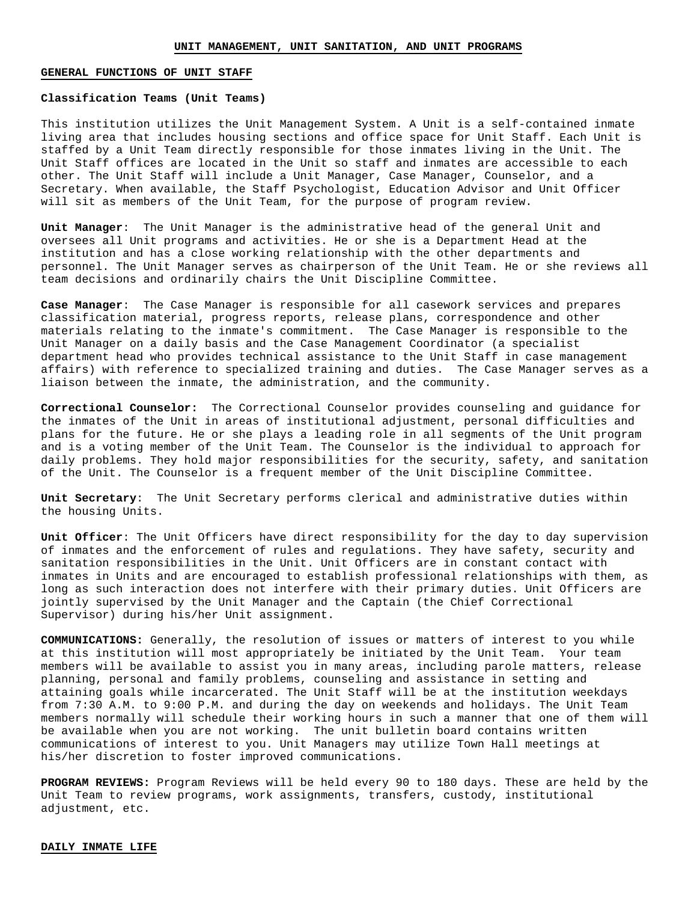## UNIT MANAGEMENT, UNIT SANITATION, AND UNIT PROGRAMS

### GENERAL FUNCTIONS OF UNIT STAFF

**Classification Teams (Unit Teams)**

This institution utilizes the Unit Management System. A Unit is a self-contained inmate living area that includes housing sections and office space for Unit Staff. Each Unit is staffed by a Unit Team directly responsible for those inmates living in the Unit. The Unit Staff offices are located in the Unit so staff and inmates are accessible to each other. The Unit Staff will include a Unit Manager, Case Manager, Counselor, and a Secretary. When available, the Staff Psychologist, Education Advisor and Unit Officer will sit as members of the Unit Team, for the purpose of program review.

**Unit Manager**: The Unit Manager is the administrative head of the general Unit and oversees all Unit programs and activities. He or she is a Department Head at the institution and has a close working relationship with the other departments and personnel. The Unit Manager serves as chairperson of the Unit Team. He or she reviews all team decisions and ordinarily chairs the Unit Discipline Committee.

**Case Manager**: The Case Manager is responsible for all casework services and prepares classification material, progress reports, release plans, correspondence and other materials relating to the inmate's commitment. The Case Manager is responsible to the Unit Manager on a daily basis and the Case Management Coordinator (a specialist department head who provides technical assistance to the Unit Staff in case management affairs) with reference to specialized training and duties. The Case Manager serves as a liaison between the inmate, the administration, and the community.

**Correctional Counselor:** The Correctional Counselor provides counseling and guidance for the inmates of the Unit in areas of institutional adjustment, personal difficulties and plans for the future. He or she plays a leading role in all segments of the Unit program and is a voting member of the Unit Team. The Counselor is the individual to approach for daily problems. They hold major responsibilities for the security, safety, and sanitation of the Unit. The Counselor is a frequent member of the Unit Discipline Committee.

**Unit Secretary**: The Unit Secretary performs clerical and administrative duties within the housing Units.

**Unit Officer**: The Unit Officers have direct responsibility for the day to day supervision of inmates and the enforcement of rules and regulations. They have safety, security and sanitation responsibilities in the Unit. Unit Officers are in constant contact with inmates in Units and are encouraged to establish professional relationships with them, as long as such interaction does not interfere with their primary duties. Unit Officers are jointly supervised by the Unit Manager and the Captain (the Chief Correctional Supervisor) during his/her Unit assignment.

**COMMUNICATIONS:** Generally, the resolution of issues or matters of interest to you while at this institution will most appropriately be initiated by the Unit Team. Your team members will be available to assist you in many areas, including parole matters, release planning, personal and family problems, counseling and assistance in setting and attaining goals while incarcerated. The Unit Staff will be at the institution weekdays from 7:30 A.M. to 9:00 P.M. and during the day on weekends and holidays. The Unit Team members normally will schedule their working hours in such a manner that one of them will be available when you are not working. The unit bulletin board contains written communications of interest to you. Unit Managers may utilize Town Hall meetings at his/her discretion to foster improved communications.

**PROGRAM REVIEWS:** Program Reviews will be held every 90 to 180 days. These are held by the Unit Team to review programs, work assignments, transfers, custody, institutional adjustment, etc.

### DAILY INMATE LIFE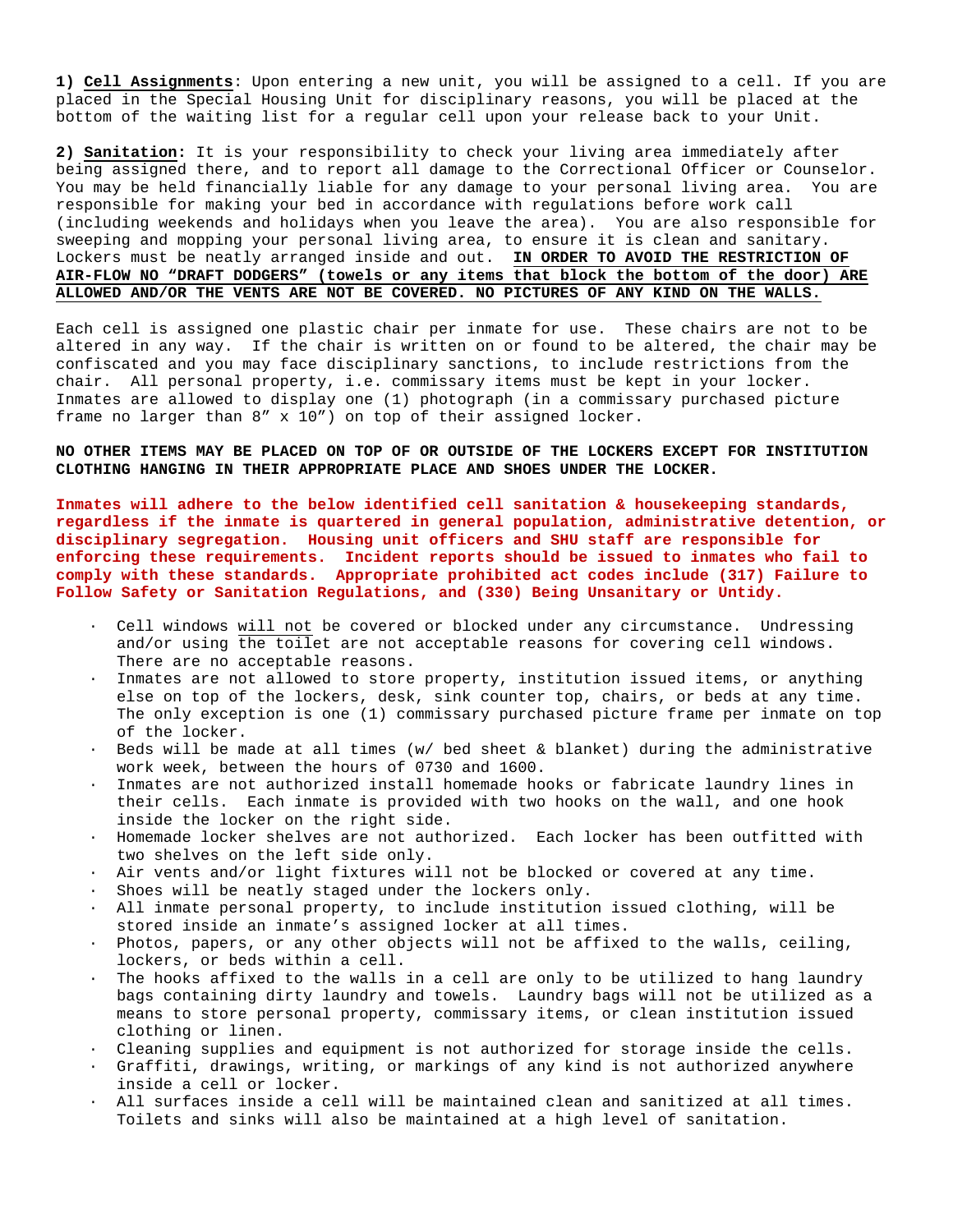**1) <u>Cell Assignments</u>**: Upon entering a new unit, you will be assigned to a cell. If you are placed in the Special Housing Unit for disciplinary reasons, you will be placed at the bottom of the waiting list for a regular cell upon your release back to your Unit.

**2) <u>Sanitation</u>**: It is your responsibility to check your living area immediately after being assigned there, and to report all damage to the Correctional Officer or Counselor. You may be held financially liable for any damage to your personal living area. You are responsible for making your bed in accordance with regulations before work call (including weekends and holidays when you leave the area). You are also responsible for sweeping and mopping your personal living area, to ensure it is clean and sanitary. Lockers must be neatly arranged inside and out. **<u>IN ORDER TO AVOID THE RESTRICTION OF AIR-FLOW NO "DRAFT DODGERS" (towels or any items that block the bottom of the door) ARE ALLOWED AND/OR THE VENTS ARE NOT BE COVERED. NO PICTURES OF ANY KIND ON THE WALLS.</u>**

Each cell is assigned one plastic chair per inmate for use. These chairs are not to be altered in any way. If the chair is written on or found to be altered, the chair may be confiscated and you may face disciplinary sanctions, to include restrictions from the chair. All personal property, i.e. commissary items must be kept in your locker. Inmates are allowed to display one (1) photograph (in a commissary purchased picture frame no larger than 8" x 10") on top of their assigned locker.

**NO OTHER ITEMS MAY BE PLACED ON TOP OF OR OUTSIDE OF THE LOCKERS EXCEPT FOR INSTITUTION CLOTHING HANGING IN THEIR APPROPRIATE PLACE AND SHOES UNDER THE LOCKER.**

**Inmates will adhere to the below identified cell sanitation & housekeeping standards, regardless if the inmate is quartered in general population, administrative detention, or disciplinary segregation. Housing unit officers and SHU staff are responsible for enforcing these requirements. Incident reports should be issued to inmates who fail to comply with these standards. Appropriate prohibited act codes include (317) Failure to Follow Safety or Sanitation Regulations, and (330) Being Unsanitary or Untidy.**

- Cell windows <u>will not</u> be covered or blocked under any circumstance. Undressing and/or using the toilet are not acceptable reasons for covering cell windows. There are no acceptable reasons.
- Inmates are not allowed to store property, institution issued items, or anything else on top of the lockers, desk, sink counter top, chairs, or beds at any time. The only exception is one (1) commissary purchased picture frame per inmate on top of the locker.
- Beds will be made at all times (w/ bed sheet & blanket) during the administrative work week, between the hours of 0730 and 1600.
- Inmates are not authorized install homemade hooks or fabricate laundry lines in their cells. Each inmate is provided with two hooks on the wall, and one hook inside the locker on the right side.
- Homemade locker shelves are not authorized. Each locker has been outfitted with two shelves on the left side only.
- Air vents and/or light fixtures will not be blocked or covered at any time.
- Shoes will be neatly staged under the lockers only.
- All inmate personal property, to include institution issued clothing, will be stored inside an inmate's assigned locker at all times.
- Photos, papers, or any other objects will not be affixed to the walls, ceiling, lockers, or beds within a cell.
- The hooks affixed to the walls in a cell are only to be utilized to hang laundry bags containing dirty laundry and towels. Laundry bags will not be utilized as a means to store personal property, commissary items, or clean institution issued clothing or linen.
- Cleaning supplies and equipment is not authorized for storage inside the cells.
- Graffiti, drawings, writing, or markings of any kind is not authorized anywhere inside a cell or locker.
- All surfaces inside a cell will be maintained clean and sanitized at all times. Toilets and sinks will also be maintained at a high level of sanitation.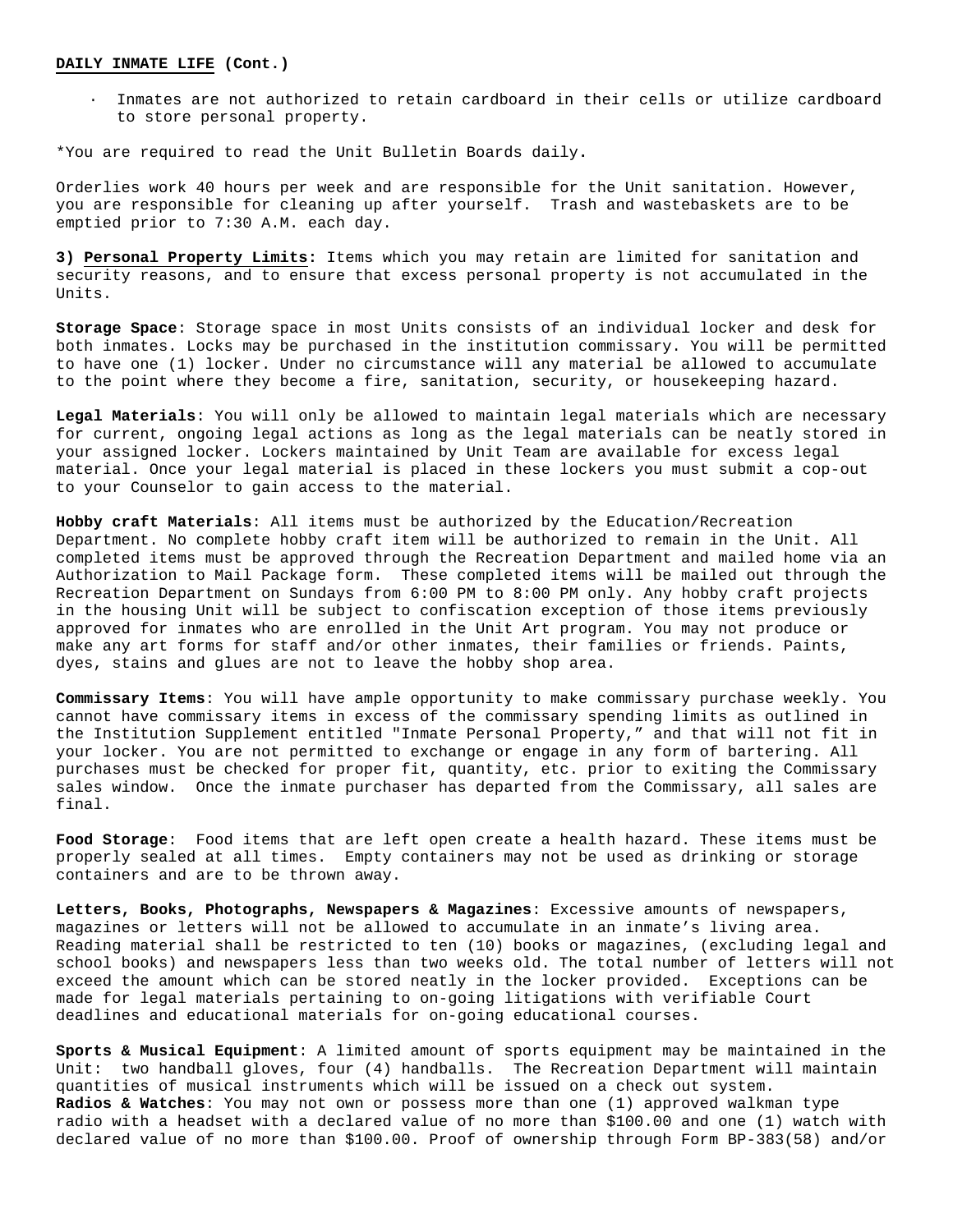**DAILY INMATE LIFE (Cont.)**

- Inmates are not authorized to retain cardboard in their cells or utilize cardboard to store personal property.

*You are required to read the Unit Bulletin Boards daily.

Orderlies work 40 hours per week and are responsible for the Unit sanitation. However, you are responsible for cleaning up after yourself. Trash and wastebaskets are to be emptied prior to 7:30 A.M. each day.

**3) Personal Property Limits:** Items which you may retain are limited for sanitation and security reasons, and to ensure that excess personal property is not accumulated in the Units.

**Storage Space**: Storage space in most Units consists of an individual locker and desk for both inmates. Locks may be purchased in the institution commissary. You will be permitted to have one (1) locker. Under no circumstance will any material be allowed to accumulate to the point where they become a fire, sanitation, security, or housekeeping hazard.

**Legal Materials**: You will only be allowed to maintain legal materials which are necessary for current, ongoing legal actions as long as the legal materials can be neatly stored in your assigned locker. Lockers maintained by Unit Team are available for excess legal material. Once your legal material is placed in these lockers you must submit a cop-out to your Counselor to gain access to the material.

**Hobby craft Materials**: All items must be authorized by the Education/Recreation Department. No complete hobby craft item will be authorized to remain in the Unit. All completed items must be approved through the Recreation Department and mailed home via an Authorization to Mail Package form. These completed items will be mailed out through the Recreation Department on Sundays from 6:00 PM to 8:00 PM only. Any hobby craft projects in the housing Unit will be subject to confiscation exception of those items previously approved for inmates who are enrolled in the Unit Art program. You may not produce or make any art forms for staff and/or other inmates, their families or friends. Paints, dyes, stains and glues are not to leave the hobby shop area.

**Commissary Items**: You will have ample opportunity to make commissary purchase weekly. You cannot have commissary items in excess of the commissary spending limits as outlined in the Institution Supplement entitled "Inmate Personal Property," and that will not fit in your locker. You are not permitted to exchange or engage in any form of bartering. All purchases must be checked for proper fit, quantity, etc. prior to exiting the Commissary sales window. Once the inmate purchaser has departed from the Commissary, all sales are final.

**Food Storage**: Food items that are left open create a health hazard. These items must be properly sealed at all times. Empty containers may not be used as drinking or storage containers and are to be thrown away.

**Letters, Books, Photographs, Newspapers & Magazines**: Excessive amounts of newspapers, magazines or letters will not be allowed to accumulate in an inmate's living area. Reading material shall be restricted to ten (10) books or magazines, (excluding legal and school books) and newspapers less than two weeks old. The total number of letters will not exceed the amount which can be stored neatly in the locker provided. Exceptions can be made for legal materials pertaining to on-going litigations with verifiable Court deadlines and educational materials for on-going educational courses.

**Sports & Musical Equipment**: A limited amount of sports equipment may be maintained in the Unit: two handball gloves, four (4) handballs. The Recreation Department will maintain quantities of musical instruments which will be issued on a check out system.

**Radios & Watches**: You may not own or possess more than one (1) approved walkman type radio with a headset with a declared value of no more than $100.00 and one (1) watch with declared value of no more than $100.00. Proof of ownership through Form BP-383(58) and/or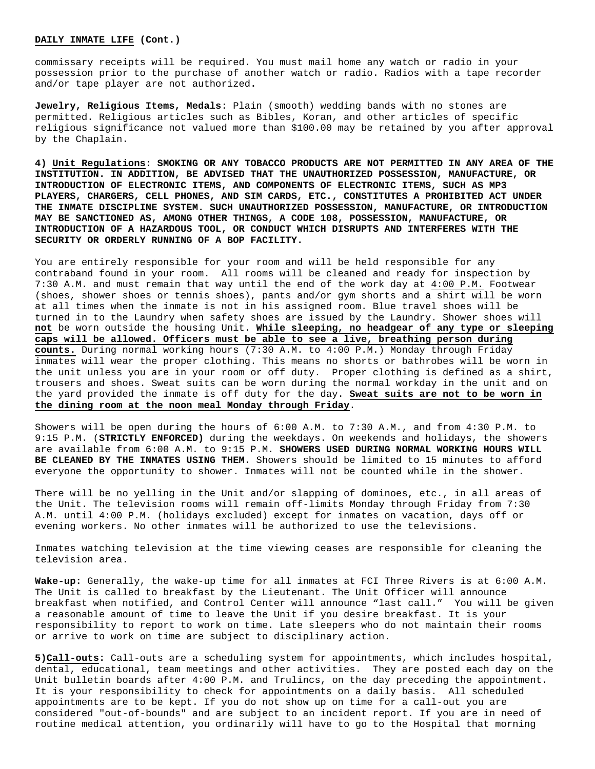**DAILY INMATE LIFE (Cont.)**

commissary receipts will be required. You must mail home any watch or radio in your possession prior to the purchase of another watch or radio. Radios with a tape recorder and/or tape player are not authorized.

**Jewelry, Religious Items, Medals**: Plain (smooth) wedding bands with no stones are permitted. Religious articles such as Bibles, Koran, and other articles of specific religious significance not valued more than $100.00 may be retained by you after approval by the Chaplain.

**4) <u>Unit Regulations</u>: SMOKING OR ANY TOBACCO PRODUCTS ARE NOT PERMITTED IN ANY AREA OF THE INSTITUTION. IN ADDITION, BE ADVISED THAT THE UNAUTHORIZED POSSESSION, MANUFACTURE, OR INTRODUCTION OF ELECTRONIC ITEMS, AND COMPONENTS OF ELECTRONIC ITEMS, SUCH AS MP3 PLAYERS, CHARGERS, CELL PHONES, AND SIM CARDS, ETC., CONSTITUTES A PROHIBITED ACT UNDER THE INMATE DISCIPLINE SYSTEM. SUCH UNAUTHORIZED POSSESSION, MANUFACTURE, OR INTRODUCTION MAY BE SANCTIONED AS, AMONG OTHER THINGS, A CODE 108, POSSESSION, MANUFACTURE, OR INTRODUCTION OF A HAZARDOUS TOOL, OR CONDUCT WHICH DISRUPTS AND INTERFERES WITH THE SECURITY OR ORDERLY RUNNING OF A BOP FACILITY.**

You are entirely responsible for your room and will be held responsible for any contraband found in your room. All rooms will be cleaned and ready for inspection by 7:30 A.M. and must remain that way until the end of the work day at <u>4:00 P.M.</u> Footwear (shoes, shower shoes or tennis shoes), pants and/or gym shorts and a shirt will be worn at all times when the inmate is not in his assigned room. Blue travel shoes will be turned in to the Laundry when safety shoes are issued by the Laundry. Shower shoes will **<u>not</u>** be worn outside the housing Unit. **<u>While sleeping, no headgear of any type or sleeping caps will be allowed. Officers must be able to see a live, breathing person during counts.</u>** During normal working hours (7:30 A.M. to 4:00 P.M.) Monday through Friday inmates will wear the proper clothing. This means no shorts or bathrobes will be worn in the unit unless you are in your room or off duty. Proper clothing is defined as a shirt, trousers and shoes. Sweat suits can be worn during the normal workday in the unit and on the yard provided the inmate is off duty for the day. **<u>Sweat suits are not to be worn in the dining room at the noon meal Monday through Friday</u>**.

Showers will be open during the hours of 6:00 A.M. to 7:30 A.M., and from 4:30 P.M. to 9:15 P.M. (**STRICTLY ENFORCED)** during the weekdays. On weekends and holidays, the showers are available from 6:00 A.M. to 9:15 P.M. **SHOWERS USED DURING NORMAL WORKING HOURS WILL BE CLEANED BY THE INMATES USING THEM.** Showers should be limited to 15 minutes to afford everyone the opportunity to shower. Inmates will not be counted while in the shower.

There will be no yelling in the Unit and/or slapping of dominoes, etc., in all areas of the Unit. The television rooms will remain off-limits Monday through Friday from 7:30 A.M. until 4:00 P.M. (holidays excluded) except for inmates on vacation, days off or evening workers. No other inmates will be authorized to use the televisions.

Inmates watching television at the time viewing ceases are responsible for cleaning the television area.

**Wake-up:** Generally, the wake-up time for all inmates at FCI Three Rivers is at 6:00 A.M. The Unit is called to breakfast by the Lieutenant. The Unit Officer will announce breakfast when notified, and Control Center will announce "last call." You will be given a reasonable amount of time to leave the Unit if you desire breakfast. It is your responsibility to report to work on time. Late sleepers who do not maintain their rooms or arrive to work on time are subject to disciplinary action.

**5)<u>Call-outs</u>:** Call-outs are a scheduling system for appointments, which includes hospital, dental, educational, team meetings and other activities. They are posted each day on the Unit bulletin boards after 4:00 P.M. and Trulincs, on the day preceding the appointment. It is your responsibility to check for appointments on a daily basis. All scheduled appointments are to be kept. If you do not show up on time for a call-out you are considered "out-of-bounds" and are subject to an incident report. If you are in need of routine medical attention, you ordinarily will have to go to the Hospital that morning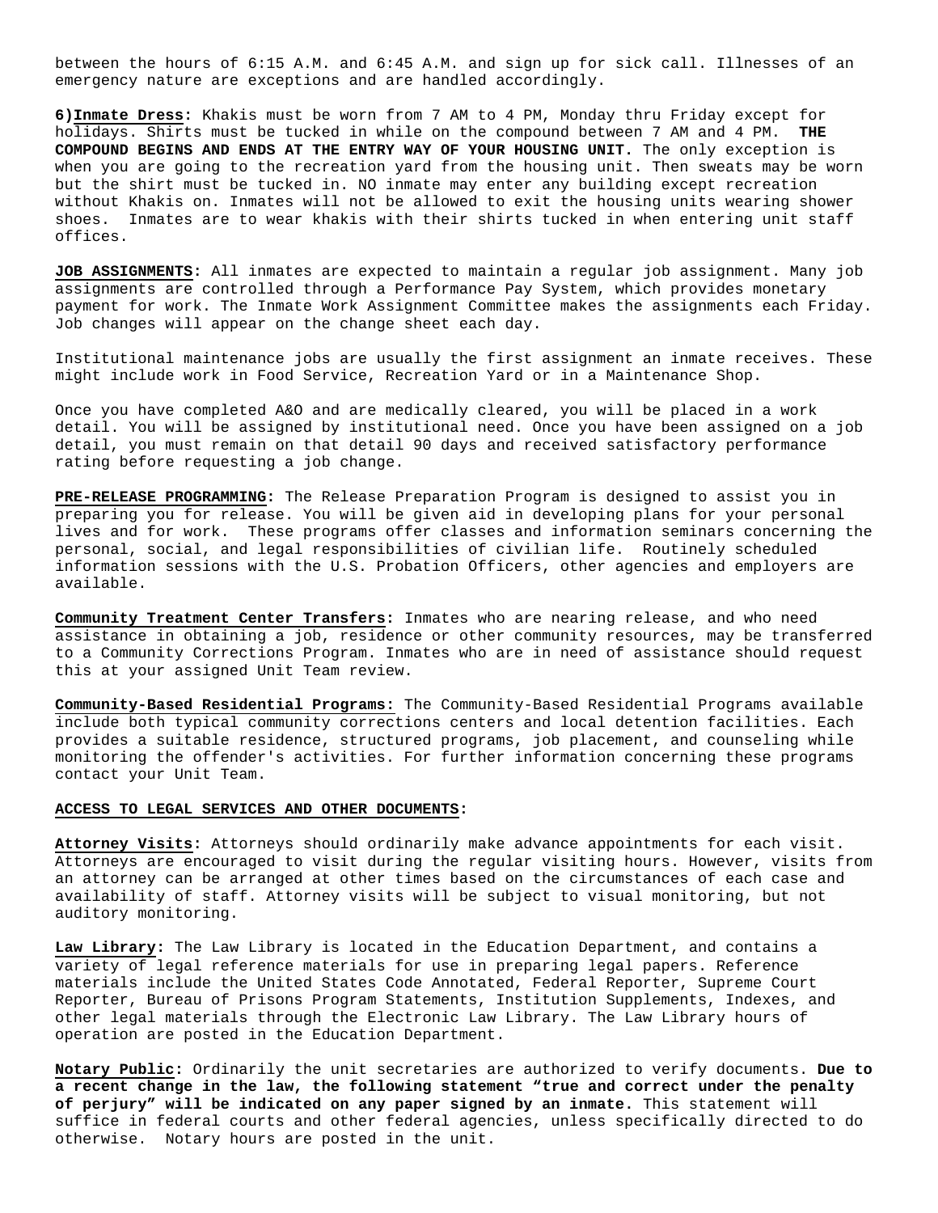between the hours of 6:15 A.M. and 6:45 A.M. and sign up for sick call. Illnesses of an emergency nature are exceptions and are handled accordingly.

**6)<u>Inmate Dress</u>:** Khakis must be worn from 7 AM to 4 PM, Monday thru Friday except for holidays. Shirts must be tucked in while on the compound between 7 AM and 4 PM. **THE COMPOUND BEGINS AND ENDS AT THE ENTRY WAY OF YOUR HOUSING UNIT.** The only exception is when you are going to the recreation yard from the housing unit. Then sweats may be worn but the shirt must be tucked in. NO inmate may enter any building except recreation without Khakis on. Inmates will not be allowed to exit the housing units wearing shower shoes. Inmates are to wear khakis with their shirts tucked in when entering unit staff offices.

**<u>JOB ASSIGNMENTS</u>:** All inmates are expected to maintain a regular job assignment. Many job assignments are controlled through a Performance Pay System, which provides monetary payment for work. The Inmate Work Assignment Committee makes the assignments each Friday. Job changes will appear on the change sheet each day.

Institutional maintenance jobs are usually the first assignment an inmate receives. These might include work in Food Service, Recreation Yard or in a Maintenance Shop.

Once you have completed A&O and are medically cleared, you will be placed in a work detail. You will be assigned by institutional need. Once you have been assigned on a job detail, you must remain on that detail 90 days and received satisfactory performance rating before requesting a job change.

**<u>PRE-RELEASE PROGRAMMING</u>:** The Release Preparation Program is designed to assist you in preparing you for release. You will be given aid in developing plans for your personal lives and for work. These programs offer classes and information seminars concerning the personal, social, and legal responsibilities of civilian life. Routinely scheduled information sessions with the U.S. Probation Officers, other agencies and employers are available.

**<u>Community Treatment Center Transfers</u>:** Inmates who are nearing release, and who need assistance in obtaining a job, residence or other community resources, may be transferred to a Community Corrections Program. Inmates who are in need of assistance should request this at your assigned Unit Team review.

**<u>Community-Based Residential Programs:</u>** The Community-Based Residential Programs available include both typical community corrections centers and local detention facilities. Each provides a suitable residence, structured programs, job placement, and counseling while monitoring the offender's activities. For further information concerning these programs contact your Unit Team.

**<u>ACCESS TO LEGAL SERVICES AND OTHER DOCUMENTS</u>:**

**<u>Attorney Visits</u>:** Attorneys should ordinarily make advance appointments for each visit. Attorneys are encouraged to visit during the regular visiting hours. However, visits from an attorney can be arranged at other times based on the circumstances of each case and availability of staff. Attorney visits will be subject to visual monitoring, but not auditory monitoring.

**<u>Law Library</u>:** The Law Library is located in the Education Department, and contains a variety of legal reference materials for use in preparing legal papers. Reference materials include the United States Code Annotated, Federal Reporter, Supreme Court Reporter, Bureau of Prisons Program Statements, Institution Supplements, Indexes, and other legal materials through the Electronic Law Library. The Law Library hours of operation are posted in the Education Department.

**<u>Notary Public</u>:** Ordinarily the unit secretaries are authorized to verify documents. **Due to a recent change in the law, the following statement "true and correct under the penalty of perjury" will be indicated on any paper signed by an inmate.** This statement will suffice in federal courts and other federal agencies, unless specifically directed to do otherwise. Notary hours are posted in the unit.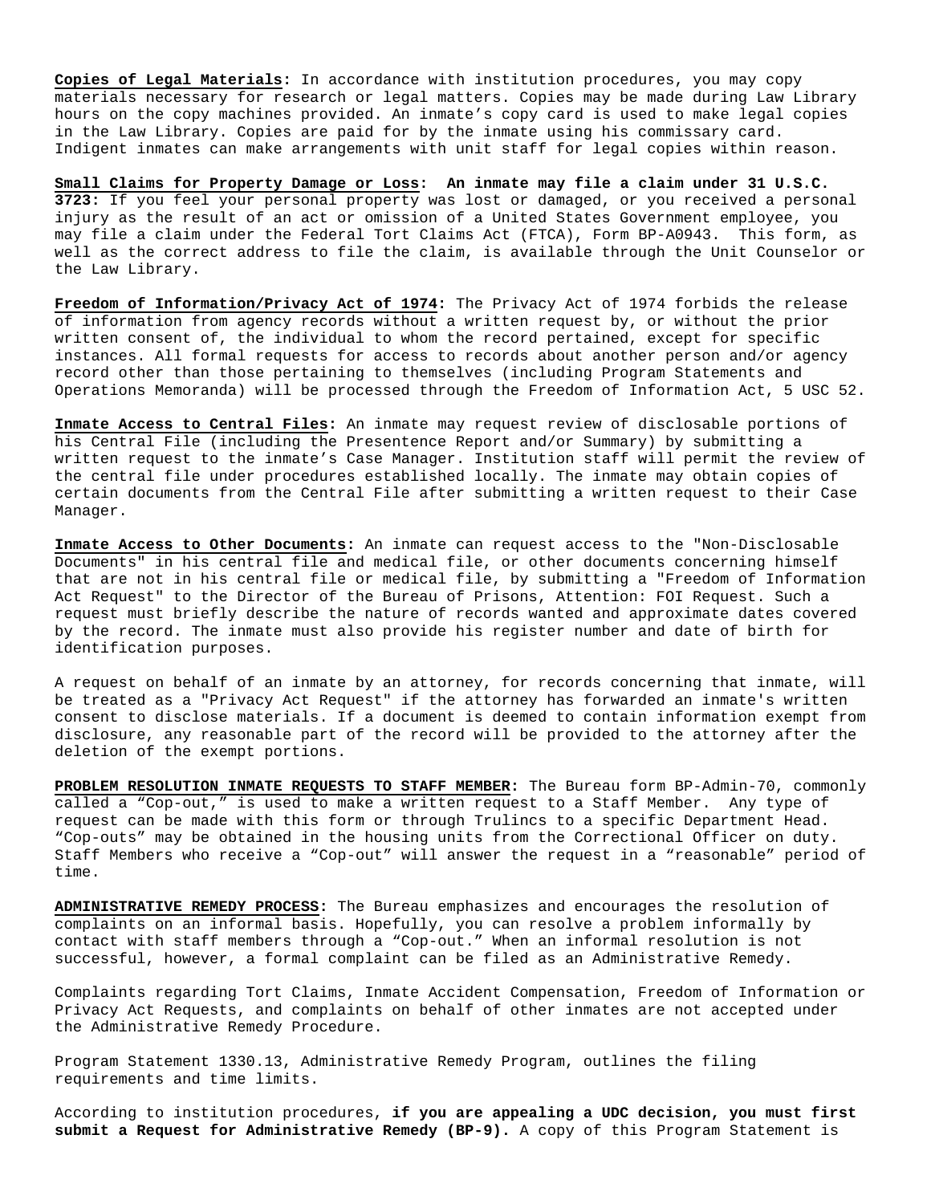**Copies of Legal Materials:** In accordance with institution procedures, you may copy materials necessary for research or legal matters. Copies may be made during Law Library hours on the copy machines provided. An inmate's copy card is used to make legal copies in the Law Library. Copies are paid for by the inmate using his commissary card. Indigent inmates can make arrangements with unit staff for legal copies within reason.

**Small Claims for Property Damage or Loss: An inmate may file a claim under 31 U.S.C. 3723:** If you feel your personal property was lost or damaged, or you received a personal injury as the result of an act or omission of a United States Government employee, you may file a claim under the Federal Tort Claims Act (FTCA), Form BP-A0943. This form, as well as the correct address to file the claim, is available through the Unit Counselor or the Law Library.

**Freedom of Information/Privacy Act of 1974:** The Privacy Act of 1974 forbids the release of information from agency records without a written request by, or without the prior written consent of, the individual to whom the record pertained, except for specific instances. All formal requests for access to records about another person and/or agency record other than those pertaining to themselves (including Program Statements and Operations Memoranda) will be processed through the Freedom of Information Act, 5 USC 52.

**Inmate Access to Central Files:** An inmate may request review of disclosable portions of his Central File (including the Presentence Report and/or Summary) by submitting a written request to the inmate's Case Manager. Institution staff will permit the review of the central file under procedures established locally. The inmate may obtain copies of certain documents from the Central File after submitting a written request to their Case Manager.

**Inmate Access to Other Documents:** An inmate can request access to the "Non-Disclosable Documents" in his central file and medical file, or other documents concerning himself that are not in his central file or medical file, by submitting a "Freedom of Information Act Request" to the Director of the Bureau of Prisons, Attention: FOI Request. Such a request must briefly describe the nature of records wanted and approximate dates covered by the record. The inmate must also provide his register number and date of birth for identification purposes.

A request on behalf of an inmate by an attorney, for records concerning that inmate, will be treated as a "Privacy Act Request" if the attorney has forwarded an inmate's written consent to disclose materials. If a document is deemed to contain information exempt from disclosure, any reasonable part of the record will be provided to the attorney after the deletion of the exempt portions.

**PROBLEM RESOLUTION INMATE REQUESTS TO STAFF MEMBER:** The Bureau form BP-Admin-70, commonly called a "Cop-out," is used to make a written request to a Staff Member. Any type of request can be made with this form or through Trulincs to a specific Department Head. "Cop-outs" may be obtained in the housing units from the Correctional Officer on duty. Staff Members who receive a "Cop-out" will answer the request in a "reasonable" period of time.

**ADMINISTRATIVE REMEDY PROCESS:** The Bureau emphasizes and encourages the resolution of complaints on an informal basis. Hopefully, you can resolve a problem informally by contact with staff members through a "Cop-out." When an informal resolution is not successful, however, a formal complaint can be filed as an Administrative Remedy.

Complaints regarding Tort Claims, Inmate Accident Compensation, Freedom of Information or Privacy Act Requests, and complaints on behalf of other inmates are not accepted under the Administrative Remedy Procedure.

Program Statement 1330.13, Administrative Remedy Program, outlines the filing requirements and time limits.

According to institution procedures, **if you are appealing a UDC decision, you must first submit a Request for Administrative Remedy (BP-9).** A copy of this Program Statement is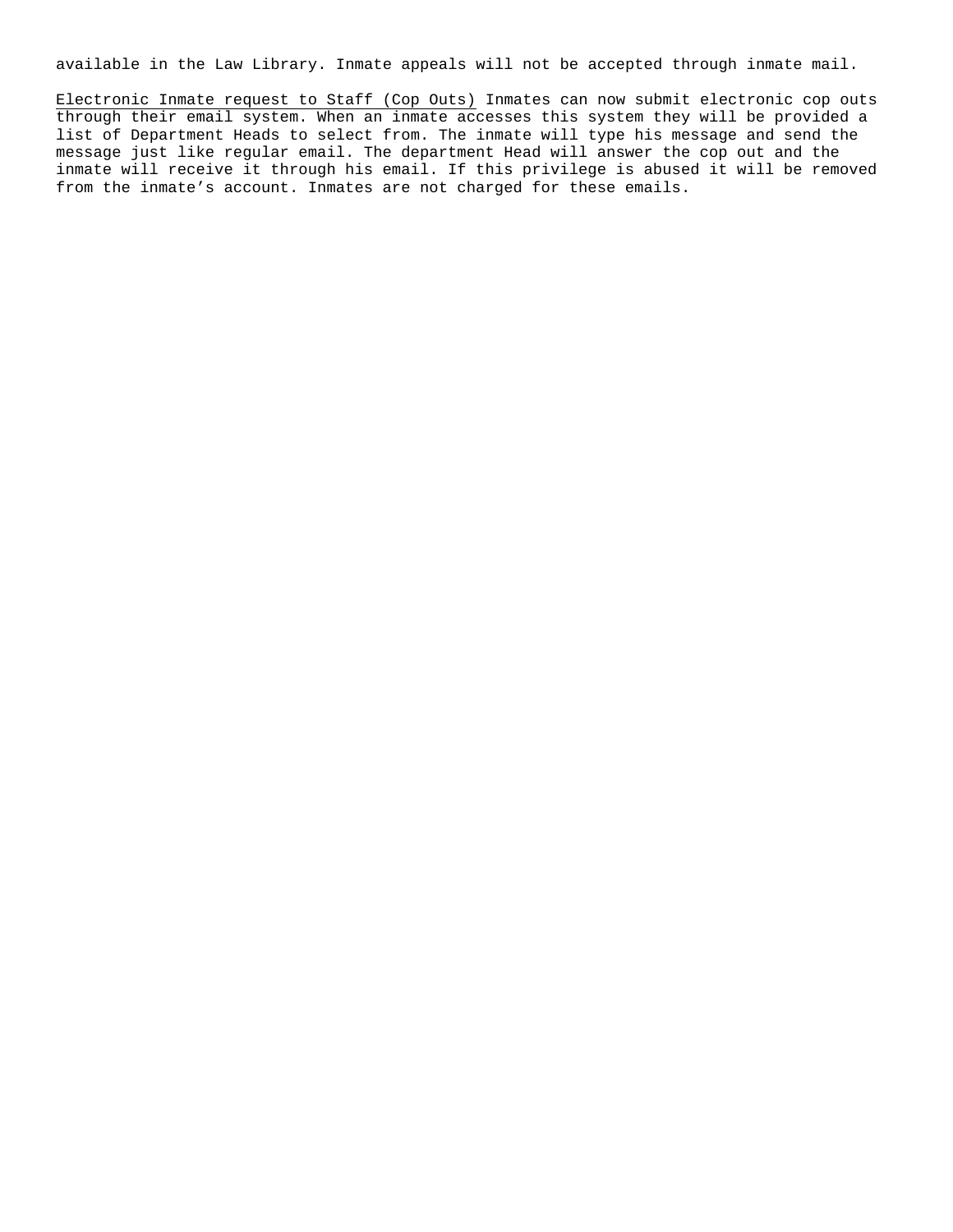available in the Law Library. Inmate appeals will not be accepted through inmate mail.

<u>Electronic Inmate request to Staff (Cop Outs)</u> Inmates can now submit electronic cop outs through their email system. When an inmate accesses this system they will be provided a list of Department Heads to select from. The inmate will type his message and send the message just like regular email. The department Head will answer the cop out and the inmate will receive it through his email. If this privilege is abused it will be removed from the inmate's account. Inmates are not charged for these emails.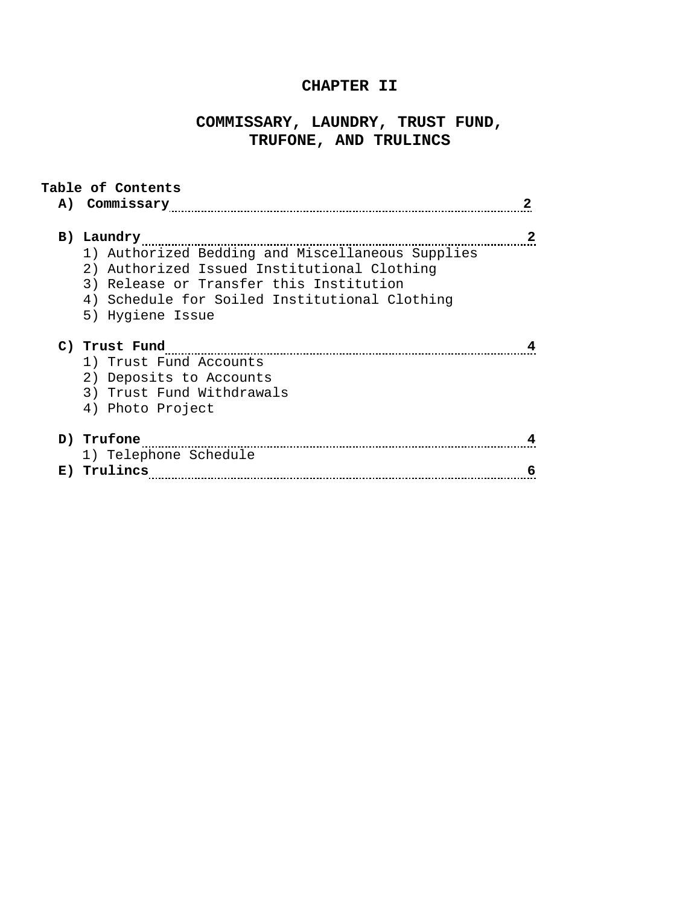# CHAPTER II

## COMMISSARY, LAUNDRY, TRUST FUND, TRUFONE, AND TRULINCS

**Table of Contents**

**A) Commissary** ........................................ **2**

**B) Laundry** ........................................ **2**

1) Authorized Bedding and Miscellaneous Supplies
2) Authorized Issued Institutional Clothing
3) Release or Transfer this Institution
4) Schedule for Soiled Institutional Clothing
5) Hygiene Issue

**C) Trust Fund** ........................................ **4**

1) Trust Fund Accounts
2) Deposits to Accounts
3) Trust Fund Withdrawals
4) Photo Project

**D) Trufone** ........................................ **4**

1) Telephone Schedule

**E) Trulincs** ........................................ **6**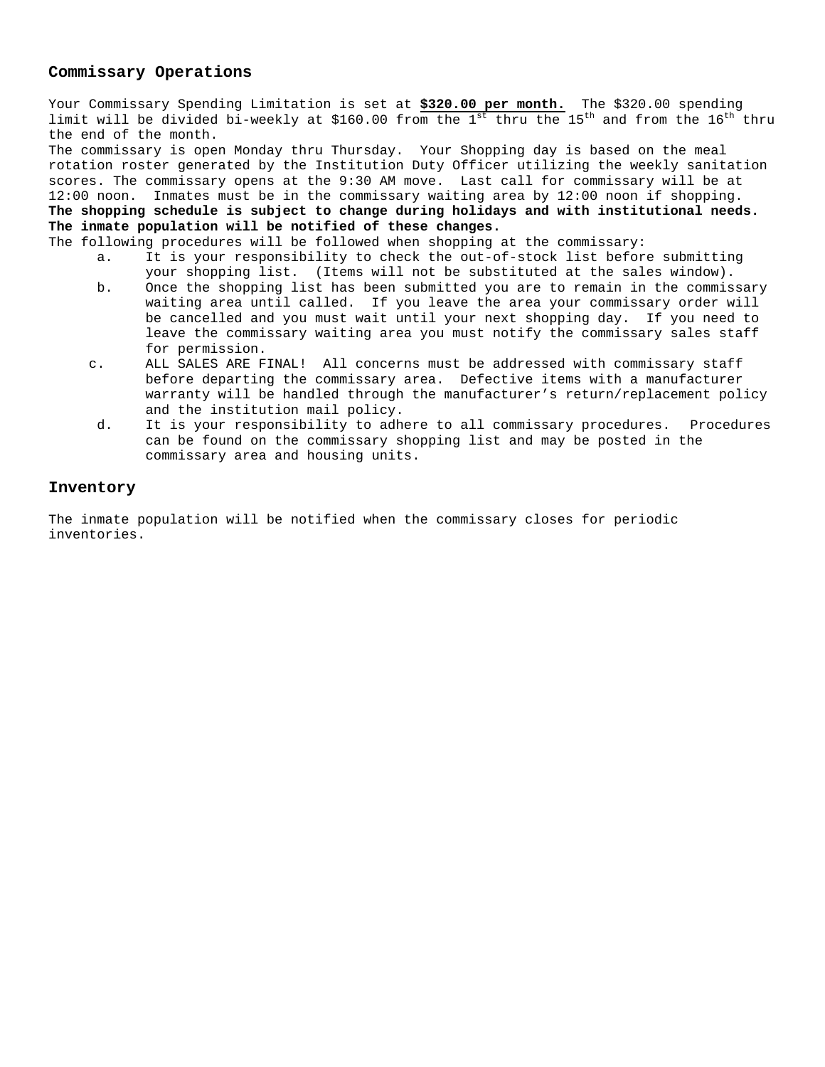## Commissary Operations

Your Commissary Spending Limitation is set at **$320.00 per month.** The $320.00 spending limit will be divided bi-weekly at $160.00 from the 1st thru the 15th and from the 16th thru the end of the month.

The commissary is open Monday thru Thursday. Your Shopping day is based on the meal rotation roster generated by the Institution Duty Officer utilizing the weekly sanitation scores. The commissary opens at the 9:30 AM move. Last call for commissary will be at 12:00 noon. Inmates must be in the commissary waiting area by 12:00 noon if shopping. **The shopping schedule is subject to change during holidays and with institutional needs. The inmate population will be notified of these changes.**

The following procedures will be followed when shopping at the commissary:

a. It is your responsibility to check the out-of-stock list before submitting your shopping list. (Items will not be substituted at the sales window).

b. Once the shopping list has been submitted you are to remain in the commissary waiting area until called. If you leave the area your commissary order will be cancelled and you must wait until your next shopping day. If you need to leave the commissary waiting area you must notify the commissary sales staff for permission.

c. ALL SALES ARE FINAL! All concerns must be addressed with commissary staff before departing the commissary area. Defective items with a manufacturer warranty will be handled through the manufacturer's return/replacement policy and the institution mail policy.

d. It is your responsibility to adhere to all commissary procedures. Procedures can be found on the commissary shopping list and may be posted in the commissary area and housing units.

## Inventory

The inmate population will be notified when the commissary closes for periodic inventories.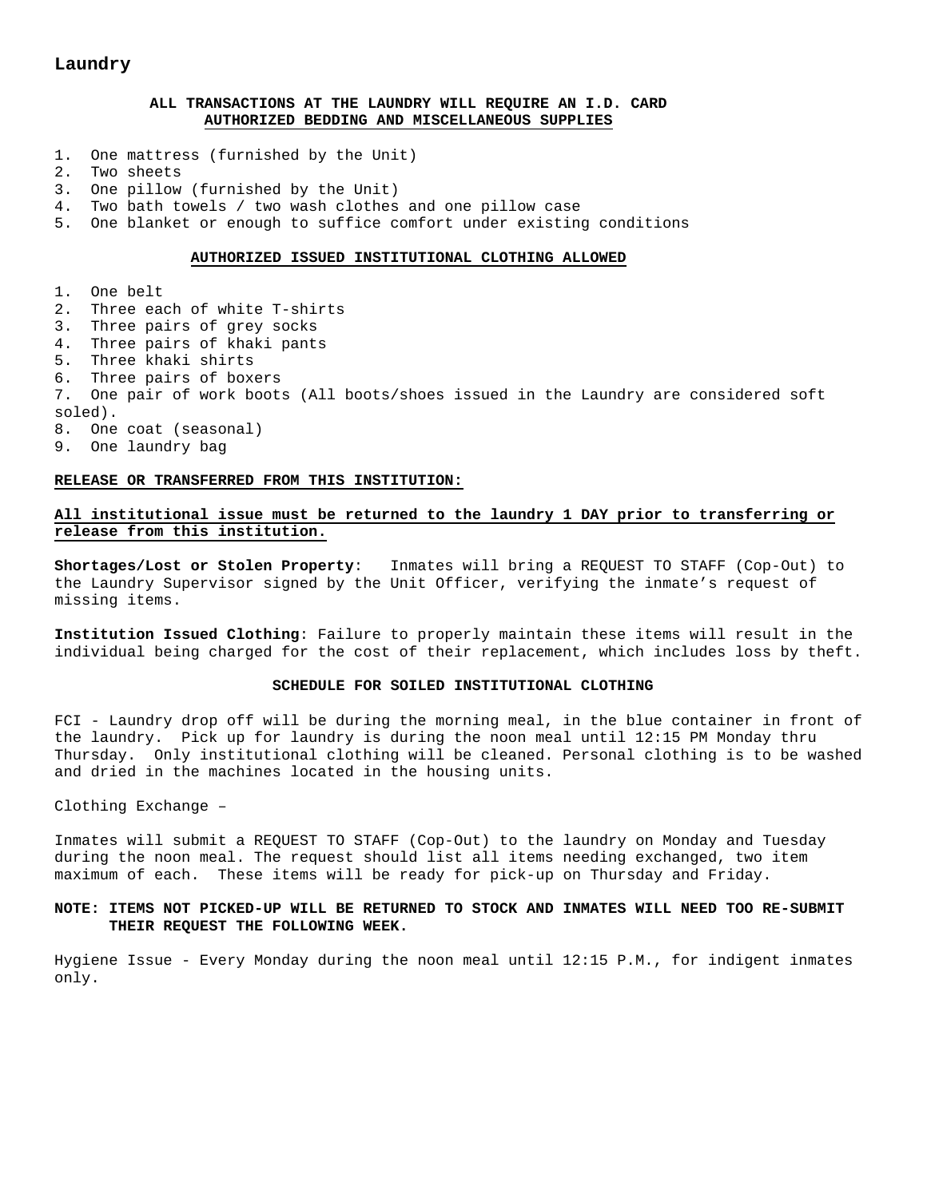## Laundry

**ALL TRANSACTIONS AT THE LAUNDRY WILL REQUIRE AN I.D. CARD**

**AUTHORIZED BEDDING AND MISCELLANEOUS SUPPLIES**

1. One mattress (furnished by the Unit)
2. Two sheets
3. One pillow (furnished by the Unit)
4. Two bath towels / two wash clothes and one pillow case
5. One blanket or enough to suffice comfort under existing conditions

**AUTHORIZED ISSUED INSTITUTIONAL CLOTHING ALLOWED**

1. One belt
2. Three each of white T-shirts
3. Three pairs of grey socks
4. Three pairs of khaki pants
5. Three khaki shirts
6. Three pairs of boxers
7. One pair of work boots (All boots/shoes issued in the Laundry are considered soft soled).
8. One coat (seasonal)
9. One laundry bag

**RELEASE OR TRANSFERRED FROM THIS INSTITUTION:**

**All institutional issue must be returned to the laundry 1 DAY prior to transferring or release from this institution.**

**Shortages/Lost or Stolen Property**: Inmates will bring a REQUEST TO STAFF (Cop-Out) to the Laundry Supervisor signed by the Unit Officer, verifying the inmate's request of missing items.

**Institution Issued Clothing**: Failure to properly maintain these items will result in the individual being charged for the cost of their replacement, which includes loss by theft.

**SCHEDULE FOR SOILED INSTITUTIONAL CLOTHING**

FCI - Laundry drop off will be during the morning meal, in the blue container in front of the laundry. Pick up for laundry is during the noon meal until 12:15 PM Monday thru Thursday. Only institutional clothing will be cleaned. Personal clothing is to be washed and dried in the machines located in the housing units.

Clothing Exchange –

Inmates will submit a REQUEST TO STAFF (Cop-Out) to the laundry on Monday and Tuesday during the noon meal. The request should list all items needing exchanged, two item maximum of each. These items will be ready for pick-up on Thursday and Friday.

**NOTE: ITEMS NOT PICKED-UP WILL BE RETURNED TO STOCK AND INMATES WILL NEED TOO RE-SUBMIT THEIR REQUEST THE FOLLOWING WEEK.**

Hygiene Issue - Every Monday during the noon meal until 12:15 P.M., for indigent inmates only.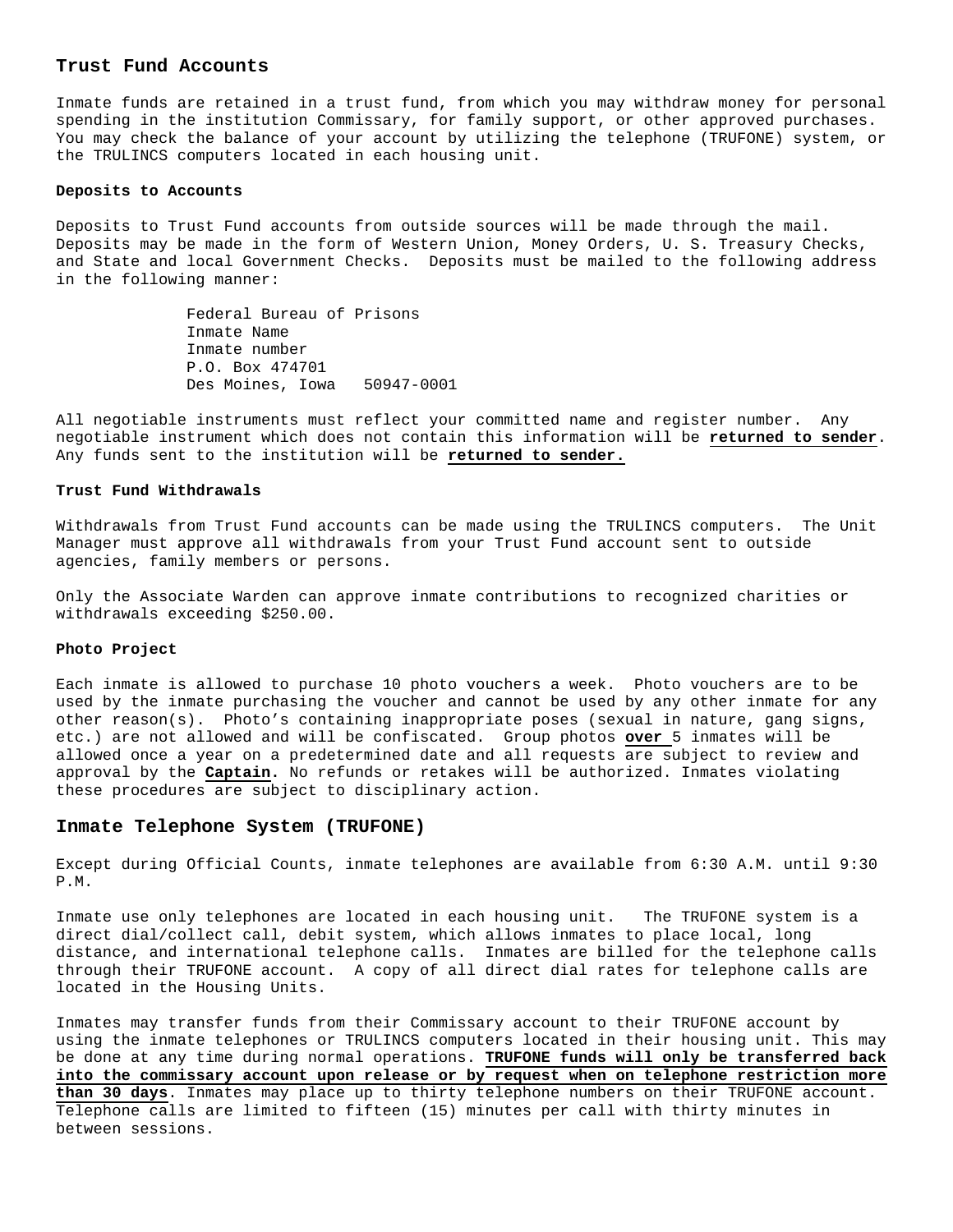## Trust Fund Accounts

Inmate funds are retained in a trust fund, from which you may withdraw money for personal spending in the institution Commissary, for family support, or other approved purchases. You may check the balance of your account by utilizing the telephone (TRUFONE) system, or the TRULINCS computers located in each housing unit.

### Deposits to Accounts

Deposits to Trust Fund accounts from outside sources will be made through the mail. Deposits may be made in the form of Western Union, Money Orders, U. S. Treasury Checks, and State and local Government Checks. Deposits must be mailed to the following address in the following manner:

Federal Bureau of Prisons
Inmate Name
Inmate number
P.O. Box 474701
Des Moines, Iowa 50947-0001

All negotiable instruments must reflect your committed name and register number. Any negotiable instrument which does not contain this information will be **returned to sender**. Any funds sent to the institution will be **returned to sender.**

### Trust Fund Withdrawals

Withdrawals from Trust Fund accounts can be made using the TRULINCS computers. The Unit Manager must approve all withdrawals from your Trust Fund account sent to outside agencies, family members or persons.

Only the Associate Warden can approve inmate contributions to recognized charities or withdrawals exceeding $250.00.

### Photo Project

Each inmate is allowed to purchase 10 photo vouchers a week. Photo vouchers are to be used by the inmate purchasing the voucher and cannot be used by any other inmate for any other reason(s). Photo's containing inappropriate poses (sexual in nature, gang signs, etc.) are not allowed and will be confiscated. Group photos **over** 5 inmates will be allowed once a year on a predetermined date and all requests are subject to review and approval by the **Captain**. No refunds or retakes will be authorized. Inmates violating these procedures are subject to disciplinary action.

## Inmate Telephone System (TRUFONE)

Except during Official Counts, inmate telephones are available from 6:30 A.M. until 9:30 P.M.

Inmate use only telephones are located in each housing unit. The TRUFONE system is a direct dial/collect call, debit system, which allows inmates to place local, long distance, and international telephone calls. Inmates are billed for the telephone calls through their TRUFONE account. A copy of all direct dial rates for telephone calls are located in the Housing Units.

Inmates may transfer funds from their Commissary account to their TRUFONE account by using the inmate telephones or TRULINCS computers located in their housing unit. This may be done at any time during normal operations. **TRUFONE funds will only be transferred back into the commissary account upon release or by request when on telephone restriction more than 30 days**. Inmates may place up to thirty telephone numbers on their TRUFONE account. Telephone calls are limited to fifteen (15) minutes per call with thirty minutes in between sessions.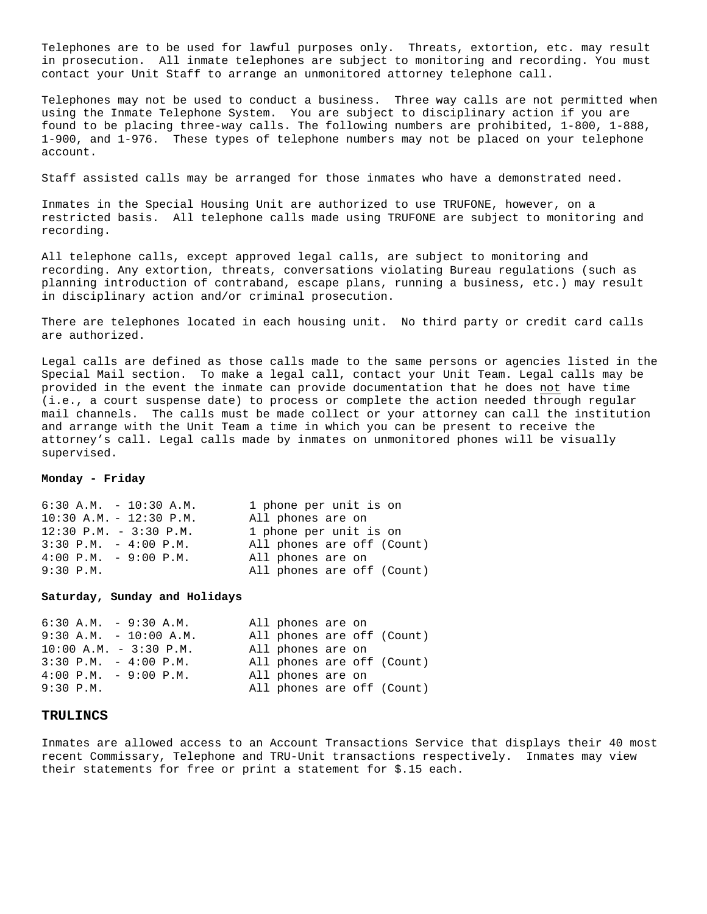Telephones are to be used for lawful purposes only. Threats, extortion, etc. may result in prosecution. All inmate telephones are subject to monitoring and recording. You must contact your Unit Staff to arrange an unmonitored attorney telephone call.

Telephones may not be used to conduct a business. Three way calls are not permitted when using the Inmate Telephone System. You are subject to disciplinary action if you are found to be placing three-way calls. The following numbers are prohibited, 1-800, 1-888, 1-900, and 1-976. These types of telephone numbers may not be placed on your telephone account.

Staff assisted calls may be arranged for those inmates who have a demonstrated need.

Inmates in the Special Housing Unit are authorized to use TRUFONE, however, on a restricted basis. All telephone calls made using TRUFONE are subject to monitoring and recording.

All telephone calls, except approved legal calls, are subject to monitoring and recording. Any extortion, threats, conversations violating Bureau regulations (such as planning introduction of contraband, escape plans, running a business, etc.) may result in disciplinary action and/or criminal prosecution.

There are telephones located in each housing unit. No third party or credit card calls are authorized.

Legal calls are defined as those calls made to the same persons or agencies listed in the Special Mail section. To make a legal call, contact your Unit Team. Legal calls may be provided in the event the inmate can provide documentation that he does not have time (i.e., a court suspense date) to process or complete the action needed through regular mail channels. The calls must be made collect or your attorney can call the institution and arrange with the Unit Team a time in which you can be present to receive the attorney's call. Legal calls made by inmates on unmonitored phones will be visually supervised.

**Monday - Friday**

| | |
|---|---|
| 6:30 A.M. - 10:30 A.M. | 1 phone per unit is on |
| 10:30 A.M. - 12:30 P.M. | All phones are on |
| 12:30 P.M. - 3:30 P.M. | 1 phone per unit is on |
| 3:30 P.M. - 4:00 P.M. | All phones are off (Count) |
| 4:00 P.M. - 9:00 P.M. | All phones are on |
| 9:30 P.M. | All phones are off (Count) |

**Saturday, Sunday and Holidays**

| | |
|---|---|
| 6:30 A.M. - 9:30 A.M. | All phones are on |
| 9:30 A.M. - 10:00 A.M. | All phones are off (Count) |
| 10:00 A.M. - 3:30 P.M. | All phones are on |
| 3:30 P.M. - 4:00 P.M. | All phones are off (Count) |
| 4:00 P.M. - 9:00 P.M. | All phones are on |
| 9:30 P.M. | All phones are off (Count) |

## TRULINCS

Inmates are allowed access to an Account Transactions Service that displays their 40 most recent Commissary, Telephone and TRU-Unit transactions respectively. Inmates may view their statements for free or print a statement for $.15 each.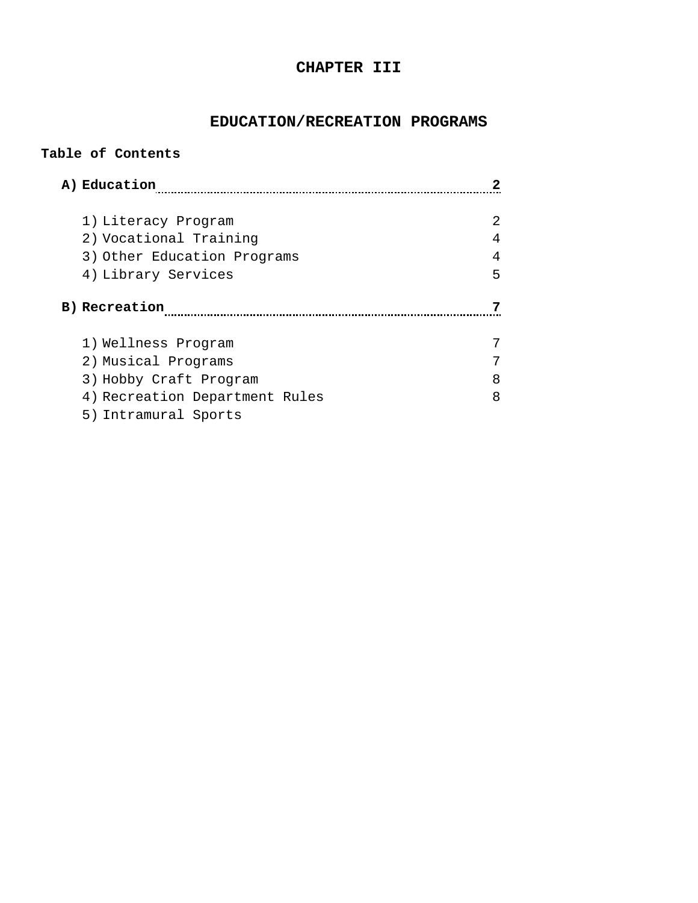# CHAPTER III

## EDUCATION/RECREATION PROGRAMS

**Table of Contents**

**A) Education** .......... **2**

1) Literacy Program 2
2) Vocational Training 4
3) Other Education Programs 4
4) Library Services 5

**B) Recreation** .......... **7**

1) Wellness Program 7
2) Musical Programs 7
3) Hobby Craft Program 8
4) Recreation Department Rules 8
5) Intramural Sports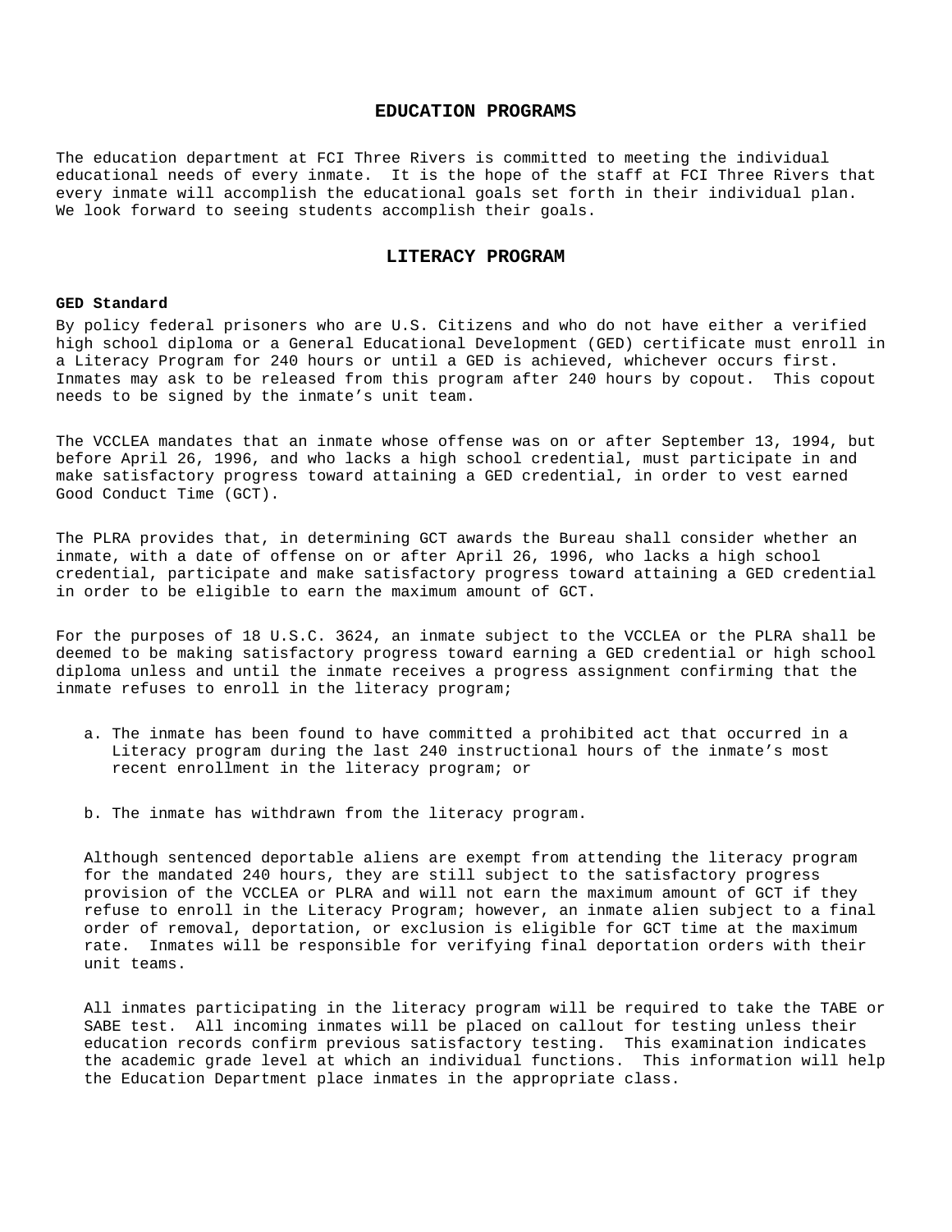## EDUCATION PROGRAMS

The education department at FCI Three Rivers is committed to meeting the individual educational needs of every inmate. It is the hope of the staff at FCI Three Rivers that every inmate will accomplish the educational goals set forth in their individual plan. We look forward to seeing students accomplish their goals.

## LITERACY PROGRAM

### GED Standard

By policy federal prisoners who are U.S. Citizens and who do not have either a verified high school diploma or a General Educational Development (GED) certificate must enroll in a Literacy Program for 240 hours or until a GED is achieved, whichever occurs first. Inmates may ask to be released from this program after 240 hours by copout. This copout needs to be signed by the inmate's unit team.

The VCCLEA mandates that an inmate whose offense was on or after September 13, 1994, but before April 26, 1996, and who lacks a high school credential, must participate in and make satisfactory progress toward attaining a GED credential, in order to vest earned Good Conduct Time (GCT).

The PLRA provides that, in determining GCT awards the Bureau shall consider whether an inmate, with a date of offense on or after April 26, 1996, who lacks a high school credential, participate and make satisfactory progress toward attaining a GED credential in order to be eligible to earn the maximum amount of GCT.

For the purposes of 18 U.S.C. 3624, an inmate subject to the VCCLEA or the PLRA shall be deemed to be making satisfactory progress toward earning a GED credential or high school diploma unless and until the inmate receives a progress assignment confirming that the inmate refuses to enroll in the literacy program;

a. The inmate has been found to have committed a prohibited act that occurred in a Literacy program during the last 240 instructional hours of the inmate's most recent enrollment in the literacy program; or

b. The inmate has withdrawn from the literacy program.

Although sentenced deportable aliens are exempt from attending the literacy program for the mandated 240 hours, they are still subject to the satisfactory progress provision of the VCCLEA or PLRA and will not earn the maximum amount of GCT if they refuse to enroll in the Literacy Program; however, an inmate alien subject to a final order of removal, deportation, or exclusion is eligible for GCT time at the maximum rate. Inmates will be responsible for verifying final deportation orders with their unit teams.

All inmates participating in the literacy program will be required to take the TABE or SABE test. All incoming inmates will be placed on callout for testing unless their education records confirm previous satisfactory testing. This examination indicates the academic grade level at which an individual functions. This information will help the Education Department place inmates in the appropriate class.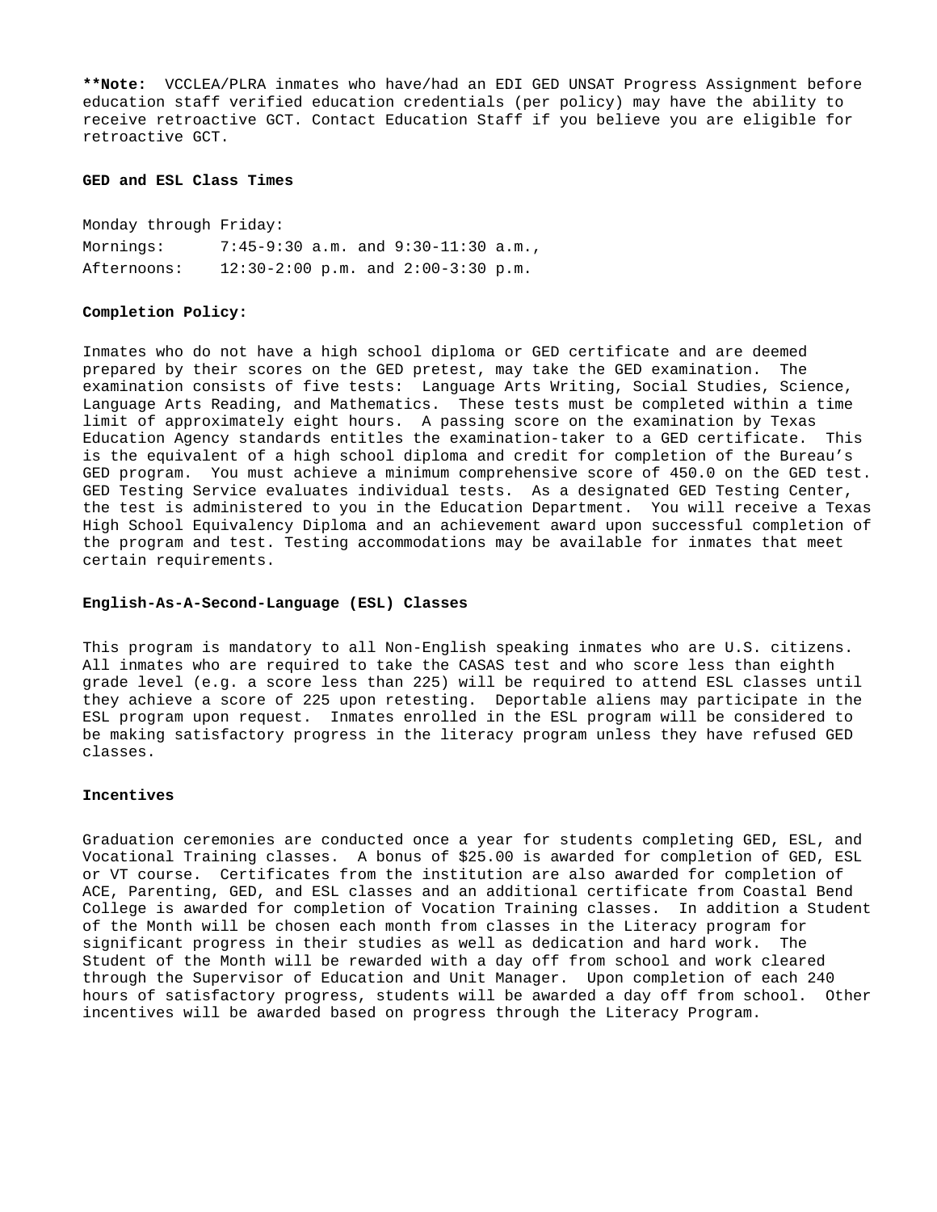**\*\*Note:** VCCLEA/PLRA inmates who have/had an EDI GED UNSAT Progress Assignment before education staff verified education credentials (per policy) may have the ability to receive retroactive GCT. Contact Education Staff if you believe you are eligible for retroactive GCT.

**GED and ESL Class Times**

Monday through Friday:
Mornings: 7:45-9:30 a.m. and 9:30-11:30 a.m.,
Afternoons: 12:30-2:00 p.m. and 2:00-3:30 p.m.

**Completion Policy:**

Inmates who do not have a high school diploma or GED certificate and are deemed prepared by their scores on the GED pretest, may take the GED examination. The examination consists of five tests: Language Arts Writing, Social Studies, Science, Language Arts Reading, and Mathematics. These tests must be completed within a time limit of approximately eight hours. A passing score on the examination by Texas Education Agency standards entitles the examination-taker to a GED certificate. This is the equivalent of a high school diploma and credit for completion of the Bureau's GED program. You must achieve a minimum comprehensive score of 450.0 on the GED test. GED Testing Service evaluates individual tests. As a designated GED Testing Center, the test is administered to you in the Education Department. You will receive a Texas High School Equivalency Diploma and an achievement award upon successful completion of the program and test. Testing accommodations may be available for inmates that meet certain requirements.

**English-As-A-Second-Language (ESL) Classes**

This program is mandatory to all Non-English speaking inmates who are U.S. citizens. All inmates who are required to take the CASAS test and who score less than eighth grade level (e.g. a score less than 225) will be required to attend ESL classes until they achieve a score of 225 upon retesting. Deportable aliens may participate in the ESL program upon request. Inmates enrolled in the ESL program will be considered to be making satisfactory progress in the literacy program unless they have refused GED classes.

**Incentives**

Graduation ceremonies are conducted once a year for students completing GED, ESL, and Vocational Training classes. A bonus of $25.00 is awarded for completion of GED, ESL or VT course. Certificates from the institution are also awarded for completion of ACE, Parenting, GED, and ESL classes and an additional certificate from Coastal Bend College is awarded for completion of Vocation Training classes. In addition a Student of the Month will be chosen each month from classes in the Literacy program for significant progress in their studies as well as dedication and hard work. The Student of the Month will be rewarded with a day off from school and work cleared through the Supervisor of Education and Unit Manager. Upon completion of each 240 hours of satisfactory progress, students will be awarded a day off from school. Other incentives will be awarded based on progress through the Literacy Program.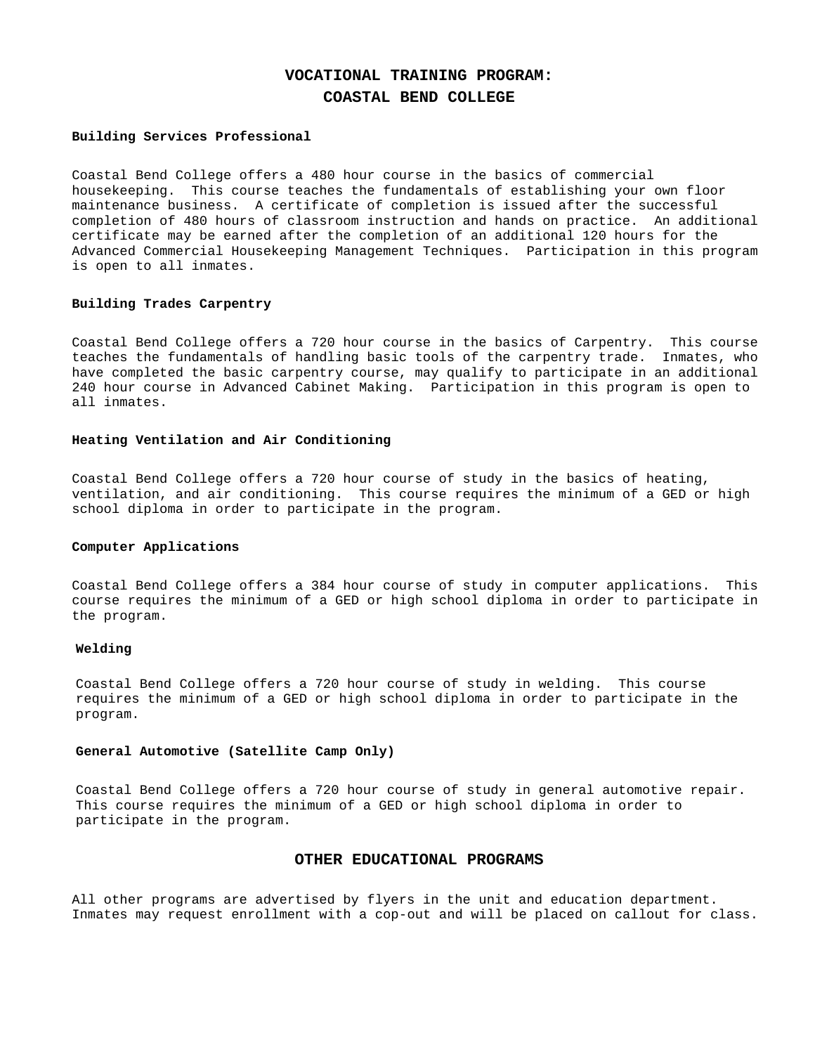# VOCATIONAL TRAINING PROGRAM:
# COASTAL BEND COLLEGE

### Building Services Professional

Coastal Bend College offers a 480 hour course in the basics of commercial housekeeping. This course teaches the fundamentals of establishing your own floor maintenance business. A certificate of completion is issued after the successful completion of 480 hours of classroom instruction and hands on practice. An additional certificate may be earned after the completion of an additional 120 hours for the Advanced Commercial Housekeeping Management Techniques. Participation in this program is open to all inmates.

### Building Trades Carpentry

Coastal Bend College offers a 720 hour course in the basics of Carpentry. This course teaches the fundamentals of handling basic tools of the carpentry trade. Inmates, who have completed the basic carpentry course, may qualify to participate in an additional 240 hour course in Advanced Cabinet Making. Participation in this program is open to all inmates.

### Heating Ventilation and Air Conditioning

Coastal Bend College offers a 720 hour course of study in the basics of heating, ventilation, and air conditioning. This course requires the minimum of a GED or high school diploma in order to participate in the program.

### Computer Applications

Coastal Bend College offers a 384 hour course of study in computer applications. This course requires the minimum of a GED or high school diploma in order to participate in the program.

### Welding

Coastal Bend College offers a 720 hour course of study in welding. This course requires the minimum of a GED or high school diploma in order to participate in the program.

### General Automotive (Satellite Camp Only)

Coastal Bend College offers a 720 hour course of study in general automotive repair. This course requires the minimum of a GED or high school diploma in order to participate in the program.

## OTHER EDUCATIONAL PROGRAMS

All other programs are advertised by flyers in the unit and education department. Inmates may request enrollment with a cop-out and will be placed on callout for class.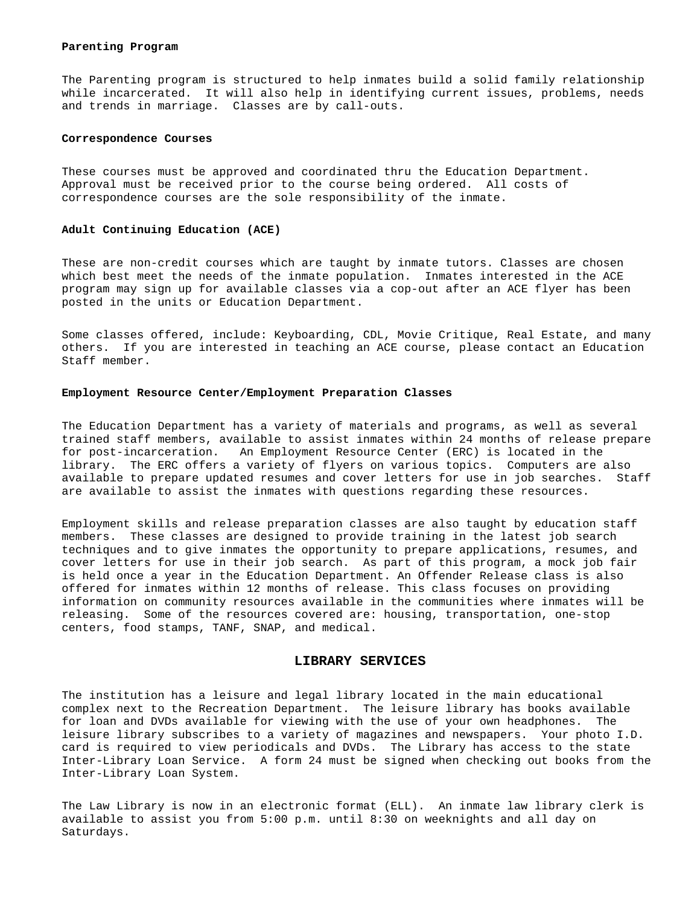**Parenting Program**

The Parenting program is structured to help inmates build a solid family relationship while incarcerated. It will also help in identifying current issues, problems, needs and trends in marriage. Classes are by call-outs.

**Correspondence Courses**

These courses must be approved and coordinated thru the Education Department. Approval must be received prior to the course being ordered. All costs of correspondence courses are the sole responsibility of the inmate.

**Adult Continuing Education (ACE)**

These are non-credit courses which are taught by inmate tutors. Classes are chosen which best meet the needs of the inmate population. Inmates interested in the ACE program may sign up for available classes via a cop-out after an ACE flyer has been posted in the units or Education Department.

Some classes offered, include: Keyboarding, CDL, Movie Critique, Real Estate, and many others. If you are interested in teaching an ACE course, please contact an Education Staff member.

**Employment Resource Center/Employment Preparation Classes**

The Education Department has a variety of materials and programs, as well as several trained staff members, available to assist inmates within 24 months of release prepare for post-incarceration. An Employment Resource Center (ERC) is located in the library. The ERC offers a variety of flyers on various topics. Computers are also available to prepare updated resumes and cover letters for use in job searches. Staff are available to assist the inmates with questions regarding these resources.

Employment skills and release preparation classes are also taught by education staff members. These classes are designed to provide training in the latest job search techniques and to give inmates the opportunity to prepare applications, resumes, and cover letters for use in their job search. As part of this program, a mock job fair is held once a year in the Education Department. An Offender Release class is also offered for inmates within 12 months of release. This class focuses on providing information on community resources available in the communities where inmates will be releasing. Some of the resources covered are: housing, transportation, one-stop centers, food stamps, TANF, SNAP, and medical.

## LIBRARY SERVICES

The institution has a leisure and legal library located in the main educational complex next to the Recreation Department. The leisure library has books available for loan and DVDs available for viewing with the use of your own headphones. The leisure library subscribes to a variety of magazines and newspapers. Your photo I.D. card is required to view periodicals and DVDs. The Library has access to the state Inter-Library Loan Service. A form 24 must be signed when checking out books from the Inter-Library Loan System.

The Law Library is now in an electronic format (ELL). An inmate law library clerk is available to assist you from 5:00 p.m. until 8:30 on weeknights and all day on Saturdays.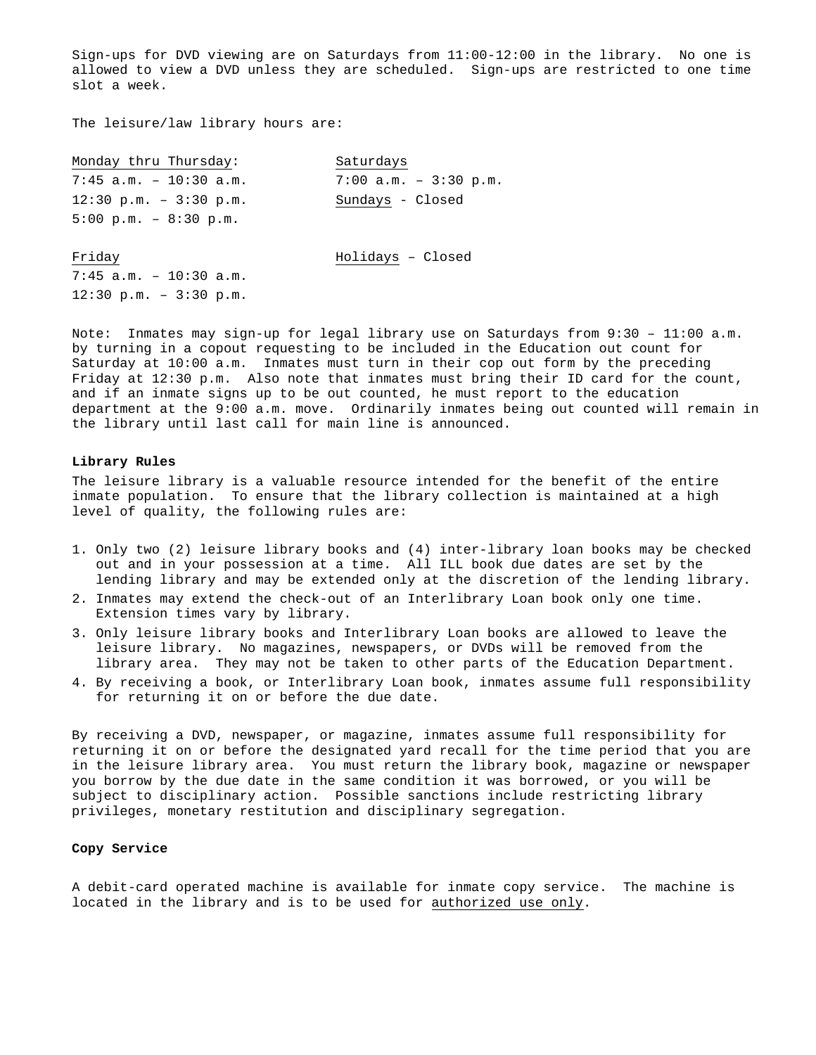Sign-ups for DVD viewing are on Saturdays from 11:00-12:00 in the library. No one is allowed to view a DVD unless they are scheduled. Sign-ups are restricted to one time slot a week.

The leisure/law library hours are:

| Monday thru Thursday: | Saturdays |
|---|---|
| 7:45 a.m. – 10:30 a.m. | 7:00 a.m. – 3:30 p.m. |
| 12:30 p.m. – 3:30 p.m. | Sundays - Closed |
| 5:00 p.m. – 8:30 p.m. | |
| | |
| Friday | Holidays – Closed |
| 7:45 a.m. – 10:30 a.m. | |
| 12:30 p.m. – 3:30 p.m. | |

Note: Inmates may sign-up for legal library use on Saturdays from 9:30 – 11:00 a.m. by turning in a copout requesting to be included in the Education out count for Saturday at 10:00 a.m. Inmates must turn in their cop out form by the preceding Friday at 12:30 p.m. Also note that inmates must bring their ID card for the count, and if an inmate signs up to be out counted, he must report to the education department at the 9:00 a.m. move. Ordinarily inmates being out counted will remain in the library until last call for main line is announced.

**Library Rules**

The leisure library is a valuable resource intended for the benefit of the entire inmate population. To ensure that the library collection is maintained at a high level of quality, the following rules are:

1. Only two (2) leisure library books and (4) inter-library loan books may be checked out and in your possession at a time. All ILL book due dates are set by the lending library and may be extended only at the discretion of the lending library.
2. Inmates may extend the check-out of an Interlibrary Loan book only one time. Extension times vary by library.
3. Only leisure library books and Interlibrary Loan books are allowed to leave the leisure library. No magazines, newspapers, or DVDs will be removed from the library area. They may not be taken to other parts of the Education Department.
4. By receiving a book, or Interlibrary Loan book, inmates assume full responsibility for returning it on or before the due date.

By receiving a DVD, newspaper, or magazine, inmates assume full responsibility for returning it on or before the designated yard recall for the time period that you are in the leisure library area. You must return the library book, magazine or newspaper you borrow by the due date in the same condition it was borrowed, or you will be subject to disciplinary action. Possible sanctions include restricting library privileges, monetary restitution and disciplinary segregation.

**Copy Service**

A debit-card operated machine is available for inmate copy service. The machine is located in the library and is to be used for authorized use only.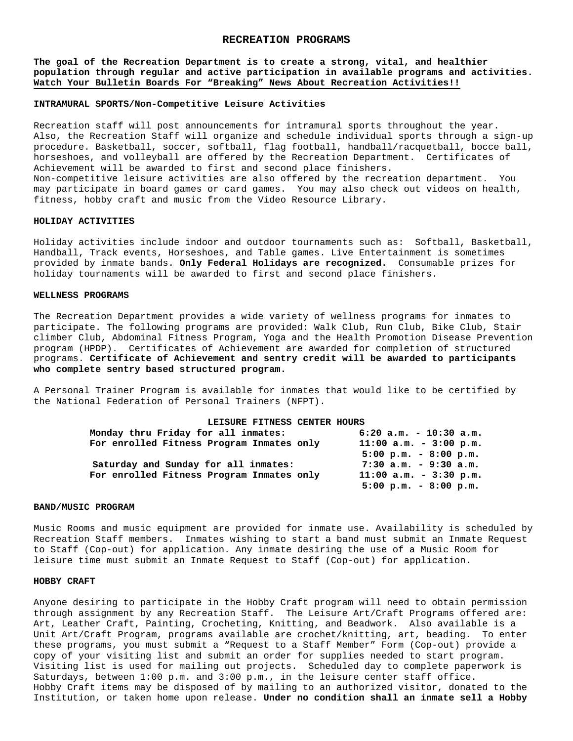# RECREATION PROGRAMS

**The goal of the Recreation Department is to create a strong, vital, and healthier population through regular and active participation in available programs and activities. Watch Your Bulletin Boards For "Breaking" News About Recreation Activities!!**

## INTRAMURAL SPORTS/Non-Competitive Leisure Activities

Recreation staff will post announcements for intramural sports throughout the year. Also, the Recreation Staff will organize and schedule individual sports through a sign-up procedure. Basketball, soccer, softball, flag football, handball/racquetball, bocce ball, horseshoes, and volleyball are offered by the Recreation Department. Certificates of Achievement will be awarded to first and second place finishers.
Non-competitive leisure activities are also offered by the recreation department. You may participate in board games or card games. You may also check out videos on health, fitness, hobby craft and music from the Video Resource Library.

## HOLIDAY ACTIVITIES

Holiday activities include indoor and outdoor tournaments such as: Softball, Basketball, Handball, Track events, Horseshoes, and Table games. Live Entertainment is sometimes provided by inmate bands. **Only Federal Holidays are recognized.** Consumable prizes for holiday tournaments will be awarded to first and second place finishers.

## WELLNESS PROGRAMS

The Recreation Department provides a wide variety of wellness programs for inmates to participate. The following programs are provided: Walk Club, Run Club, Bike Club, Stair climber Club, Abdominal Fitness Program, Yoga and the Health Promotion Disease Prevention program (HPDP). Certificates of Achievement are awarded for completion of structured programs. **Certificate of Achievement and sentry credit will be awarded to participants who complete sentry based structured program.**

A Personal Trainer Program is available for inmates that would like to be certified by the National Federation of Personal Trainers (NFPT).

**LEISURE FITNESS CENTER HOURS**

| | |
|---|---|
| **Monday thru Friday for all inmates:** | **6:20 a.m. - 10:30 a.m.** |
| **For enrolled Fitness Program Inmates only** | **11:00 a.m. - 3:00 p.m.** |
| | **5:00 p.m. - 8:00 p.m.** |
| **Saturday and Sunday for all inmates:** | **7:30 a.m. - 9:30 a.m.** |
| **For enrolled Fitness Program Inmates only** | **11:00 a.m. - 3:30 p.m.** |
| | **5:00 p.m. - 8:00 p.m.** |

## BAND/MUSIC PROGRAM

Music Rooms and music equipment are provided for inmate use. Availability is scheduled by Recreation Staff members. Inmates wishing to start a band must submit an Inmate Request to Staff (Cop-out) for application. Any inmate desiring the use of a Music Room for leisure time must submit an Inmate Request to Staff (Cop-out) for application.

## HOBBY CRAFT

Anyone desiring to participate in the Hobby Craft program will need to obtain permission through assignment by any Recreation Staff. The Leisure Art/Craft Programs offered are: Art, Leather Craft, Painting, Crocheting, Knitting, and Beadwork. Also available is a Unit Art/Craft Program, programs available are crochet/knitting, art, beading. To enter these programs, you must submit a "Request to a Staff Member" Form (Cop-out) provide a copy of your visiting list and submit an order for supplies needed to start program. Visiting list is used for mailing out projects. Scheduled day to complete paperwork is Saturdays, between 1:00 p.m. and 3:00 p.m., in the leisure center staff office.
Hobby Craft items may be disposed of by mailing to an authorized visitor, donated to the Institution, or taken home upon release. **Under no condition shall an inmate sell a Hobby**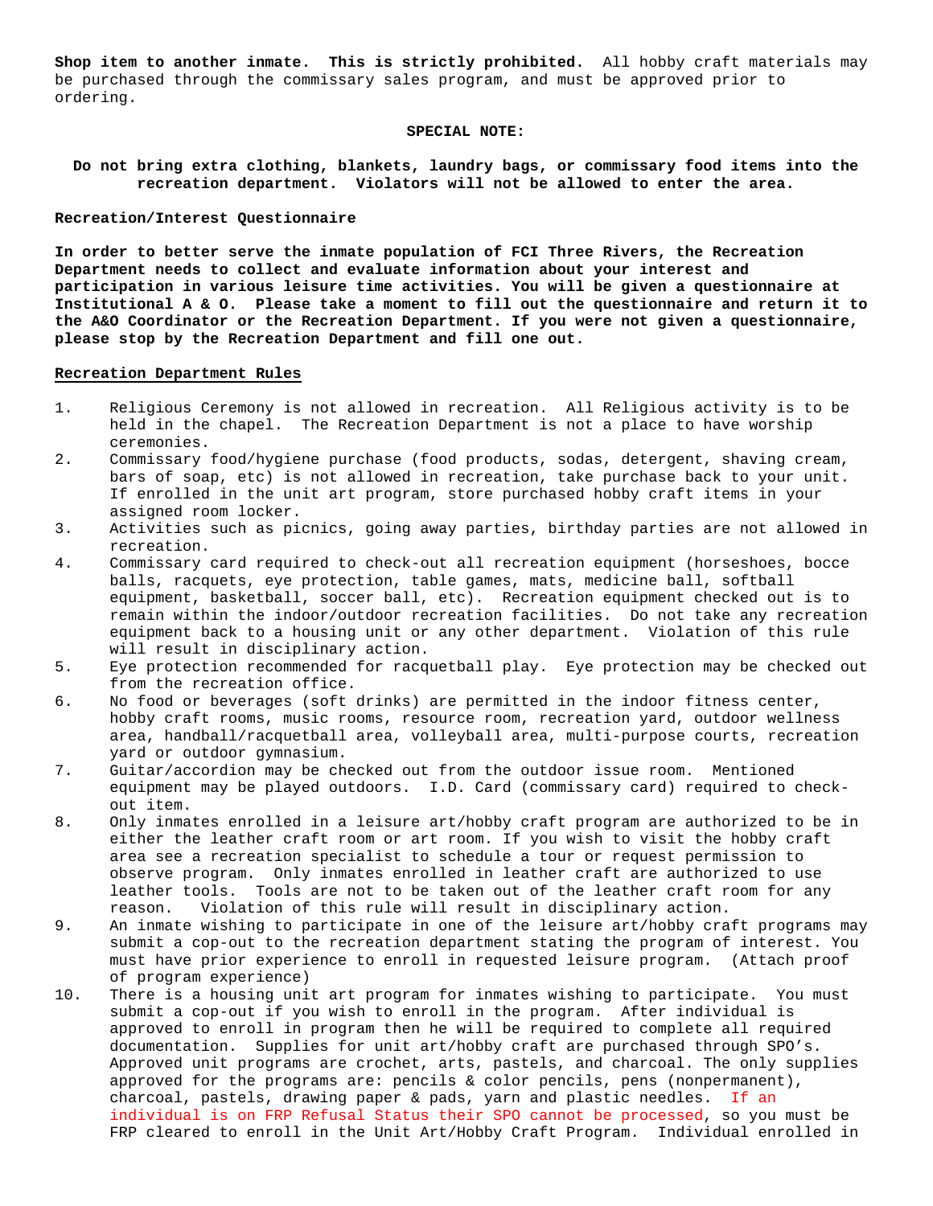**Shop item to another inmate. This is strictly prohibited.** All hobby craft materials may be purchased through the commissary sales program, and must be approved prior to ordering.

**SPECIAL NOTE:**

**Do not bring extra clothing, blankets, laundry bags, or commissary food items into the recreation department. Violators will not be allowed to enter the area.**

**Recreation/Interest Questionnaire**

**In order to better serve the inmate population of FCI Three Rivers, the Recreation Department needs to collect and evaluate information about your interest and participation in various leisure time activities. You will be given a questionnaire at Institutional A & O. Please take a moment to fill out the questionnaire and return it to the A&O Coordinator or the Recreation Department. If you were not given a questionnaire, please stop by the Recreation Department and fill one out.**

**Recreation Department Rules**

1. Religious Ceremony is not allowed in recreation. All Religious activity is to be held in the chapel. The Recreation Department is not a place to have worship ceremonies.
2. Commissary food/hygiene purchase (food products, sodas, detergent, shaving cream, bars of soap, etc) is not allowed in recreation, take purchase back to your unit. If enrolled in the unit art program, store purchased hobby craft items in your assigned room locker.
3. Activities such as picnics, going away parties, birthday parties are not allowed in recreation.
4. Commissary card required to check-out all recreation equipment (horseshoes, bocce balls, racquets, eye protection, table games, mats, medicine ball, softball equipment, basketball, soccer ball, etc). Recreation equipment checked out is to remain within the indoor/outdoor recreation facilities. Do not take any recreation equipment back to a housing unit or any other department. Violation of this rule will result in disciplinary action.
5. Eye protection recommended for racquetball play. Eye protection may be checked out from the recreation office.
6. No food or beverages (soft drinks) are permitted in the indoor fitness center, hobby craft rooms, music rooms, resource room, recreation yard, outdoor wellness area, handball/racquetball area, volleyball area, multi-purpose courts, recreation yard or outdoor gymnasium.
7. Guitar/accordion may be checked out from the outdoor issue room. Mentioned equipment may be played outdoors. I.D. Card (commissary card) required to check-out item.
8. Only inmates enrolled in a leisure art/hobby craft program are authorized to be in either the leather craft room or art room. If you wish to visit the hobby craft area see a recreation specialist to schedule a tour or request permission to observe program. Only inmates enrolled in leather craft are authorized to use leather tools. Tools are not to be taken out of the leather craft room for any reason. Violation of this rule will result in disciplinary action.
9. An inmate wishing to participate in one of the leisure art/hobby craft programs may submit a cop-out to the recreation department stating the program of interest. You must have prior experience to enroll in requested leisure program. (Attach proof of program experience)
10. There is a housing unit art program for inmates wishing to participate. You must submit a cop-out if you wish to enroll in the program. After individual is approved to enroll in program then he will be required to complete all required documentation. Supplies for unit art/hobby craft are purchased through SPO's. Approved unit programs are crochet, arts, pastels, and charcoal. The only supplies approved for the programs are: pencils & color pencils, pens (nonpermanent), charcoal, pastels, drawing paper & pads, yarn and plastic needles. If an individual is on FRP Refusal Status their SPO cannot be processed, so you must be FRP cleared to enroll in the Unit Art/Hobby Craft Program. Individual enrolled in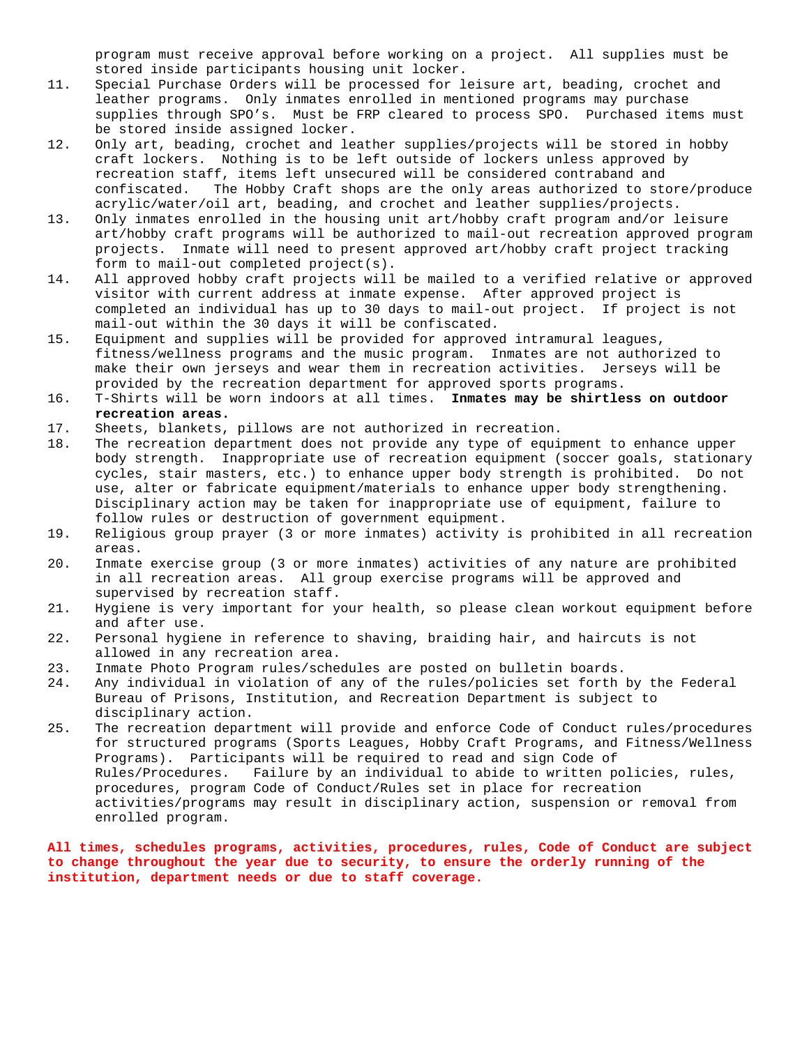program must receive approval before working on a project. All supplies must be stored inside participants housing unit locker.

11. Special Purchase Orders will be processed for leisure art, beading, crochet and leather programs. Only inmates enrolled in mentioned programs may purchase supplies through SPO's. Must be FRP cleared to process SPO. Purchased items must be stored inside assigned locker.
12. Only art, beading, crochet and leather supplies/projects will be stored in hobby craft lockers. Nothing is to be left outside of lockers unless approved by recreation staff, items left unsecured will be considered contraband and confiscated. The Hobby Craft shops are the only areas authorized to store/produce acrylic/water/oil art, beading, and crochet and leather supplies/projects.
13. Only inmates enrolled in the housing unit art/hobby craft program and/or leisure art/hobby craft programs will be authorized to mail-out recreation approved program projects. Inmate will need to present approved art/hobby craft project tracking form to mail-out completed project(s).
14. All approved hobby craft projects will be mailed to a verified relative or approved visitor with current address at inmate expense. After approved project is completed an individual has up to 30 days to mail-out project. If project is not mail-out within the 30 days it will be confiscated.
15. Equipment and supplies will be provided for approved intramural leagues, fitness/wellness programs and the music program. Inmates are not authorized to make their own jerseys and wear them in recreation activities. Jerseys will be provided by the recreation department for approved sports programs.
16. T-Shirts will be worn indoors at all times. **Inmates may be shirtless on outdoor recreation areas.**
17. Sheets, blankets, pillows are not authorized in recreation.
18. The recreation department does not provide any type of equipment to enhance upper body strength. Inappropriate use of recreation equipment (soccer goals, stationary cycles, stair masters, etc.) to enhance upper body strength is prohibited. Do not use, alter or fabricate equipment/materials to enhance upper body strengthening. Disciplinary action may be taken for inappropriate use of equipment, failure to follow rules or destruction of government equipment.
19. Religious group prayer (3 or more inmates) activity is prohibited in all recreation areas.
20. Inmate exercise group (3 or more inmates) activities of any nature are prohibited in all recreation areas. All group exercise programs will be approved and supervised by recreation staff.
21. Hygiene is very important for your health, so please clean workout equipment before and after use.
22. Personal hygiene in reference to shaving, braiding hair, and haircuts is not allowed in any recreation area.
23. Inmate Photo Program rules/schedules are posted on bulletin boards.
24. Any individual in violation of any of the rules/policies set forth by the Federal Bureau of Prisons, Institution, and Recreation Department is subject to disciplinary action.
25. The recreation department will provide and enforce Code of Conduct rules/procedures for structured programs (Sports Leagues, Hobby Craft Programs, and Fitness/Wellness Programs). Participants will be required to read and sign Code of Rules/Procedures. Failure by an individual to abide to written policies, rules, procedures, program Code of Conduct/Rules set in place for recreation activities/programs may result in disciplinary action, suspension or removal from enrolled program.

**All times, schedules programs, activities, procedures, rules, Code of Conduct are subject to change throughout the year due to security, to ensure the orderly running of the institution, department needs or due to staff coverage.**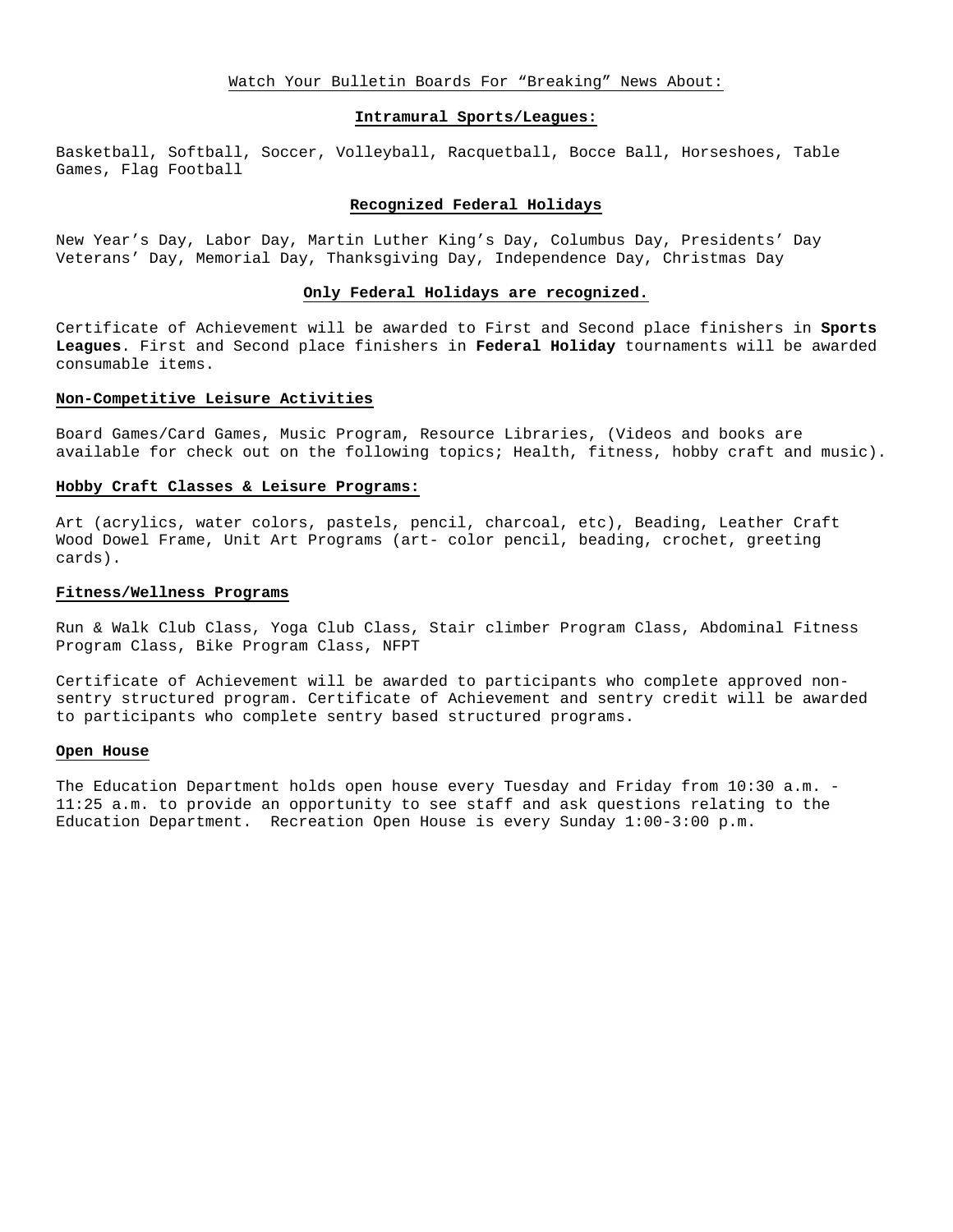Watch Your Bulletin Boards For “Breaking” News About:

**Intramural Sports/Leagues:**

Basketball, Softball, Soccer, Volleyball, Racquetball, Bocce Ball, Horseshoes, Table Games, Flag Football

**Recognized Federal Holidays**

New Year’s Day, Labor Day, Martin Luther King’s Day, Columbus Day, Presidents’ Day Veterans’ Day, Memorial Day, Thanksgiving Day, Independence Day, Christmas Day

**Only Federal Holidays are recognized.**

Certificate of Achievement will be awarded to First and Second place finishers in **Sports Leagues**. First and Second place finishers in **Federal Holiday** tournaments will be awarded consumable items.

**Non-Competitive Leisure Activities**

Board Games/Card Games, Music Program, Resource Libraries, (Videos and books are available for check out on the following topics; Health, fitness, hobby craft and music).

**Hobby Craft Classes & Leisure Programs:**

Art (acrylics, water colors, pastels, pencil, charcoal, etc), Beading, Leather Craft Wood Dowel Frame, Unit Art Programs (art- color pencil, beading, crochet, greeting cards).

**Fitness/Wellness Programs**

Run & Walk Club Class, Yoga Club Class, Stair climber Program Class, Abdominal Fitness Program Class, Bike Program Class, NFPT

Certificate of Achievement will be awarded to participants who complete approved non-sentry structured program. Certificate of Achievement and sentry credit will be awarded to participants who complete sentry based structured programs.

**Open House**

The Education Department holds open house every Tuesday and Friday from 10:30 a.m. - 11:25 a.m. to provide an opportunity to see staff and ask questions relating to the Education Department. Recreation Open House is every Sunday 1:00-3:00 p.m.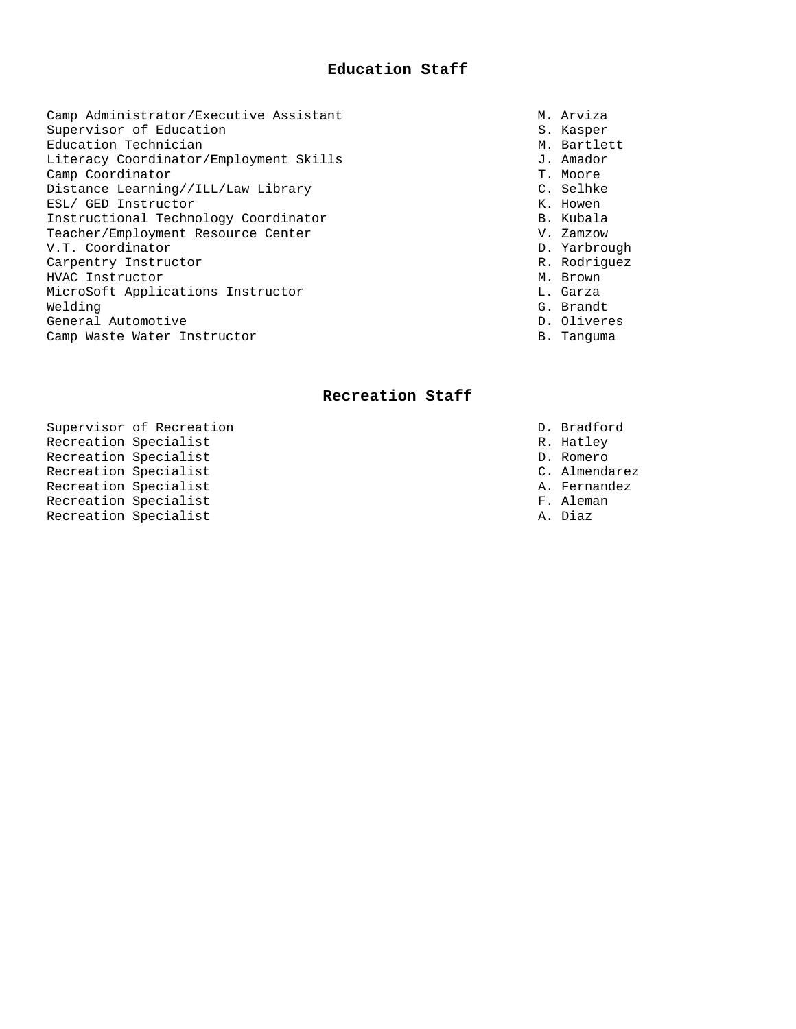## Education Staff

| | |
|---|---|
| Camp Administrator/Executive Assistant | M. Arviza |
| Supervisor of Education | S. Kasper |
| Education Technician | M. Bartlett |
| Literacy Coordinator/Employment Skills | J. Amador |
| Camp Coordinator | T. Moore |
| Distance Learning//ILL/Law Library | C. Selhke |
| ESL/ GED Instructor | K. Howen |
| Instructional Technology Coordinator | B. Kubala |
| Teacher/Employment Resource Center | V. Zamzow |
| V.T. Coordinator | D. Yarbrough |
| Carpentry Instructor | R. Rodriguez |
| HVAC Instructor | M. Brown |
| MicroSoft Applications Instructor | L. Garza |
| Welding | G. Brandt |
| General Automotive | D. Oliveres |
| Camp Waste Water Instructor | B. Tanguma |

## Recreation Staff

| | |
|---|---|
| Supervisor of Recreation | D. Bradford |
| Recreation Specialist | R. Hatley |
| Recreation Specialist | D. Romero |
| Recreation Specialist | C. Almendarez |
| Recreation Specialist | A. Fernandez |
| Recreation Specialist | F. Aleman |
| Recreation Specialist | A. Diaz |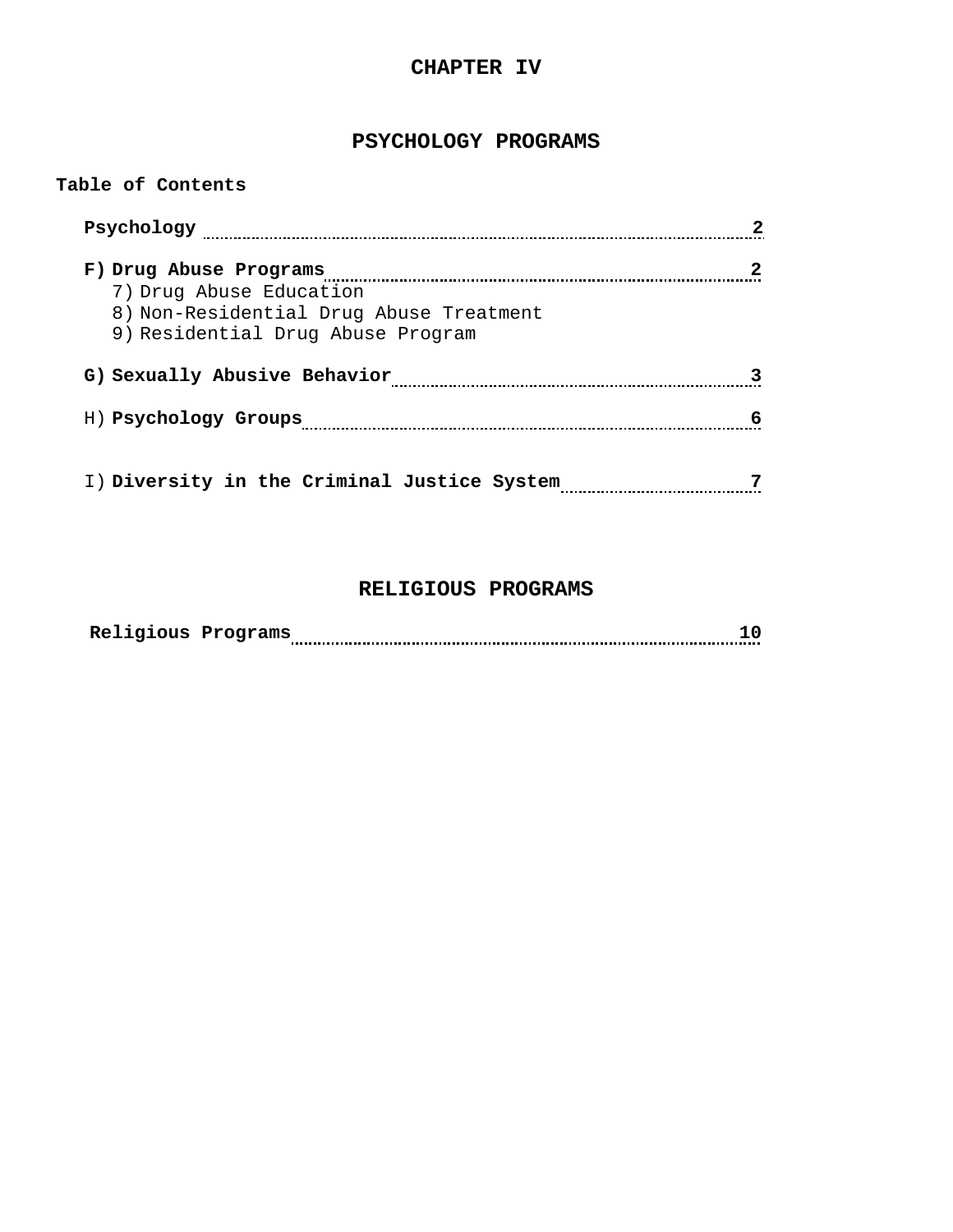# CHAPTER IV

## PSYCHOLOGY PROGRAMS

**Table of Contents**

**Psychology** .......... 2

**F) Drug Abuse Programs** .......... 2
- 7) Drug Abuse Education
- 8) Non-Residential Drug Abuse Treatment
- 9) Residential Drug Abuse Program

**G) Sexually Abusive Behavior** .......... 3

H) **Psychology Groups** .......... 6

I) **Diversity in the Criminal Justice System** .......... 7

## RELIGIOUS PROGRAMS

**Religious Programs** .......... 10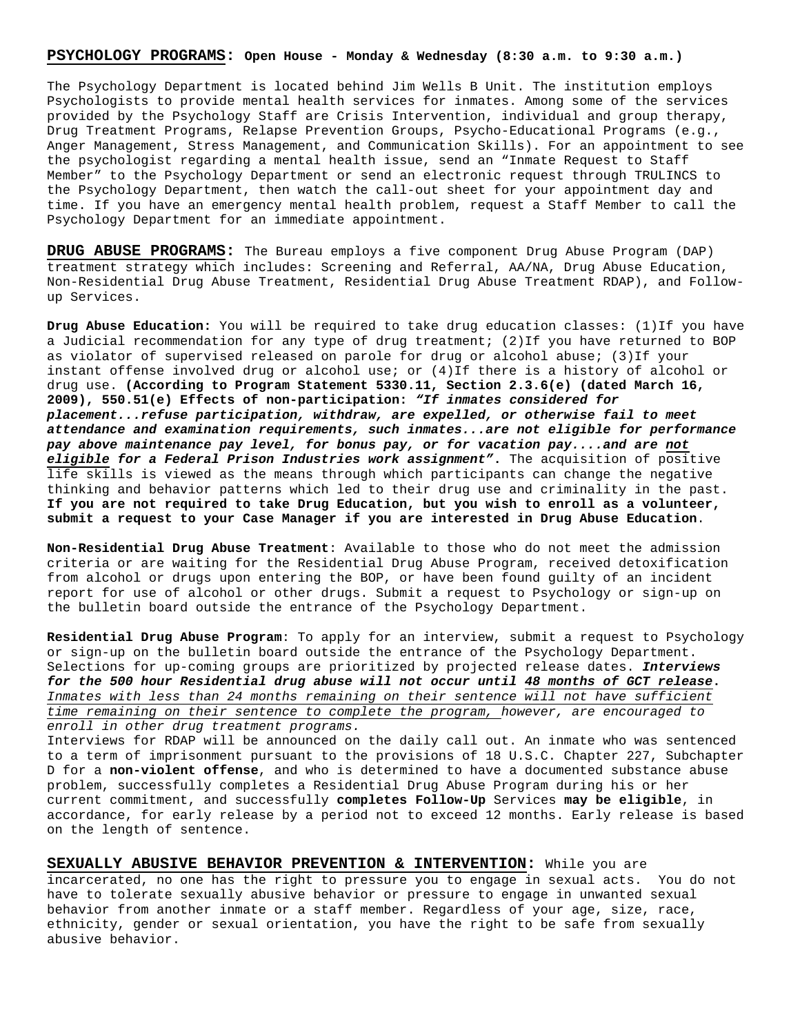**PSYCHOLOGY PROGRAMS: Open House - Monday & Wednesday (8:30 a.m. to 9:30 a.m.)**

The Psychology Department is located behind Jim Wells B Unit. The institution employs Psychologists to provide mental health services for inmates. Among some of the services provided by the Psychology Staff are Crisis Intervention, individual and group therapy, Drug Treatment Programs, Relapse Prevention Groups, Psycho-Educational Programs (e.g., Anger Management, Stress Management, and Communication Skills). For an appointment to see the psychologist regarding a mental health issue, send an "Inmate Request to Staff Member" to the Psychology Department or send an electronic request through TRULINCS to the Psychology Department, then watch the call-out sheet for your appointment day and time. If you have an emergency mental health problem, request a Staff Member to call the Psychology Department for an immediate appointment.

**DRUG ABUSE PROGRAMS:** The Bureau employs a five component Drug Abuse Program (DAP) treatment strategy which includes: Screening and Referral, AA/NA, Drug Abuse Education, Non-Residential Drug Abuse Treatment, Residential Drug Abuse Treatment RDAP), and Follow-up Services.

**Drug Abuse Education:** You will be required to take drug education classes: (1)If you have a Judicial recommendation for any type of drug treatment; (2)If you have returned to BOP as violator of supervised released on parole for drug or alcohol abuse; (3)If your instant offense involved drug or alcohol use; or (4)If there is a history of alcohol or drug use. **(According to Program Statement 5330.11, Section 2.3.6(e) (dated March 16, 2009), 550.51(e) Effects of non-participation:** ***"If inmates considered for placement...refuse participation, withdraw, are expelled, or otherwise fail to meet attendance and examination requirements, such inmates...are not eligible for performance pay above maintenance pay level, for bonus pay, or for vacation pay....and are not eligible for a Federal Prison Industries work assignment"*.** The acquisition of positive life skills is viewed as the means through which participants can change the negative thinking and behavior patterns which led to their drug use and criminality in the past. **If you are not required to take Drug Education, but you wish to enroll as a volunteer, submit a request to your Case Manager if you are interested in Drug Abuse Education**.

**Non-Residential Drug Abuse Treatment**: Available to those who do not meet the admission criteria or are waiting for the Residential Drug Abuse Program, received detoxification from alcohol or drugs upon entering the BOP, or have been found guilty of an incident report for use of alcohol or other drugs. Submit a request to Psychology or sign-up on the bulletin board outside the entrance of the Psychology Department.

**Residential Drug Abuse Program**: To apply for an interview, submit a request to Psychology or sign-up on the bulletin board outside the entrance of the Psychology Department. Selections for up-coming groups are prioritized by projected release dates. ***Interviews for the 500 hour Residential drug abuse will not occur until 48 months of GCT release.*** *Inmates with less than 24 months remaining on their sentence will not have sufficient time remaining on their sentence to complete the program, however, are encouraged to enroll in other drug treatment programs.*

Interviews for RDAP will be announced on the daily call out. An inmate who was sentenced to a term of imprisonment pursuant to the provisions of 18 U.S.C. Chapter 227, Subchapter D for a **non-violent offense**, and who is determined to have a documented substance abuse problem, successfully completes a Residential Drug Abuse Program during his or her current commitment, and successfully **completes Follow-Up** Services **may be eligible**, in accordance, for early release by a period not to exceed 12 months. Early release is based on the length of sentence.

**SEXUALLY ABUSIVE BEHAVIOR PREVENTION & INTERVENTION:** While you are incarcerated, no one has the right to pressure you to engage in sexual acts. You do not have to tolerate sexually abusive behavior or pressure to engage in unwanted sexual behavior from another inmate or a staff member. Regardless of your age, size, race, ethnicity, gender or sexual orientation, you have the right to be safe from sexually abusive behavior.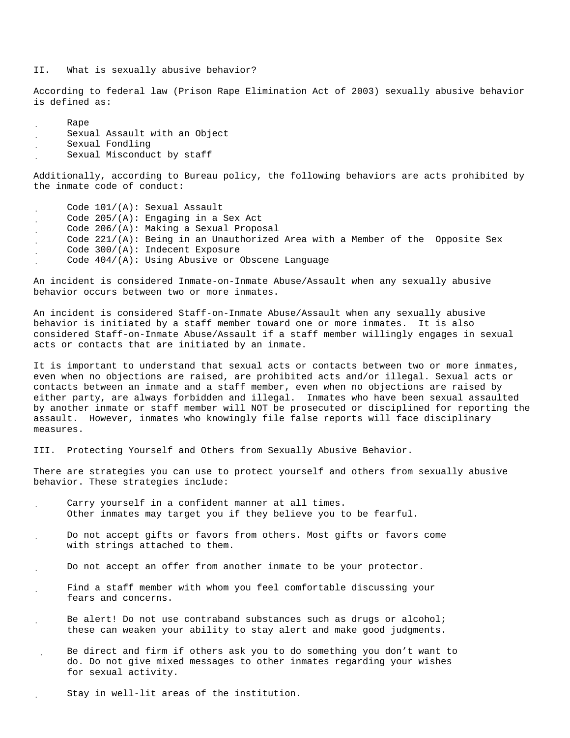## II. What is sexually abusive behavior?

According to federal law (Prison Rape Elimination Act of 2003) sexually abusive behavior is defined as:

- Rape
- Sexual Assault with an Object
- Sexual Fondling
- Sexual Misconduct by staff

Additionally, according to Bureau policy, the following behaviors are acts prohibited by the inmate code of conduct:

- Code 101/(A): Sexual Assault
- Code 205/(A): Engaging in a Sex Act
- Code 206/(A): Making a Sexual Proposal
- Code 221/(A): Being in an Unauthorized Area with a Member of the Opposite Sex
- Code 300/(A): Indecent Exposure
- Code 404/(A): Using Abusive or Obscene Language

An incident is considered Inmate-on-Inmate Abuse/Assault when any sexually abusive behavior occurs between two or more inmates.

An incident is considered Staff-on-Inmate Abuse/Assault when any sexually abusive behavior is initiated by a staff member toward one or more inmates. It is also considered Staff-on-Inmate Abuse/Assault if a staff member willingly engages in sexual acts or contacts that are initiated by an inmate.

It is important to understand that sexual acts or contacts between two or more inmates, even when no objections are raised, are prohibited acts and/or illegal. Sexual acts or contacts between an inmate and a staff member, even when no objections are raised by either party, are always forbidden and illegal. Inmates who have been sexual assaulted by another inmate or staff member will NOT be prosecuted or disciplined for reporting the assault. However, inmates who knowingly file false reports will face disciplinary measures.

## III. Protecting Yourself and Others from Sexually Abusive Behavior.

There are strategies you can use to protect yourself and others from sexually abusive behavior. These strategies include:

- Carry yourself in a confident manner at all times. Other inmates may target you if they believe you to be fearful.

- Do not accept gifts or favors from others. Most gifts or favors come with strings attached to them.

- Do not accept an offer from another inmate to be your protector.

- Find a staff member with whom you feel comfortable discussing your fears and concerns.

- Be alert! Do not use contraband substances such as drugs or alcohol; these can weaken your ability to stay alert and make good judgments.

- Be direct and firm if others ask you to do something you don't want to do. Do not give mixed messages to other inmates regarding your wishes for sexual activity.

- Stay in well-lit areas of the institution.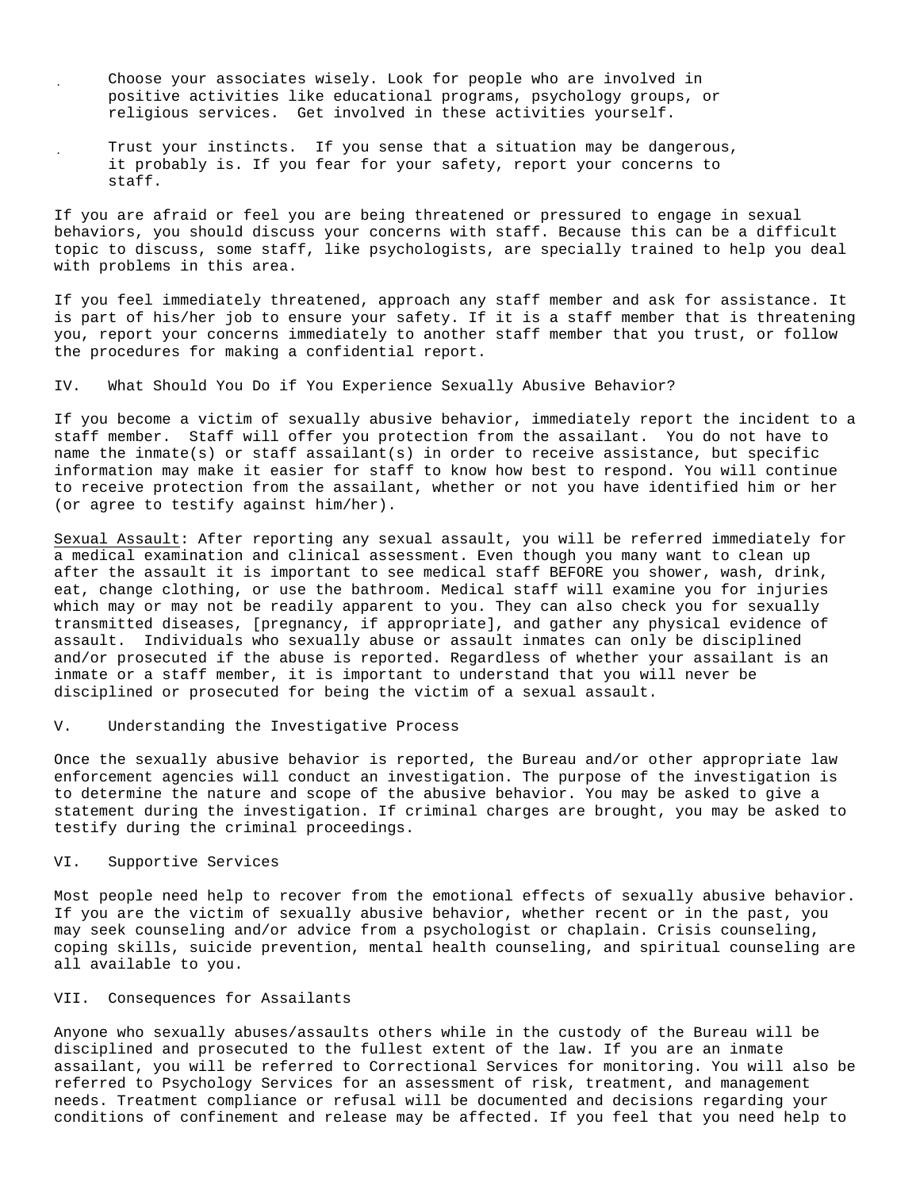- Choose your associates wisely. Look for people who are involved in positive activities like educational programs, psychology groups, or religious services. Get involved in these activities yourself.

- Trust your instincts. If you sense that a situation may be dangerous, it probably is. If you fear for your safety, report your concerns to staff.

If you are afraid or feel you are being threatened or pressured to engage in sexual behaviors, you should discuss your concerns with staff. Because this can be a difficult topic to discuss, some staff, like psychologists, are specially trained to help you deal with problems in this area.

If you feel immediately threatened, approach any staff member and ask for assistance. It is part of his/her job to ensure your safety. If it is a staff member that is threatening you, report your concerns immediately to another staff member that you trust, or follow the procedures for making a confidential report.

## IV. What Should You Do if You Experience Sexually Abusive Behavior?

If you become a victim of sexually abusive behavior, immediately report the incident to a staff member. Staff will offer you protection from the assailant. You do not have to name the inmate(s) or staff assailant(s) in order to receive assistance, but specific information may make it easier for staff to know how best to respond. You will continue to receive protection from the assailant, whether or not you have identified him or her (or agree to testify against him/her).

<u>Sexual Assault</u>: After reporting any sexual assault, you will be referred immediately for a medical examination and clinical assessment. Even though you many want to clean up after the assault it is important to see medical staff BEFORE you shower, wash, drink, eat, change clothing, or use the bathroom. Medical staff will examine you for injuries which may or may not be readily apparent to you. They can also check you for sexually transmitted diseases, [pregnancy, if appropriate], and gather any physical evidence of assault. Individuals who sexually abuse or assault inmates can only be disciplined and/or prosecuted if the abuse is reported. Regardless of whether your assailant is an inmate or a staff member, it is important to understand that you will never be disciplined or prosecuted for being the victim of a sexual assault.

## V. Understanding the Investigative Process

Once the sexually abusive behavior is reported, the Bureau and/or other appropriate law enforcement agencies will conduct an investigation. The purpose of the investigation is to determine the nature and scope of the abusive behavior. You may be asked to give a statement during the investigation. If criminal charges are brought, you may be asked to testify during the criminal proceedings.

## VI. Supportive Services

Most people need help to recover from the emotional effects of sexually abusive behavior. If you are the victim of sexually abusive behavior, whether recent or in the past, you may seek counseling and/or advice from a psychologist or chaplain. Crisis counseling, coping skills, suicide prevention, mental health counseling, and spiritual counseling are all available to you.

## VII. Consequences for Assailants

Anyone who sexually abuses/assaults others while in the custody of the Bureau will be disciplined and prosecuted to the fullest extent of the law. If you are an inmate assailant, you will be referred to Correctional Services for monitoring. You will also be referred to Psychology Services for an assessment of risk, treatment, and management needs. Treatment compliance or refusal will be documented and decisions regarding your conditions of confinement and release may be affected. If you feel that you need help to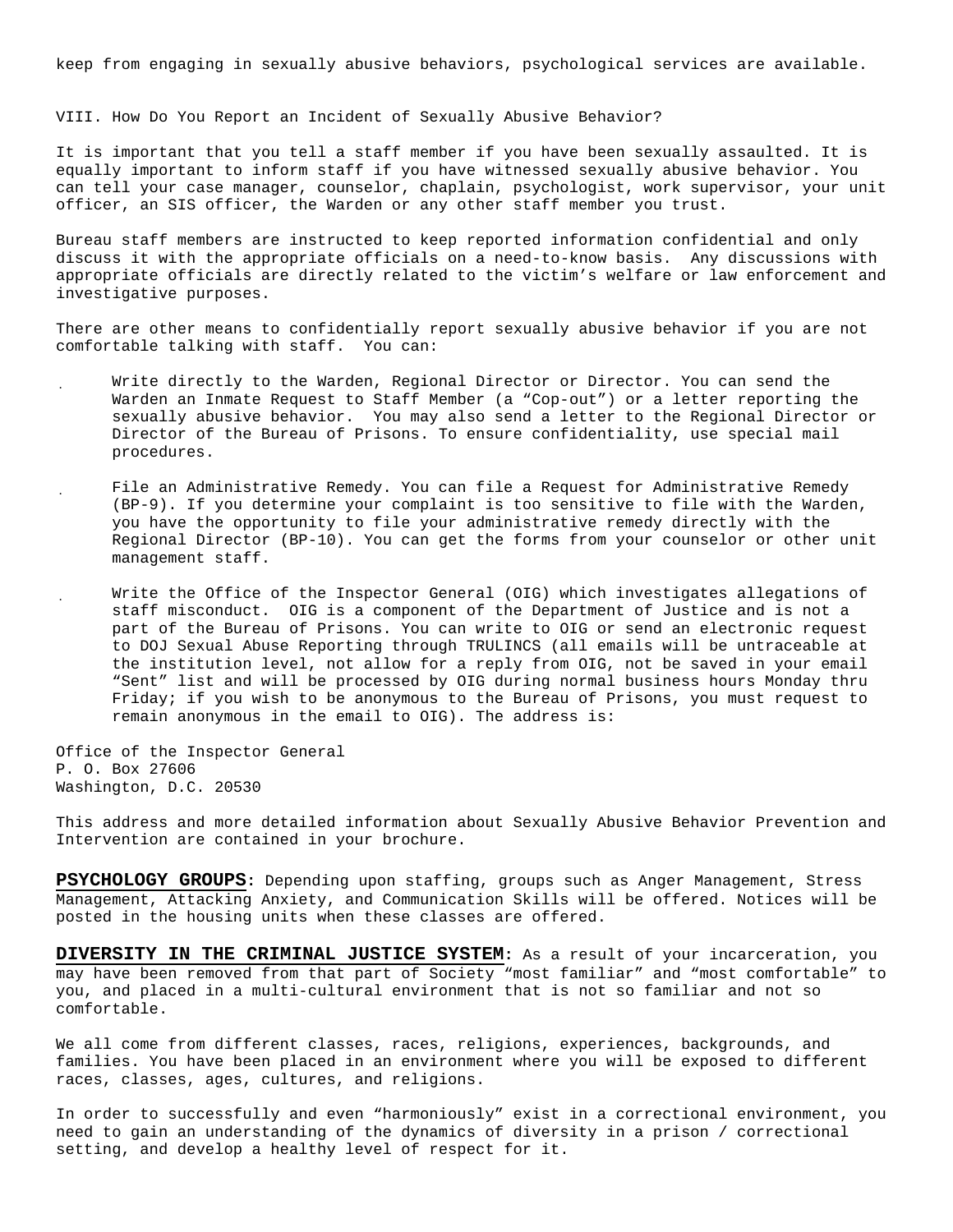keep from engaging in sexually abusive behaviors, psychological services are available.

VIII. How Do You Report an Incident of Sexually Abusive Behavior?

It is important that you tell a staff member if you have been sexually assaulted. It is equally important to inform staff if you have witnessed sexually abusive behavior. You can tell your case manager, counselor, chaplain, psychologist, work supervisor, your unit officer, an SIS officer, the Warden or any other staff member you trust.

Bureau staff members are instructed to keep reported information confidential and only discuss it with the appropriate officials on a need-to-know basis. Any discussions with appropriate officials are directly related to the victim's welfare or law enforcement and investigative purposes.

There are other means to confidentially report sexually abusive behavior if you are not comfortable talking with staff. You can:

- Write directly to the Warden, Regional Director or Director. You can send the Warden an Inmate Request to Staff Member (a "Cop-out") or a letter reporting the sexually abusive behavior. You may also send a letter to the Regional Director or Director of the Bureau of Prisons. To ensure confidentiality, use special mail procedures.
- File an Administrative Remedy. You can file a Request for Administrative Remedy (BP-9). If you determine your complaint is too sensitive to file with the Warden, you have the opportunity to file your administrative remedy directly with the Regional Director (BP-10). You can get the forms from your counselor or other unit management staff.
- Write the Office of the Inspector General (OIG) which investigates allegations of staff misconduct. OIG is a component of the Department of Justice and is not a part of the Bureau of Prisons. You can write to OIG or send an electronic request to DOJ Sexual Abuse Reporting through TRULINCS (all emails will be untraceable at the institution level, not allow for a reply from OIG, not be saved in your email "Sent" list and will be processed by OIG during normal business hours Monday thru Friday; if you wish to be anonymous to the Bureau of Prisons, you must request to remain anonymous in the email to OIG). The address is:

Office of the Inspector General
P. O. Box 27606
Washington, D.C. 20530

This address and more detailed information about Sexually Abusive Behavior Prevention and Intervention are contained in your brochure.

**PSYCHOLOGY GROUPS**: Depending upon staffing, groups such as Anger Management, Stress Management, Attacking Anxiety, and Communication Skills will be offered. Notices will be posted in the housing units when these classes are offered.

**DIVERSITY IN THE CRIMINAL JUSTICE SYSTEM**: As a result of your incarceration, you may have been removed from that part of Society "most familiar" and "most comfortable" to you, and placed in a multi-cultural environment that is not so familiar and not so comfortable.

We all come from different classes, races, religions, experiences, backgrounds, and families. You have been placed in an environment where you will be exposed to different races, classes, ages, cultures, and religions.

In order to successfully and even "harmoniously" exist in a correctional environment, you need to gain an understanding of the dynamics of diversity in a prison / correctional setting, and develop a healthy level of respect for it.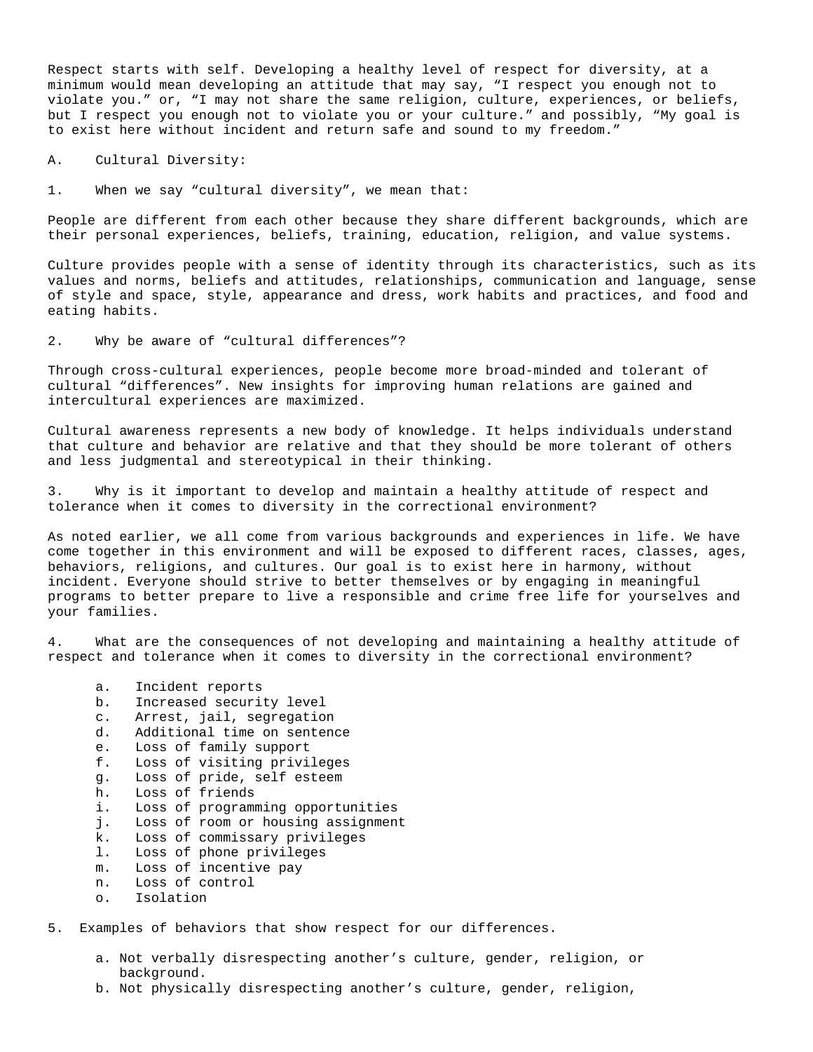Respect starts with self. Developing a healthy level of respect for diversity, at a minimum would mean developing an attitude that may say, “I respect you enough not to violate you.” or, “I may not share the same religion, culture, experiences, or beliefs, but I respect you enough not to violate you or your culture.” and possibly, “My goal is to exist here without incident and return safe and sound to my freedom.”

A. Cultural Diversity:

1. When we say “cultural diversity”, we mean that:

People are different from each other because they share different backgrounds, which are their personal experiences, beliefs, training, education, religion, and value systems.

Culture provides people with a sense of identity through its characteristics, such as its values and norms, beliefs and attitudes, relationships, communication and language, sense of style and space, style, appearance and dress, work habits and practices, and food and eating habits.

2. Why be aware of “cultural differences”?

Through cross-cultural experiences, people become more broad-minded and tolerant of cultural “differences”. New insights for improving human relations are gained and intercultural experiences are maximized.

Cultural awareness represents a new body of knowledge. It helps individuals understand that culture and behavior are relative and that they should be more tolerant of others and less judgmental and stereotypical in their thinking.

3. Why is it important to develop and maintain a healthy attitude of respect and tolerance when it comes to diversity in the correctional environment?

As noted earlier, we all come from various backgrounds and experiences in life. We have come together in this environment and will be exposed to different races, classes, ages, behaviors, religions, and cultures. Our goal is to exist here in harmony, without incident. Everyone should strive to better themselves or by engaging in meaningful programs to better prepare to live a responsible and crime free life for yourselves and your families.

4. What are the consequences of not developing and maintaining a healthy attitude of respect and tolerance when it comes to diversity in the correctional environment?

a. Incident reports
b. Increased security level
c. Arrest, jail, segregation
d. Additional time on sentence
e. Loss of family support
f. Loss of visiting privileges
g. Loss of pride, self esteem
h. Loss of friends
i. Loss of programming opportunities
j. Loss of room or housing assignment
k. Loss of commissary privileges
l. Loss of phone privileges
m. Loss of incentive pay
n. Loss of control
o. Isolation

5. Examples of behaviors that show respect for our differences.

a. Not verbally disrespecting another’s culture, gender, religion, or background.
b. Not physically disrespecting another’s culture, gender, religion,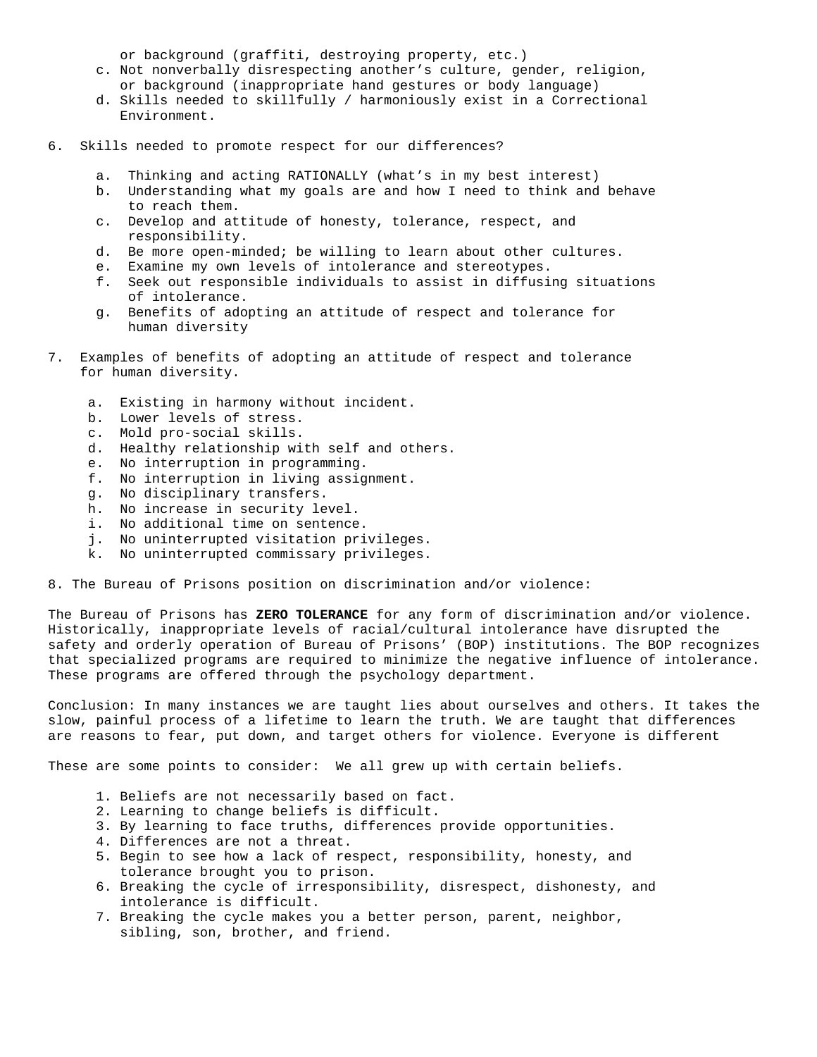or background (graffiti, destroying property, etc.)

   c. Not nonverbally disrespecting another's culture, gender, religion, or background (inappropriate hand gestures or body language)
   d. Skills needed to skillfully / harmoniously exist in a Correctional Environment.

6. Skills needed to promote respect for our differences?

   a. Thinking and acting RATIONALLY (what's in my best interest)
   b. Understanding what my goals are and how I need to think and behave to reach them.
   c. Develop and attitude of honesty, tolerance, respect, and responsibility.
   d. Be more open-minded; be willing to learn about other cultures.
   e. Examine my own levels of intolerance and stereotypes.
   f. Seek out responsible individuals to assist in diffusing situations of intolerance.
   g. Benefits of adopting an attitude of respect and tolerance for human diversity

7. Examples of benefits of adopting an attitude of respect and tolerance for human diversity.

   a. Existing in harmony without incident.
   b. Lower levels of stress.
   c. Mold pro-social skills.
   d. Healthy relationship with self and others.
   e. No interruption in programming.
   f. No interruption in living assignment.
   g. No disciplinary transfers.
   h. No increase in security level.
   i. No additional time on sentence.
   j. No uninterrupted visitation privileges.
   k. No uninterrupted commissary privileges.

8. The Bureau of Prisons position on discrimination and/or violence:

The Bureau of Prisons has **ZERO TOLERANCE** for any form of discrimination and/or violence. Historically, inappropriate levels of racial/cultural intolerance have disrupted the safety and orderly operation of Bureau of Prisons' (BOP) institutions. The BOP recognizes that specialized programs are required to minimize the negative influence of intolerance. These programs are offered through the psychology department.

Conclusion: In many instances we are taught lies about ourselves and others. It takes the slow, painful process of a lifetime to learn the truth. We are taught that differences are reasons to fear, put down, and target others for violence. Everyone is different

These are some points to consider: We all grew up with certain beliefs.

1. Beliefs are not necessarily based on fact.
2. Learning to change beliefs is difficult.
3. By learning to face truths, differences provide opportunities.
4. Differences are not a threat.
5. Begin to see how a lack of respect, responsibility, honesty, and tolerance brought you to prison.
6. Breaking the cycle of irresponsibility, disrespect, dishonesty, and intolerance is difficult.
7. Breaking the cycle makes you a better person, parent, neighbor, sibling, son, brother, and friend.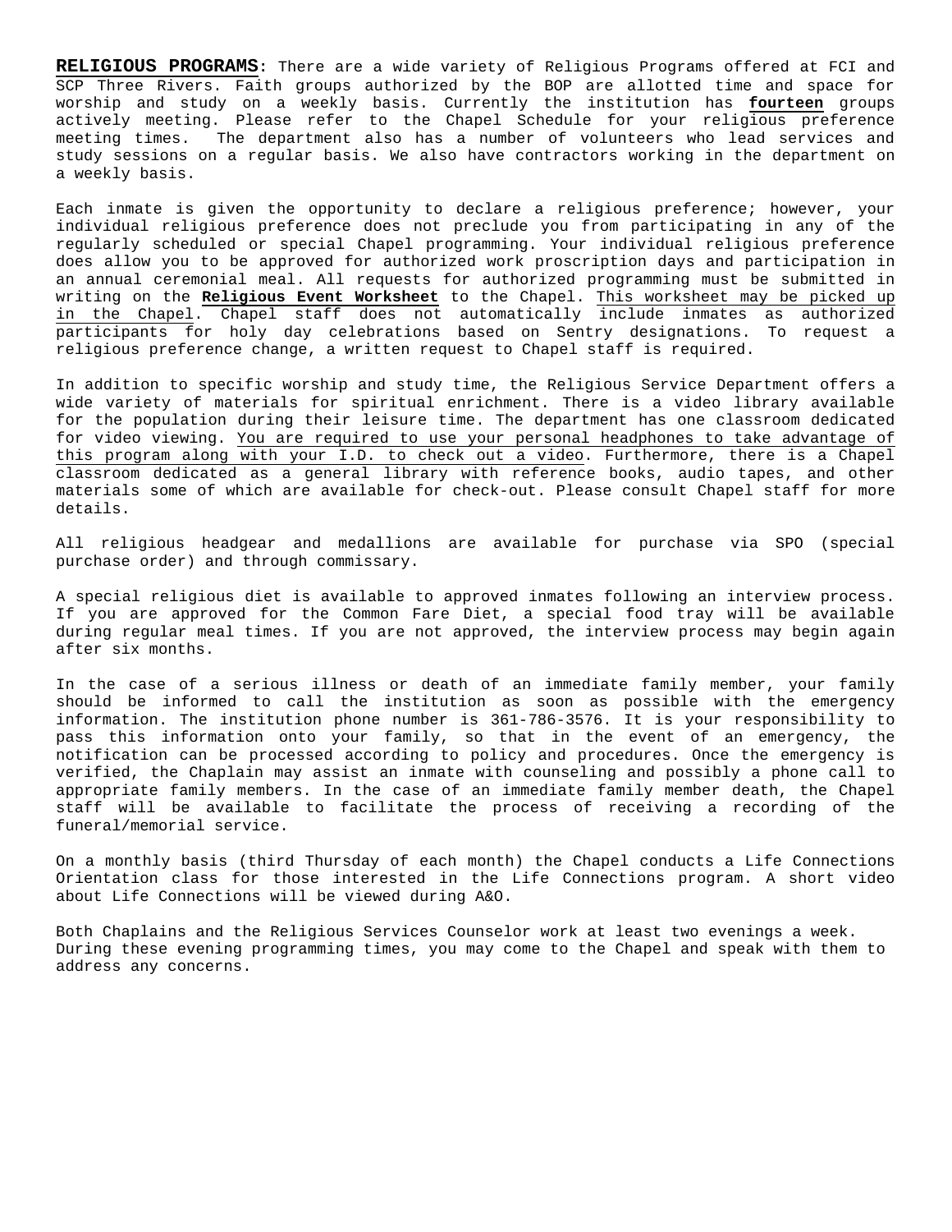**RELIGIOUS PROGRAMS**: There are a wide variety of Religious Programs offered at FCI and SCP Three Rivers. Faith groups authorized by the BOP are allotted time and space for worship and study on a weekly basis. Currently the institution has **fourteen** groups actively meeting. Please refer to the Chapel Schedule for your religious preference meeting times. The department also has a number of volunteers who lead services and study sessions on a regular basis. We also have contractors working in the department on a weekly basis.

Each inmate is given the opportunity to declare a religious preference; however, your individual religious preference does not preclude you from participating in any of the regularly scheduled or special Chapel programming. Your individual religious preference does allow you to be approved for authorized work proscription days and participation in an annual ceremonial meal. All requests for authorized programming must be submitted in writing on the **Religious Event Worksheet** to the Chapel. This worksheet may be picked up in the Chapel. Chapel staff does not automatically include inmates as authorized participants for holy day celebrations based on Sentry designations. To request a religious preference change, a written request to Chapel staff is required.

In addition to specific worship and study time, the Religious Service Department offers a wide variety of materials for spiritual enrichment. There is a video library available for the population during their leisure time. The department has one classroom dedicated for video viewing. You are required to use your personal headphones to take advantage of this program along with your I.D. to check out a video. Furthermore, there is a Chapel classroom dedicated as a general library with reference books, audio tapes, and other materials some of which are available for check-out. Please consult Chapel staff for more details.

All religious headgear and medallions are available for purchase via SPO (special purchase order) and through commissary.

A special religious diet is available to approved inmates following an interview process. If you are approved for the Common Fare Diet, a special food tray will be available during regular meal times. If you are not approved, the interview process may begin again after six months.

In the case of a serious illness or death of an immediate family member, your family should be informed to call the institution as soon as possible with the emergency information. The institution phone number is 361-786-3576. It is your responsibility to pass this information onto your family, so that in the event of an emergency, the notification can be processed according to policy and procedures. Once the emergency is verified, the Chaplain may assist an inmate with counseling and possibly a phone call to appropriate family members. In the case of an immediate family member death, the Chapel staff will be available to facilitate the process of receiving a recording of the funeral/memorial service.

On a monthly basis (third Thursday of each month) the Chapel conducts a Life Connections Orientation class for those interested in the Life Connections program. A short video about Life Connections will be viewed during A&O.

Both Chaplains and the Religious Services Counselor work at least two evenings a week. During these evening programming times, you may come to the Chapel and speak with them to address any concerns.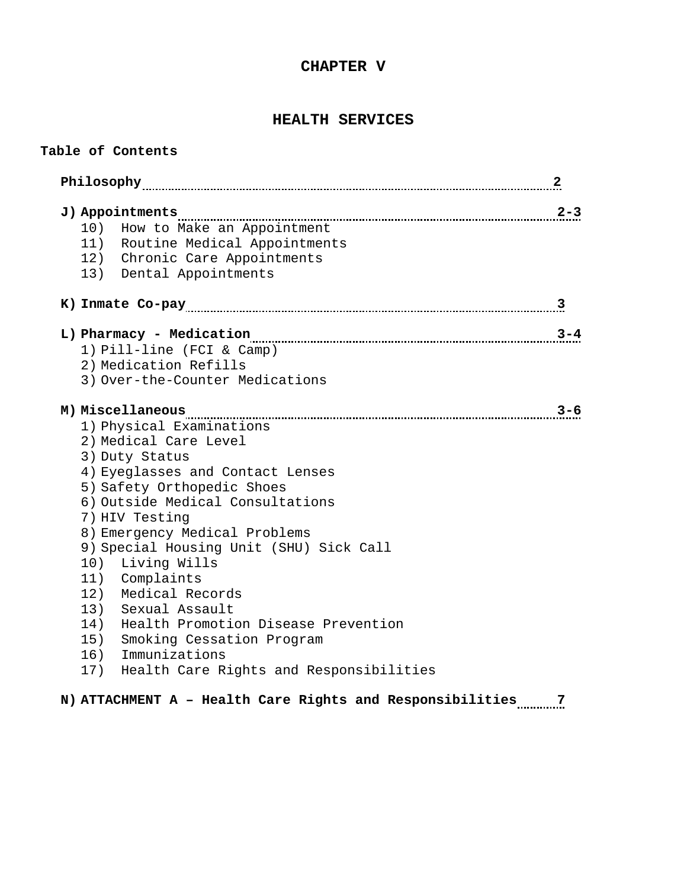# CHAPTER V

## HEALTH SERVICES

**Table of Contents**

**Philosophy** ........ **2**

**J) Appointments** ........ **2-3**

10) How to Make an Appointment
11) Routine Medical Appointments
12) Chronic Care Appointments
13) Dental Appointments

**K) Inmate Co-pay** ........ **3**

**L) Pharmacy - Medication** ........ **3-4**

1) Pill-line (FCI & Camp)
2) Medication Refills
3) Over-the-Counter Medications

**M) Miscellaneous** ........ **3-6**

1) Physical Examinations
2) Medical Care Level
3) Duty Status
4) Eyeglasses and Contact Lenses
5) Safety Orthopedic Shoes
6) Outside Medical Consultations
7) HIV Testing
8) Emergency Medical Problems
9) Special Housing Unit (SHU) Sick Call
10) Living Wills
11) Complaints
12) Medical Records
13) Sexual Assault
14) Health Promotion Disease Prevention
15) Smoking Cessation Program
16) Immunizations
17) Health Care Rights and Responsibilities

**N) ATTACHMENT A – Health Care Rights and Responsibilities** ........ **7**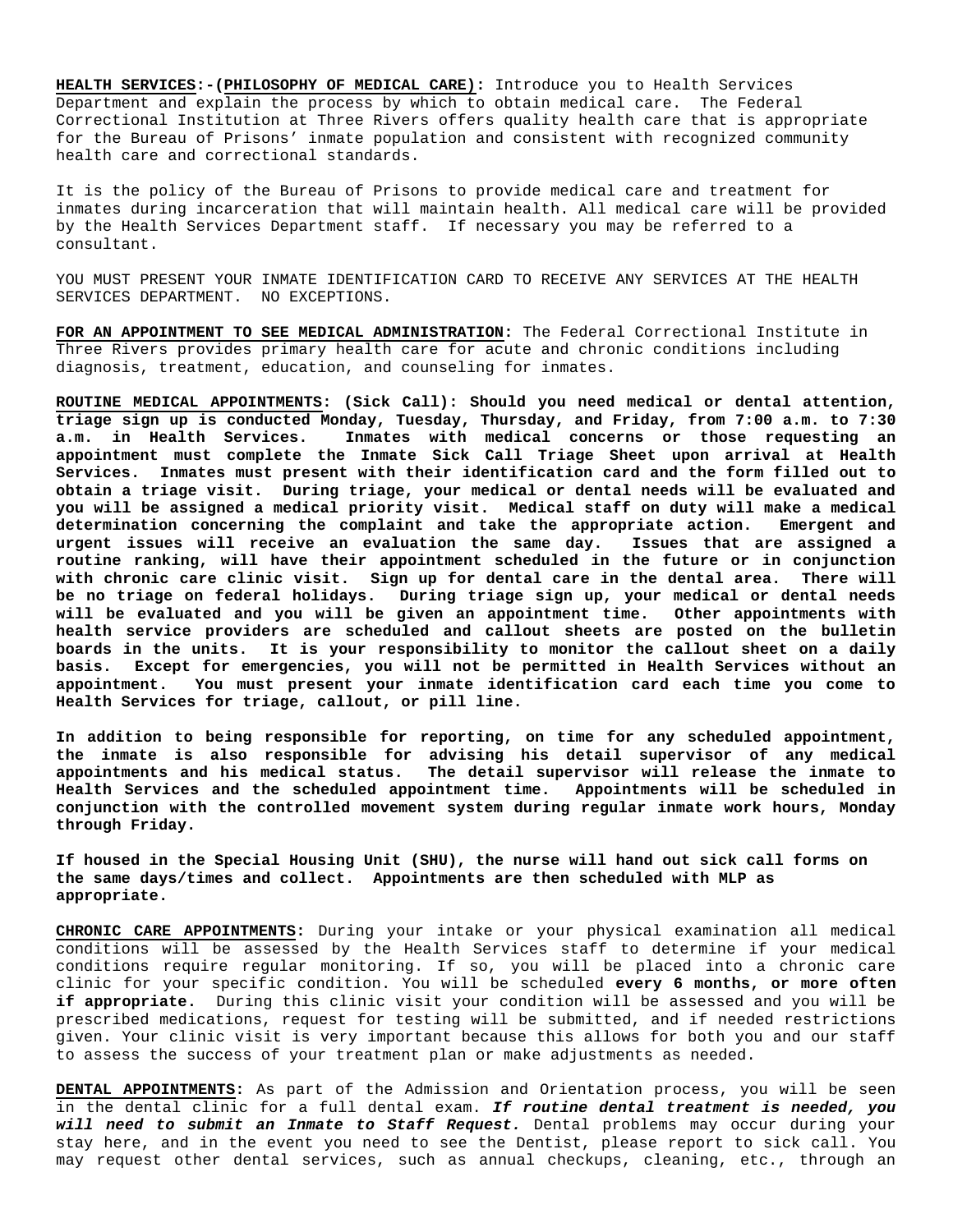**<u>HEALTH SERVICES</u>:-(<u>PHILOSOPHY OF MEDICAL CARE)</u>:** Introduce you to Health Services Department and explain the process by which to obtain medical care. The Federal Correctional Institution at Three Rivers offers quality health care that is appropriate for the Bureau of Prisons' inmate population and consistent with recognized community health care and correctional standards.

It is the policy of the Bureau of Prisons to provide medical care and treatment for inmates during incarceration that will maintain health. All medical care will be provided by the Health Services Department staff. If necessary you may be referred to a consultant.

YOU MUST PRESENT YOUR INMATE IDENTIFICATION CARD TO RECEIVE ANY SERVICES AT THE HEALTH SERVICES DEPARTMENT. NO EXCEPTIONS.

**<u>FOR AN APPOINTMENT TO SEE MEDICAL ADMINISTRATION</u>:** The Federal Correctional Institute in Three Rivers provides primary health care for acute and chronic conditions including diagnosis, treatment, education, and counseling for inmates.

**<u>ROUTINE MEDICAL APPOINTMENTS</u>: (Sick Call): Should you need medical or dental attention, triage sign up is conducted Monday, Tuesday, Thursday, and Friday, from 7:00 a.m. to 7:30 a.m. in Health Services. Inmates with medical concerns or those requesting an appointment must complete the Inmate Sick Call Triage Sheet upon arrival at Health Services. Inmates must present with their identification card and the form filled out to obtain a triage visit. During triage, your medical or dental needs will be evaluated and you will be assigned a medical priority visit. Medical staff on duty will make a medical determination concerning the complaint and take the appropriate action. Emergent and urgent issues will receive an evaluation the same day. Issues that are assigned a routine ranking, will have their appointment scheduled in the future or in conjunction with chronic care clinic visit. Sign up for dental care in the dental area. There will be no triage on federal holidays. During triage sign up, your medical or dental needs will be evaluated and you will be given an appointment time. Other appointments with health service providers are scheduled and callout sheets are posted on the bulletin boards in the units. It is your responsibility to monitor the callout sheet on a daily basis. Except for emergencies, you will not be permitted in Health Services without an appointment. You must present your inmate identification card each time you come to Health Services for triage, callout, or pill line.**

**In addition to being responsible for reporting, on time for any scheduled appointment, the inmate is also responsible for advising his detail supervisor of any medical appointments and his medical status. The detail supervisor will release the inmate to Health Services and the scheduled appointment time. Appointments will be scheduled in conjunction with the controlled movement system during regular inmate work hours, Monday through Friday.**

**If housed in the Special Housing Unit (SHU), the nurse will hand out sick call forms on the same days/times and collect. Appointments are then scheduled with MLP as appropriate.**

**<u>CHRONIC CARE APPOINTMENTS</u>:** During your intake or your physical examination all medical conditions will be assessed by the Health Services staff to determine if your medical conditions require regular monitoring. If so, you will be placed into a chronic care clinic for your specific condition. You will be scheduled **every 6 months, or more often if appropriate.** During this clinic visit your condition will be assessed and you will be prescribed medications, request for testing will be submitted, and if needed restrictions given. Your clinic visit is very important because this allows for both you and our staff to assess the success of your treatment plan or make adjustments as needed.

**<u>DENTAL APPOINTMENTS</u>:** As part of the Admission and Orientation process, you will be seen in the dental clinic for a full dental exam. ***If routine dental treatment is needed, you will need to submit an Inmate to Staff Request.*** Dental problems may occur during your stay here, and in the event you need to see the Dentist, please report to sick call. You may request other dental services, such as annual checkups, cleaning, etc., through an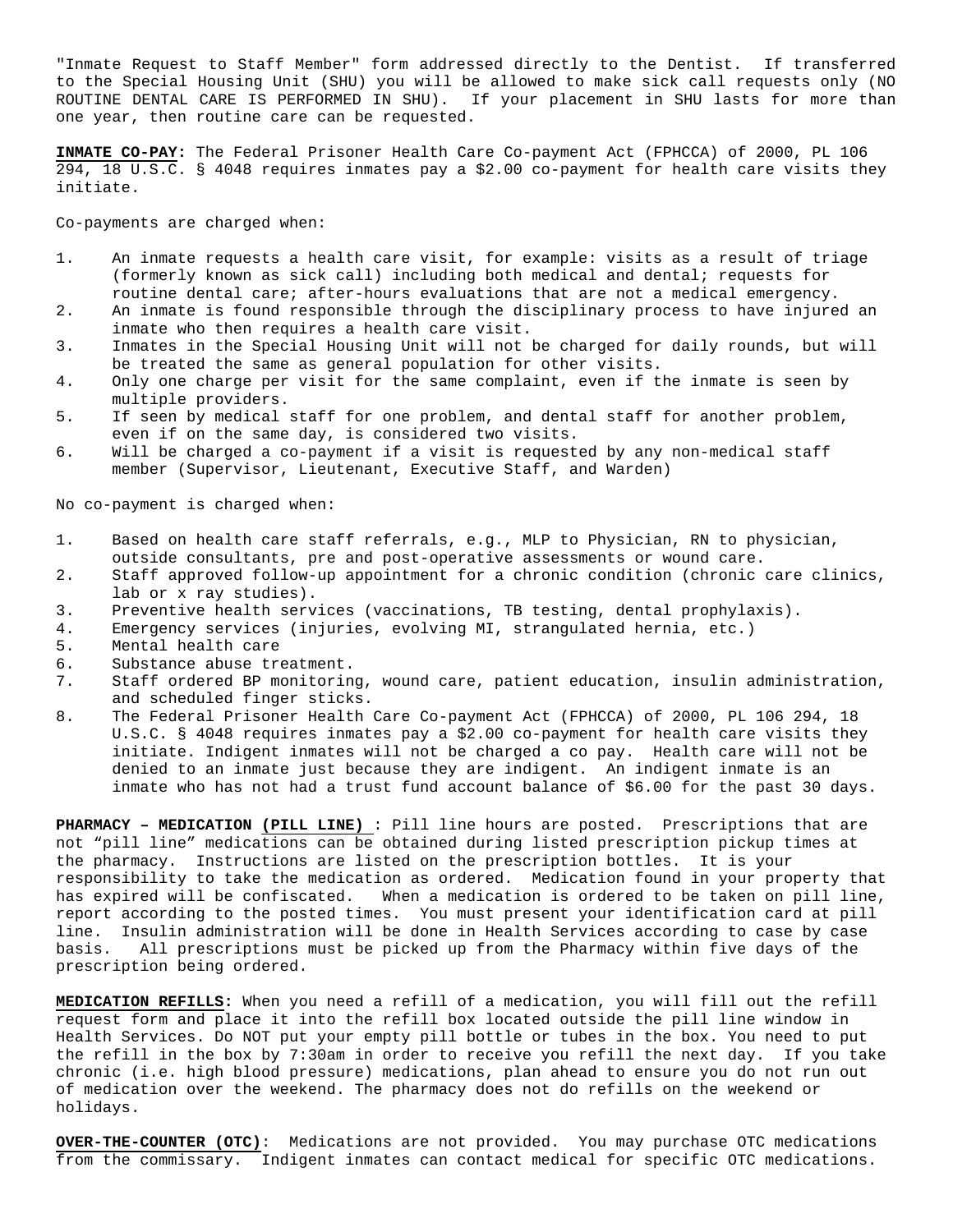"Inmate Request to Staff Member" form addressed directly to the Dentist. If transferred to the Special Housing Unit (SHU) you will be allowed to make sick call requests only (NO ROUTINE DENTAL CARE IS PERFORMED IN SHU). If your placement in SHU lasts for more than one year, then routine care can be requested.

**INMATE CO-PAY:** The Federal Prisoner Health Care Co-payment Act (FPHCCA) of 2000, PL 106 294, 18 U.S.C. § 4048 requires inmates pay a $2.00 co-payment for health care visits they initiate.

Co-payments are charged when:

1. An inmate requests a health care visit, for example: visits as a result of triage (formerly known as sick call) including both medical and dental; requests for routine dental care; after-hours evaluations that are not a medical emergency.
2. An inmate is found responsible through the disciplinary process to have injured an inmate who then requires a health care visit.
3. Inmates in the Special Housing Unit will not be charged for daily rounds, but will be treated the same as general population for other visits.
4. Only one charge per visit for the same complaint, even if the inmate is seen by multiple providers.
5. If seen by medical staff for one problem, and dental staff for another problem, even if on the same day, is considered two visits.
6. Will be charged a co-payment if a visit is requested by any non-medical staff member (Supervisor, Lieutenant, Executive Staff, and Warden)

No co-payment is charged when:

1. Based on health care staff referrals, e.g., MLP to Physician, RN to physician, outside consultants, pre and post-operative assessments or wound care.
2. Staff approved follow-up appointment for a chronic condition (chronic care clinics, lab or x ray studies).
3. Preventive health services (vaccinations, TB testing, dental prophylaxis).
4. Emergency services (injuries, evolving MI, strangulated hernia, etc.)
5. Mental health care
6. Substance abuse treatment.
7. Staff ordered BP monitoring, wound care, patient education, insulin administration, and scheduled finger sticks.
8. The Federal Prisoner Health Care Co-payment Act (FPHCCA) of 2000, PL 106 294, 18 U.S.C. § 4048 requires inmates pay a $2.00 co-payment for health care visits they initiate. Indigent inmates will not be charged a co pay. Health care will not be denied to an inmate just because they are indigent. An indigent inmate is an inmate who has not had a trust fund account balance of $6.00 for the past 30 days.

**PHARMACY – MEDICATION (PILL LINE)** : Pill line hours are posted. Prescriptions that are not "pill line" medications can be obtained during listed prescription pickup times at the pharmacy. Instructions are listed on the prescription bottles. It is your responsibility to take the medication as ordered. Medication found in your property that has expired will be confiscated. When a medication is ordered to be taken on pill line, report according to the posted times. You must present your identification card at pill line. Insulin administration will be done in Health Services according to case by case basis. All prescriptions must be picked up from the Pharmacy within five days of the prescription being ordered.

**MEDICATION REFILLS:** When you need a refill of a medication, you will fill out the refill request form and place it into the refill box located outside the pill line window in Health Services. Do NOT put your empty pill bottle or tubes in the box. You need to put the refill in the box by 7:30am in order to receive you refill the next day. If you take chronic (i.e. high blood pressure) medications, plan ahead to ensure you do not run out of medication over the weekend. The pharmacy does not do refills on the weekend or holidays.

**OVER-THE-COUNTER (OTC)**: Medications are not provided. You may purchase OTC medications from the commissary. Indigent inmates can contact medical for specific OTC medications.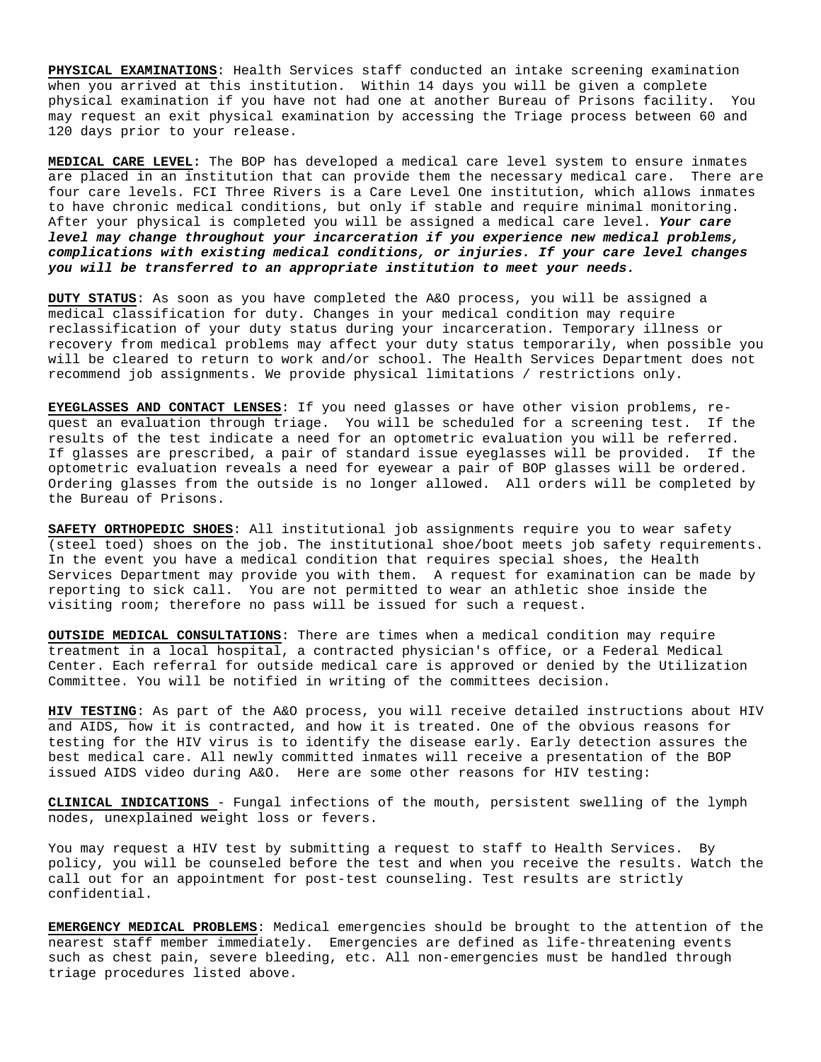**PHYSICAL EXAMINATIONS**: Health Services staff conducted an intake screening examination when you arrived at this institution. Within 14 days you will be given a complete physical examination if you have not had one at another Bureau of Prisons facility. You may request an exit physical examination by accessing the Triage process between 60 and 120 days prior to your release.

**MEDICAL CARE LEVEL:** The BOP has developed a medical care level system to ensure inmates are placed in an institution that can provide them the necessary medical care. There are four care levels. FCI Three Rivers is a Care Level One institution, which allows inmates to have chronic medical conditions, but only if stable and require minimal monitoring. After your physical is completed you will be assigned a medical care level. ***Your care level may change throughout your incarceration if you experience new medical problems, complications with existing medical conditions, or injuries. If your care level changes you will be transferred to an appropriate institution to meet your needs.***

**DUTY STATUS**: As soon as you have completed the A&O process, you will be assigned a medical classification for duty. Changes in your medical condition may require reclassification of your duty status during your incarceration. Temporary illness or recovery from medical problems may affect your duty status temporarily, when possible you will be cleared to return to work and/or school. The Health Services Department does not recommend job assignments. We provide physical limitations / restrictions only.

**EYEGLASSES AND CONTACT LENSES**: If you need glasses or have other vision problems, request an evaluation through triage. You will be scheduled for a screening test. If the results of the test indicate a need for an optometric evaluation you will be referred. If glasses are prescribed, a pair of standard issue eyeglasses will be provided. If the optometric evaluation reveals a need for eyewear a pair of BOP glasses will be ordered. Ordering glasses from the outside is no longer allowed. All orders will be completed by the Bureau of Prisons.

**SAFETY ORTHOPEDIC SHOES**: All institutional job assignments require you to wear safety (steel toed) shoes on the job. The institutional shoe/boot meets job safety requirements. In the event you have a medical condition that requires special shoes, the Health Services Department may provide you with them. A request for examination can be made by reporting to sick call. You are not permitted to wear an athletic shoe inside the visiting room; therefore no pass will be issued for such a request.

**OUTSIDE MEDICAL CONSULTATIONS**: There are times when a medical condition may require treatment in a local hospital, a contracted physician's office, or a Federal Medical Center. Each referral for outside medical care is approved or denied by the Utilization Committee. You will be notified in writing of the committees decision.

**HIV TESTING**: As part of the A&O process, you will receive detailed instructions about HIV and AIDS, how it is contracted, and how it is treated. One of the obvious reasons for testing for the HIV virus is to identify the disease early. Early detection assures the best medical care. All newly committed inmates will receive a presentation of the BOP issued AIDS video during A&O. Here are some other reasons for HIV testing:

**CLINICAL INDICATIONS** - Fungal infections of the mouth, persistent swelling of the lymph nodes, unexplained weight loss or fevers.

You may request a HIV test by submitting a request to staff to Health Services. By policy, you will be counseled before the test and when you receive the results. Watch the call out for an appointment for post-test counseling. Test results are strictly confidential.

**EMERGENCY MEDICAL PROBLEMS**: Medical emergencies should be brought to the attention of the nearest staff member immediately. Emergencies are defined as life-threatening events such as chest pain, severe bleeding, etc. All non-emergencies must be handled through triage procedures listed above.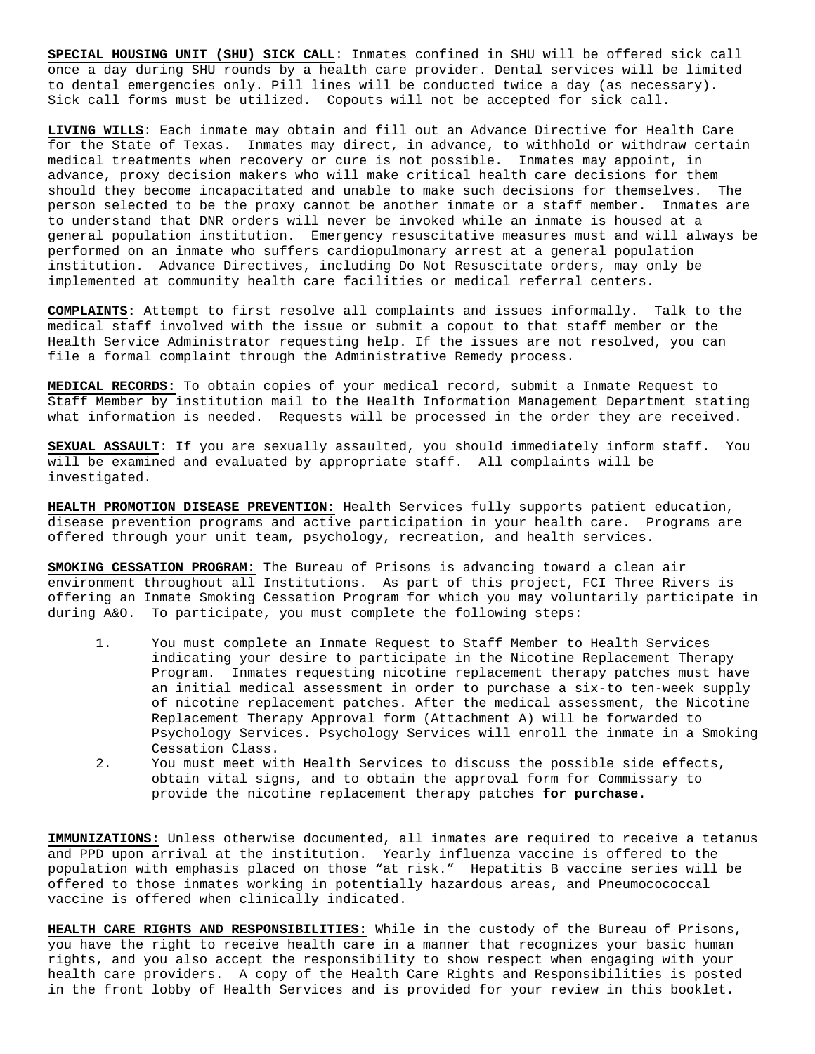**SPECIAL HOUSING UNIT (SHU) SICK CALL**: Inmates confined in SHU will be offered sick call once a day during SHU rounds by a health care provider. Dental services will be limited to dental emergencies only. Pill lines will be conducted twice a day (as necessary). Sick call forms must be utilized. Copouts will not be accepted for sick call.

**LIVING WILLS**: Each inmate may obtain and fill out an Advance Directive for Health Care for the State of Texas. Inmates may direct, in advance, to withhold or withdraw certain medical treatments when recovery or cure is not possible. Inmates may appoint, in advance, proxy decision makers who will make critical health care decisions for them should they become incapacitated and unable to make such decisions for themselves. The person selected to be the proxy cannot be another inmate or a staff member. Inmates are to understand that DNR orders will never be invoked while an inmate is housed at a general population institution. Emergency resuscitative measures must and will always be performed on an inmate who suffers cardiopulmonary arrest at a general population institution. Advance Directives, including Do Not Resuscitate orders, may only be implemented at community health care facilities or medical referral centers.

**COMPLAINTS:** Attempt to first resolve all complaints and issues informally. Talk to the medical staff involved with the issue or submit a copout to that staff member or the Health Service Administrator requesting help. If the issues are not resolved, you can file a formal complaint through the Administrative Remedy process.

**MEDICAL RECORDS:** To obtain copies of your medical record, submit a Inmate Request to Staff Member by institution mail to the Health Information Management Department stating what information is needed. Requests will be processed in the order they are received.

**SEXUAL ASSAULT**: If you are sexually assaulted, you should immediately inform staff. You will be examined and evaluated by appropriate staff. All complaints will be investigated.

**HEALTH PROMOTION DISEASE PREVENTION:** Health Services fully supports patient education, disease prevention programs and active participation in your health care. Programs are offered through your unit team, psychology, recreation, and health services.

**SMOKING CESSATION PROGRAM:** The Bureau of Prisons is advancing toward a clean air environment throughout all Institutions. As part of this project, FCI Three Rivers is offering an Inmate Smoking Cessation Program for which you may voluntarily participate in during A&O. To participate, you must complete the following steps:

1. You must complete an Inmate Request to Staff Member to Health Services indicating your desire to participate in the Nicotine Replacement Therapy Program. Inmates requesting nicotine replacement therapy patches must have an initial medical assessment in order to purchase a six-to ten-week supply of nicotine replacement patches. After the medical assessment, the Nicotine Replacement Therapy Approval form (Attachment A) will be forwarded to Psychology Services. Psychology Services will enroll the inmate in a Smoking Cessation Class.
2. You must meet with Health Services to discuss the possible side effects, obtain vital signs, and to obtain the approval form for Commissary to provide the nicotine replacement therapy patches **for purchase**.

**IMMUNIZATIONS:** Unless otherwise documented, all inmates are required to receive a tetanus and PPD upon arrival at the institution. Yearly influenza vaccine is offered to the population with emphasis placed on those "at risk." Hepatitis B vaccine series will be offered to those inmates working in potentially hazardous areas, and Pneumocococcal vaccine is offered when clinically indicated.

**HEALTH CARE RIGHTS AND RESPONSIBILITIES:** While in the custody of the Bureau of Prisons, you have the right to receive health care in a manner that recognizes your basic human rights, and you also accept the responsibility to show respect when engaging with your health care providers. A copy of the Health Care Rights and Responsibilities is posted in the front lobby of Health Services and is provided for your review in this booklet.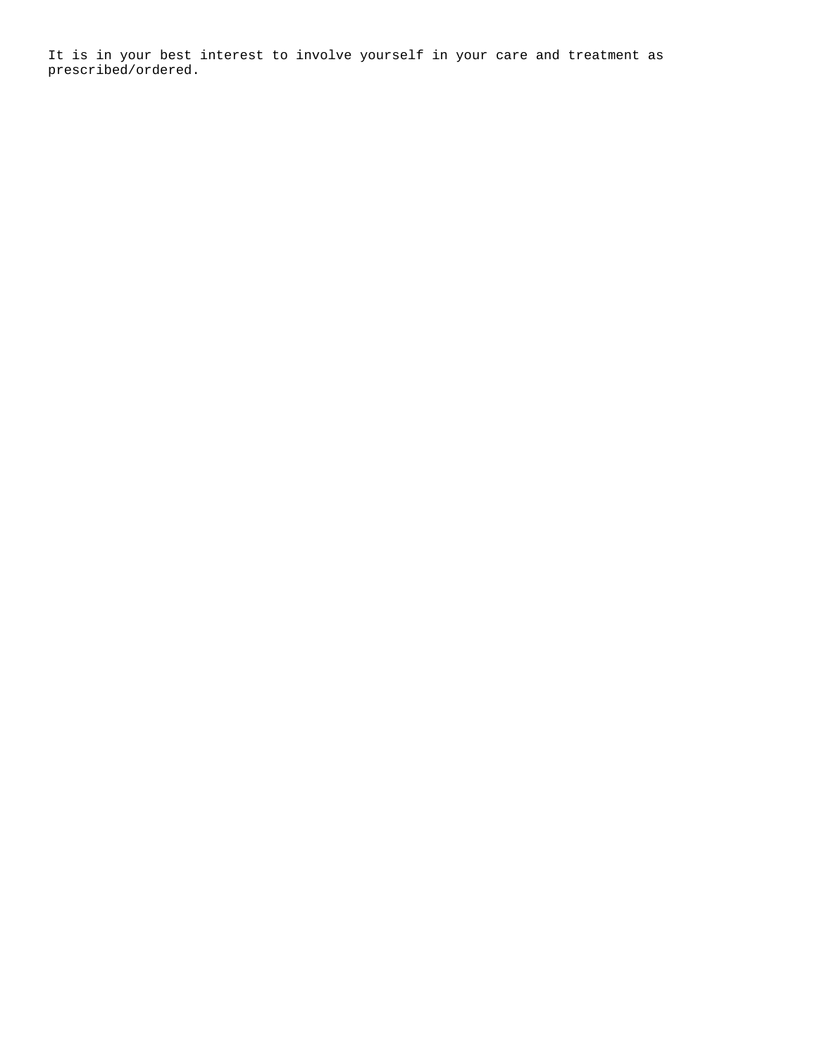It is in your best interest to involve yourself in your care and treatment as prescribed/ordered.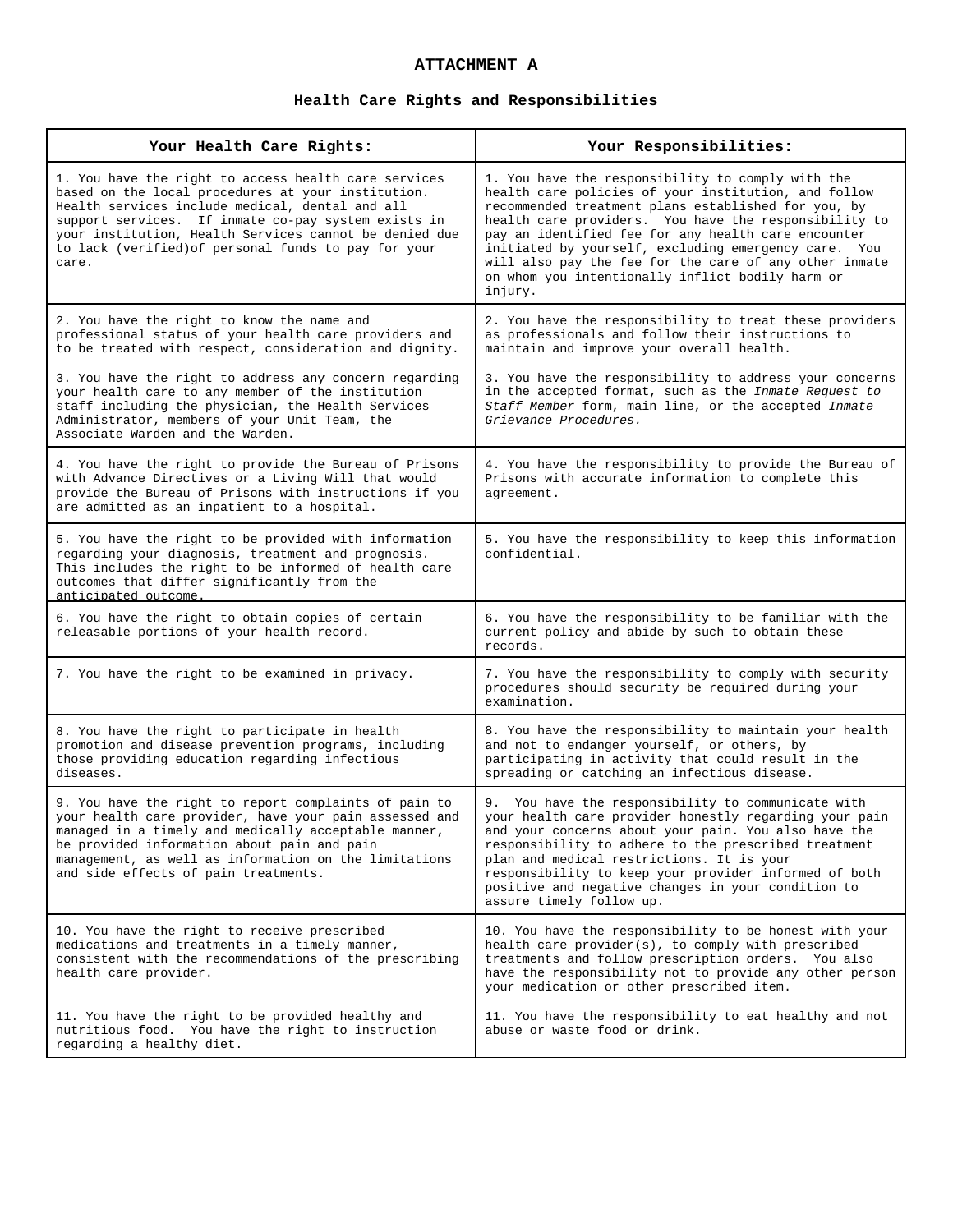# ATTACHMENT A

## Health Care Rights and Responsibilities

| Your Health Care Rights: | Your Responsibilities: |
|---|---|
| 1. You have the right to access health care services based on the local procedures at your institution. Health services include medical, dental and all support services. If inmate co-pay system exists in your institution, Health Services cannot be denied due to lack (verified)of personal funds to pay for your care. | 1. You have the responsibility to comply with the health care policies of your institution, and follow recommended treatment plans established for you, by health care providers. You have the responsibility to pay an identified fee for any health care encounter initiated by yourself, excluding emergency care. You will also pay the fee for the care of any other inmate on whom you intentionally inflict bodily harm or injury. |
| 2. You have the right to know the name and professional status of your health care providers and to be treated with respect, consideration and dignity. | 2. You have the responsibility to treat these providers as professionals and follow their instructions to maintain and improve your overall health. |
| 3. You have the right to address any concern regarding your health care to any member of the institution staff including the physician, the Health Services Administrator, members of your Unit Team, the Associate Warden and the Warden. | 3. You have the responsibility to address your concerns in the accepted format, such as the *Inmate Request to Staff Member* form, main line, or the accepted *Inmate Grievance Procedures.* |
| 4. You have the right to provide the Bureau of Prisons with Advance Directives or a Living Will that would provide the Bureau of Prisons with instructions if you are admitted as an inpatient to a hospital. | 4. You have the responsibility to provide the Bureau of Prisons with accurate information to complete this agreement. |
| 5. You have the right to be provided with information regarding your diagnosis, treatment and prognosis. This includes the right to be informed of health care outcomes that differ significantly from the anticipated outcome. | 5. You have the responsibility to keep this information confidential. |
| 6. You have the right to obtain copies of certain releasable portions of your health record. | 6. You have the responsibility to be familiar with the current policy and abide by such to obtain these records. |
| 7. You have the right to be examined in privacy. | 7. You have the responsibility to comply with security procedures should security be required during your examination. |
| 8. You have the right to participate in health promotion and disease prevention programs, including those providing education regarding infectious diseases. | 8. You have the responsibility to maintain your health and not to endanger yourself, or others, by participating in activity that could result in the spreading or catching an infectious disease. |
| 9. You have the right to report complaints of pain to your health care provider, have your pain assessed and managed in a timely and medically acceptable manner, be provided information about pain and pain management, as well as information on the limitations and side effects of pain treatments. | 9. You have the responsibility to communicate with your health care provider honestly regarding your pain and your concerns about your pain. You also have the responsibility to adhere to the prescribed treatment plan and medical restrictions. It is your responsibility to keep your provider informed of both positive and negative changes in your condition to assure timely follow up. |
| 10. You have the right to receive prescribed medications and treatments in a timely manner, consistent with the recommendations of the prescribing health care provider. | 10. You have the responsibility to be honest with your health care provider(s), to comply with prescribed treatments and follow prescription orders. You also have the responsibility not to provide any other person your medication or other prescribed item. |
| 11. You have the right to be provided healthy and nutritious food. You have the right to instruction regarding a healthy diet. | 11. You have the responsibility to eat healthy and not abuse or waste food or drink. |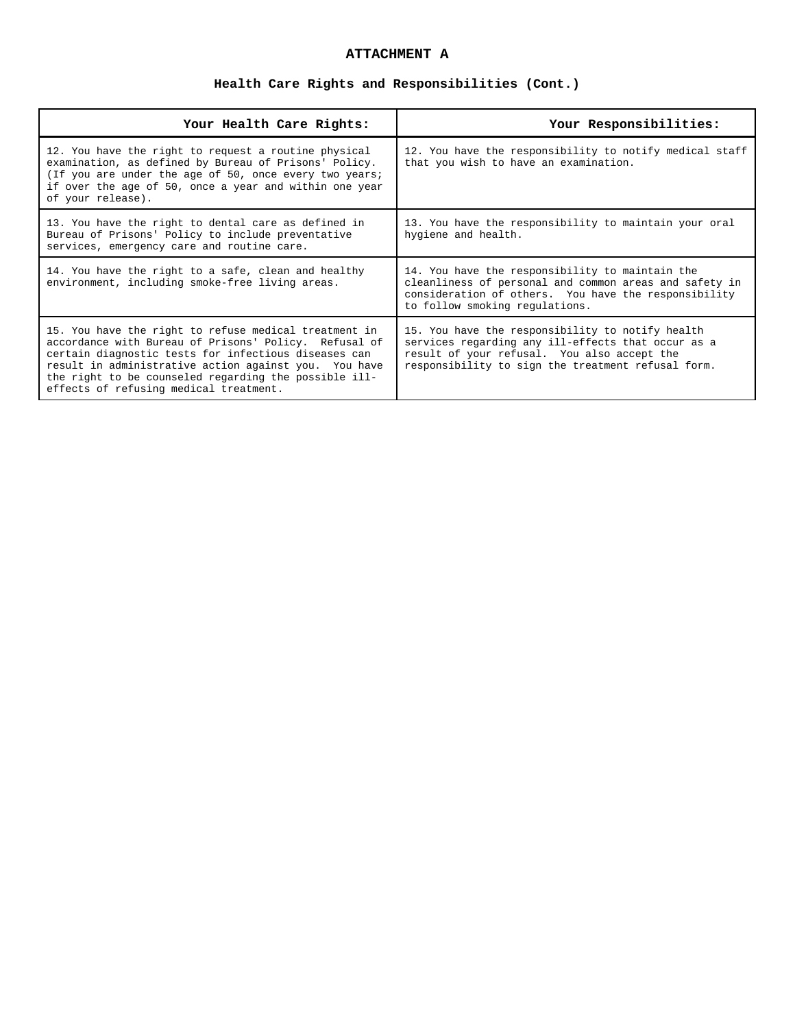## ATTACHMENT A

### Health Care Rights and Responsibilities (Cont.)

| Your Health Care Rights: | Your Responsibilities: |
|---|---|
| 12. You have the right to request a routine physical examination, as defined by Bureau of Prisons' Policy. (If you are under the age of 50, once every two years; if over the age of 50, once a year and within one year of your release). | 12. You have the responsibility to notify medical staff that you wish to have an examination. |
| 13. You have the right to dental care as defined in Bureau of Prisons' Policy to include preventative services, emergency care and routine care. | 13. You have the responsibility to maintain your oral hygiene and health. |
| 14. You have the right to a safe, clean and healthy environment, including smoke-free living areas. | 14. You have the responsibility to maintain the cleanliness of personal and common areas and safety in consideration of others. You have the responsibility to follow smoking regulations. |
| 15. You have the right to refuse medical treatment in accordance with Bureau of Prisons' Policy. Refusal of certain diagnostic tests for infectious diseases can result in administrative action against you. You have the right to be counseled regarding the possible ill-effects of refusing medical treatment. | 15. You have the responsibility to notify health services regarding any ill-effects that occur as a result of your refusal. You also accept the responsibility to sign the treatment refusal form. |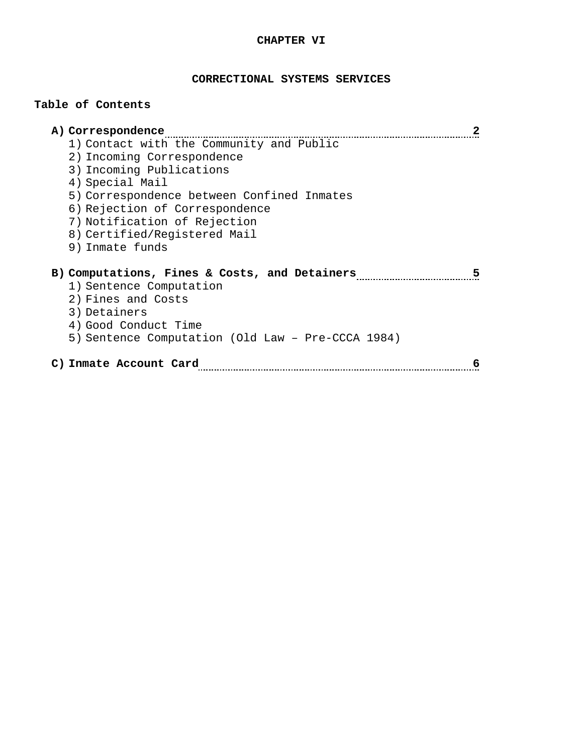# CHAPTER VI

## CORRECTIONAL SYSTEMS SERVICES

**Table of Contents**

**A) Correspondence .......... 2**

1) Contact with the Community and Public
2) Incoming Correspondence
3) Incoming Publications
4) Special Mail
5) Correspondence between Confined Inmates
6) Rejection of Correspondence
7) Notification of Rejection
8) Certified/Registered Mail
9) Inmate funds

**B) Computations, Fines & Costs, and Detainers .......... 5**

1) Sentence Computation
2) Fines and Costs
3) Detainers
4) Good Conduct Time
5) Sentence Computation (Old Law – Pre-CCCA 1984)

**C) Inmate Account Card .......... 6**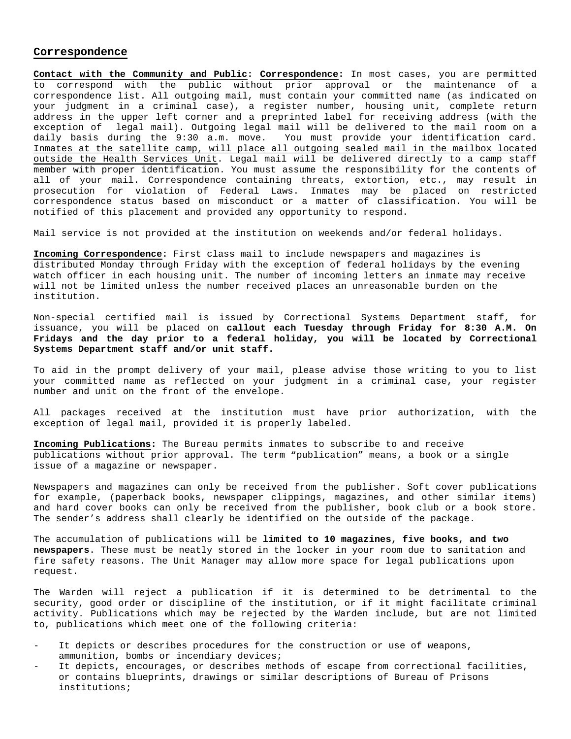## Correspondence

**Contact with the Community and Public: Correspondence:** In most cases, you are permitted to correspond with the public without prior approval or the maintenance of a correspondence list. All outgoing mail, must contain your committed name (as indicated on your judgment in a criminal case), a register number, housing unit, complete return address in the upper left corner and a preprinted label for receiving address (with the exception of legal mail). Outgoing legal mail will be delivered to the mail room on a daily basis during the 9:30 a.m. move. You must provide your identification card. Inmates at the satellite camp, will place all outgoing sealed mail in the mailbox located outside the Health Services Unit. Legal mail will be delivered directly to a camp staff member with proper identification. You must assume the responsibility for the contents of all of your mail. Correspondence containing threats, extortion, etc., may result in prosecution for violation of Federal Laws. Inmates may be placed on restricted correspondence status based on misconduct or a matter of classification. You will be notified of this placement and provided any opportunity to respond.

Mail service is not provided at the institution on weekends and/or federal holidays.

**Incoming Correspondence:** First class mail to include newspapers and magazines is distributed Monday through Friday with the exception of federal holidays by the evening watch officer in each housing unit. The number of incoming letters an inmate may receive will not be limited unless the number received places an unreasonable burden on the institution.

Non-special certified mail is issued by Correctional Systems Department staff, for issuance, you will be placed on **callout each Tuesday through Friday for 8:30 A.M. On Fridays and the day prior to a federal holiday, you will be located by Correctional Systems Department staff and/or unit staff.**

To aid in the prompt delivery of your mail, please advise those writing to you to list your committed name as reflected on your judgment in a criminal case, your register number and unit on the front of the envelope.

All packages received at the institution must have prior authorization, with the exception of legal mail, provided it is properly labeled.

**Incoming Publications:** The Bureau permits inmates to subscribe to and receive publications without prior approval. The term “publication” means, a book or a single issue of a magazine or newspaper.

Newspapers and magazines can only be received from the publisher. Soft cover publications for example, (paperback books, newspaper clippings, magazines, and other similar items) and hard cover books can only be received from the publisher, book club or a book store. The sender’s address shall clearly be identified on the outside of the package.

The accumulation of publications will be **limited to 10 magazines, five books, and two newspapers**. These must be neatly stored in the locker in your room due to sanitation and fire safety reasons. The Unit Manager may allow more space for legal publications upon request.

The Warden will reject a publication if it is determined to be detrimental to the security, good order or discipline of the institution, or if it might facilitate criminal activity. Publications which may be rejected by the Warden include, but are not limited to, publications which meet one of the following criteria:

- It depicts or describes procedures for the construction or use of weapons, ammunition, bombs or incendiary devices;
- It depicts, encourages, or describes methods of escape from correctional facilities, or contains blueprints, drawings or similar descriptions of Bureau of Prisons institutions;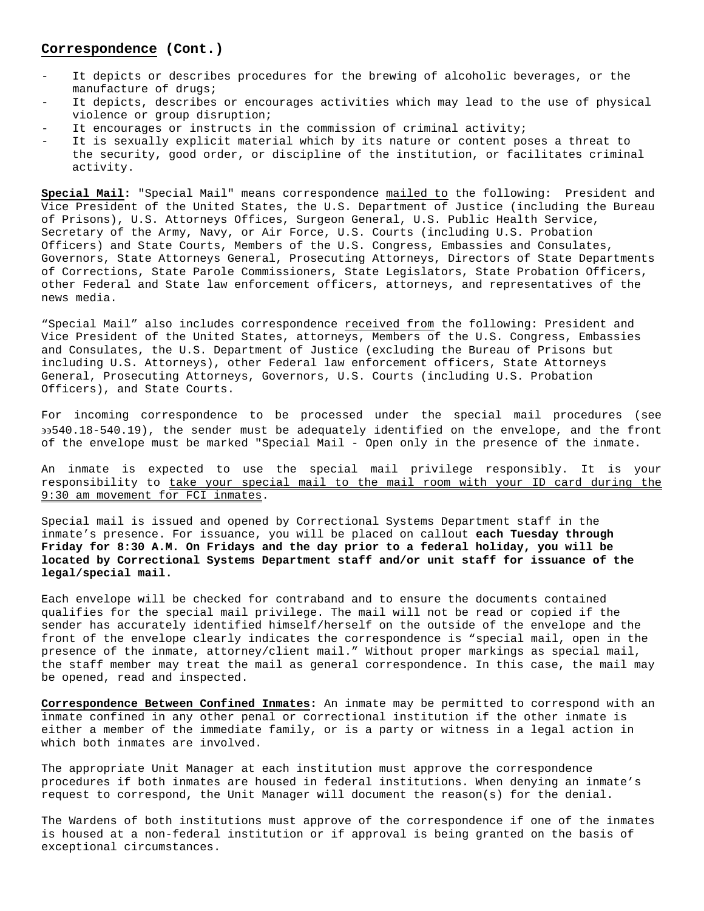## **Correspondence (Cont.)**

- It depicts or describes procedures for the brewing of alcoholic beverages, or the manufacture of drugs;
- It depicts, describes or encourages activities which may lead to the use of physical violence or group disruption;
- It encourages or instructs in the commission of criminal activity;
- It is sexually explicit material which by its nature or content poses a threat to the security, good order, or discipline of the institution, or facilitates criminal activity.

**Special Mail:** "Special Mail" means correspondence <u>mailed to</u> the following: President and Vice President of the United States, the U.S. Department of Justice (including the Bureau of Prisons), U.S. Attorneys Offices, Surgeon General, U.S. Public Health Service, Secretary of the Army, Navy, or Air Force, U.S. Courts (including U.S. Probation Officers) and State Courts, Members of the U.S. Congress, Embassies and Consulates, Governors, State Attorneys General, Prosecuting Attorneys, Directors of State Departments of Corrections, State Parole Commissioners, State Legislators, State Probation Officers, other Federal and State law enforcement officers, attorneys, and representatives of the news media.

"Special Mail" also includes correspondence <u>received from</u> the following: President and Vice President of the United States, attorneys, Members of the U.S. Congress, Embassies and Consulates, the U.S. Department of Justice (excluding the Bureau of Prisons but including U.S. Attorneys), other Federal law enforcement officers, State Attorneys General, Prosecuting Attorneys, Governors, U.S. Courts (including U.S. Probation Officers), and State Courts.

For incoming correspondence to be processed under the special mail procedures (see §§540.18-540.19), the sender must be adequately identified on the envelope, and the front of the envelope must be marked "Special Mail - Open only in the presence of the inmate.

An inmate is expected to use the special mail privilege responsibly. It is your responsibility to <u>take your special mail to the mail room with your ID card during the 9:30 am movement for FCI inmates</u>.

Special mail is issued and opened by Correctional Systems Department staff in the inmate's presence. For issuance, you will be placed on callout **each Tuesday through Friday for 8:30 A.M. On Fridays and the day prior to a federal holiday, you will be located by Correctional Systems Department staff and/or unit staff for issuance of the legal/special mail.**

Each envelope will be checked for contraband and to ensure the documents contained qualifies for the special mail privilege. The mail will not be read or copied if the sender has accurately identified himself/herself on the outside of the envelope and the front of the envelope clearly indicates the correspondence is "special mail, open in the presence of the inmate, attorney/client mail." Without proper markings as special mail, the staff member may treat the mail as general correspondence. In this case, the mail may be opened, read and inspected.

**Correspondence Between Confined Inmates:** An inmate may be permitted to correspond with an inmate confined in any other penal or correctional institution if the other inmate is either a member of the immediate family, or is a party or witness in a legal action in which both inmates are involved.

The appropriate Unit Manager at each institution must approve the correspondence procedures if both inmates are housed in federal institutions. When denying an inmate's request to correspond, the Unit Manager will document the reason(s) for the denial.

The Wardens of both institutions must approve of the correspondence if one of the inmates is housed at a non-federal institution or if approval is being granted on the basis of exceptional circumstances.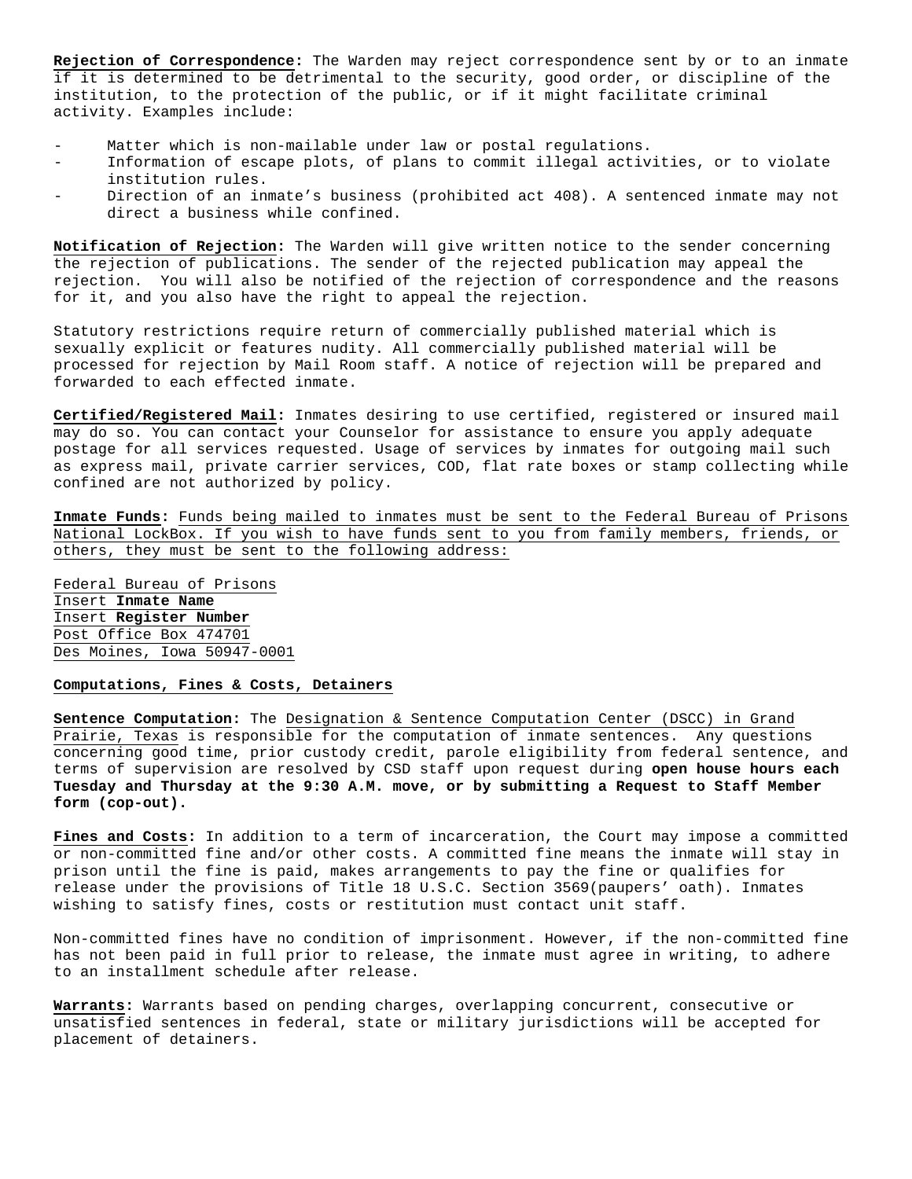**Rejection of Correspondence:** The Warden may reject correspondence sent by or to an inmate if it is determined to be detrimental to the security, good order, or discipline of the institution, to the protection of the public, or if it might facilitate criminal activity. Examples include:

- Matter which is non-mailable under law or postal regulations.
- Information of escape plots, of plans to commit illegal activities, or to violate institution rules.
- Direction of an inmate's business (prohibited act 408). A sentenced inmate may not direct a business while confined.

**Notification of Rejection:** The Warden will give written notice to the sender concerning the rejection of publications. The sender of the rejected publication may appeal the rejection. You will also be notified of the rejection of correspondence and the reasons for it, and you also have the right to appeal the rejection.

Statutory restrictions require return of commercially published material which is sexually explicit or features nudity. All commercially published material will be processed for rejection by Mail Room staff. A notice of rejection will be prepared and forwarded to each effected inmate.

**Certified/Registered Mail:** Inmates desiring to use certified, registered or insured mail may do so. You can contact your Counselor for assistance to ensure you apply adequate postage for all services requested. Usage of services by inmates for outgoing mail such as express mail, private carrier services, COD, flat rate boxes or stamp collecting while confined are not authorized by policy.

**Inmate Funds:** Funds being mailed to inmates must be sent to the Federal Bureau of Prisons National LockBox. If you wish to have funds sent to you from family members, friends, or others, they must be sent to the following address:

Federal Bureau of Prisons
Insert **Inmate Name**
Insert **Register Number**
Post Office Box 474701
Des Moines, Iowa 50947-0001

**Computations, Fines & Costs, Detainers**

**Sentence Computation:** The Designation & Sentence Computation Center (DSCC) in Grand Prairie, Texas is responsible for the computation of inmate sentences. Any questions concerning good time, prior custody credit, parole eligibility from federal sentence, and terms of supervision are resolved by CSD staff upon request during **open house hours each Tuesday and Thursday at the 9:30 A.M. move, or by submitting a Request to Staff Member form (cop-out).**

**Fines and Costs:** In addition to a term of incarceration, the Court may impose a committed or non-committed fine and/or other costs. A committed fine means the inmate will stay in prison until the fine is paid, makes arrangements to pay the fine or qualifies for release under the provisions of Title 18 U.S.C. Section 3569(paupers' oath). Inmates wishing to satisfy fines, costs or restitution must contact unit staff.

Non-committed fines have no condition of imprisonment. However, if the non-committed fine has not been paid in full prior to release, the inmate must agree in writing, to adhere to an installment schedule after release.

**Warrants:** Warrants based on pending charges, overlapping concurrent, consecutive or unsatisfied sentences in federal, state or military jurisdictions will be accepted for placement of detainers.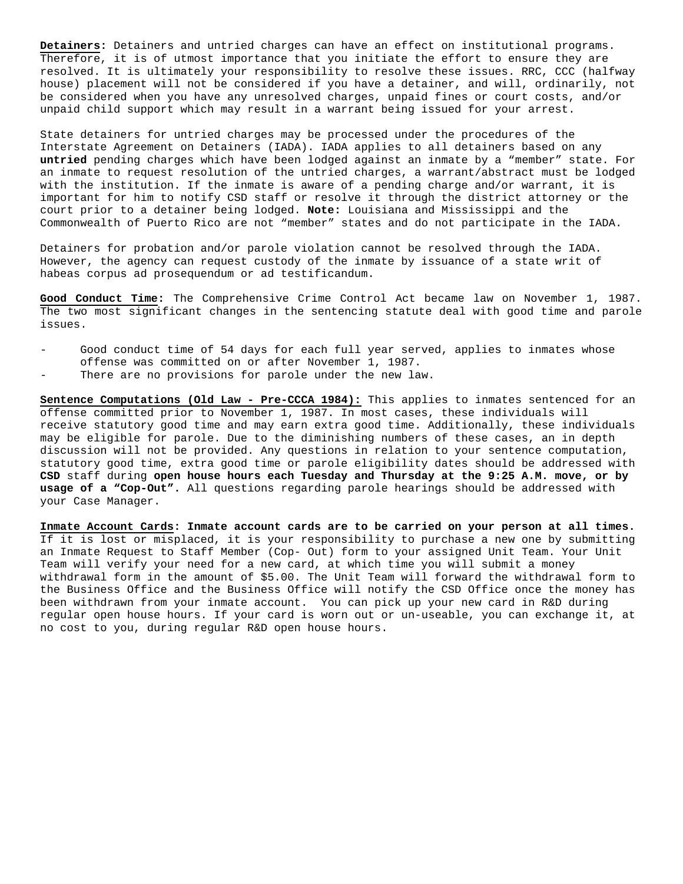**Detainers:** Detainers and untried charges can have an effect on institutional programs. Therefore, it is of utmost importance that you initiate the effort to ensure they are resolved. It is ultimately your responsibility to resolve these issues. RRC, CCC (halfway house) placement will not be considered if you have a detainer, and will, ordinarily, not be considered when you have any unresolved charges, unpaid fines or court costs, and/or unpaid child support which may result in a warrant being issued for your arrest.

State detainers for untried charges may be processed under the procedures of the Interstate Agreement on Detainers (IADA). IADA applies to all detainers based on any **untried** pending charges which have been lodged against an inmate by a "member" state. For an inmate to request resolution of the untried charges, a warrant/abstract must be lodged with the institution. If the inmate is aware of a pending charge and/or warrant, it is important for him to notify CSD staff or resolve it through the district attorney or the court prior to a detainer being lodged. **Note:** Louisiana and Mississippi and the Commonwealth of Puerto Rico are not "member" states and do not participate in the IADA.

Detainers for probation and/or parole violation cannot be resolved through the IADA. However, the agency can request custody of the inmate by issuance of a state writ of habeas corpus ad prosequendum or ad testificandum.

**Good Conduct Time:** The Comprehensive Crime Control Act became law on November 1, 1987. The two most significant changes in the sentencing statute deal with good time and parole issues.

- Good conduct time of 54 days for each full year served, applies to inmates whose offense was committed on or after November 1, 1987.
- There are no provisions for parole under the new law.

**Sentence Computations (Old Law - Pre-CCCA 1984):** This applies to inmates sentenced for an offense committed prior to November 1, 1987. In most cases, these individuals will receive statutory good time and may earn extra good time. Additionally, these individuals may be eligible for parole. Due to the diminishing numbers of these cases, an in depth discussion will not be provided. Any questions in relation to your sentence computation, statutory good time, extra good time or parole eligibility dates should be addressed with **CSD** staff during **open house hours each Tuesday and Thursday at the 9:25 A.M. move, or by usage of a "Cop-Out".** All questions regarding parole hearings should be addressed with your Case Manager.

**Inmate Account Cards: Inmate account cards are to be carried on your person at all times.** If it is lost or misplaced, it is your responsibility to purchase a new one by submitting an Inmate Request to Staff Member (Cop- Out) form to your assigned Unit Team. Your Unit Team will verify your need for a new card, at which time you will submit a money withdrawal form in the amount of $5.00. The Unit Team will forward the withdrawal form to the Business Office and the Business Office will notify the CSD Office once the money has been withdrawn from your inmate account. You can pick up your new card in R&D during regular open house hours. If your card is worn out or un-useable, you can exchange it, at no cost to you, during regular R&D open house hours.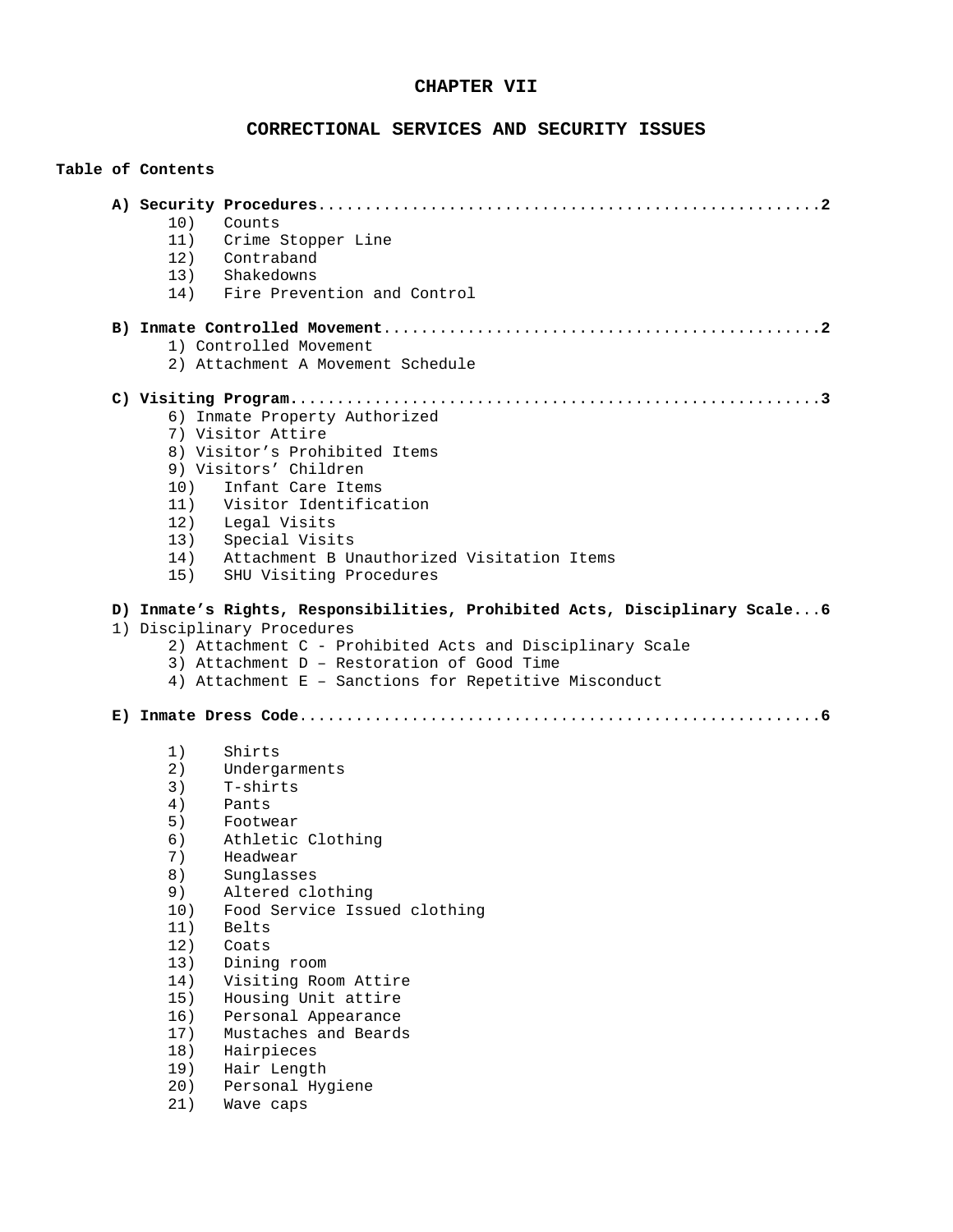# CHAPTER VII

## CORRECTIONAL SERVICES AND SECURITY ISSUES

**Table of Contents**

**A) Security Procedures......................................................2**

10) Counts
11) Crime Stopper Line
12) Contraband
13) Shakedowns
14) Fire Prevention and Control

**B) Inmate Controlled Movement..............................................2**

1) Controlled Movement
2) Attachment A Movement Schedule

**C) Visiting Program.........................................................3**

6) Inmate Property Authorized
7) Visitor Attire
8) Visitor's Prohibited Items
9) Visitors' Children
10) Infant Care Items
11) Visitor Identification
12) Legal Visits
13) Special Visits
14) Attachment B Unauthorized Visitation Items
15) SHU Visiting Procedures

**D) Inmate's Rights, Responsibilities, Prohibited Acts, Disciplinary Scale...6**

1) Disciplinary Procedures
2) Attachment C - Prohibited Acts and Disciplinary Scale
3) Attachment D – Restoration of Good Time
4) Attachment E – Sanctions for Repetitive Misconduct

**E) Inmate Dress Code.........................................................6**

1) Shirts
2) Undergarments
3) T-shirts
4) Pants
5) Footwear
6) Athletic Clothing
7) Headwear
8) Sunglasses
9) Altered clothing
10) Food Service Issued clothing
11) Belts
12) Coats
13) Dining room
14) Visiting Room Attire
15) Housing Unit attire
16) Personal Appearance
17) Mustaches and Beards
18) Hairpieces
19) Hair Length
20) Personal Hygiene
21) Wave caps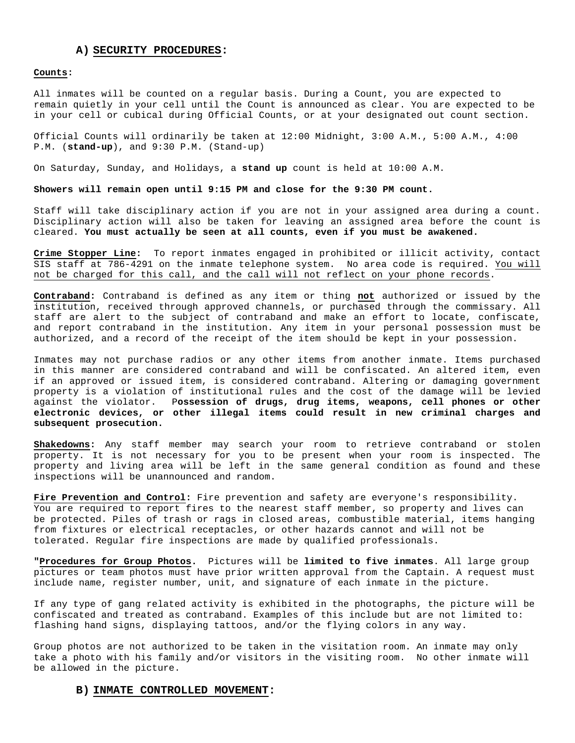## A) SECURITY PROCEDURES:

**Counts:**

All inmates will be counted on a regular basis. During a Count, you are expected to remain quietly in your cell until the Count is announced as clear. You are expected to be in your cell or cubical during Official Counts, or at your designated out count section.

Official Counts will ordinarily be taken at 12:00 Midnight, 3:00 A.M., 5:00 A.M., 4:00 P.M. (**stand-up**), and 9:30 P.M. (Stand-up)

On Saturday, Sunday, and Holidays, a **stand up** count is held at 10:00 A.M.

**Showers will remain open until 9:15 PM and close for the 9:30 PM count.**

Staff will take disciplinary action if you are not in your assigned area during a count. Disciplinary action will also be taken for leaving an assigned area before the count is cleared. **You must actually be seen at all counts, even if you must be awakened.**

**Crime Stopper Line:** To report inmates engaged in prohibited or illicit activity, contact SIS staff at 786-4291 on the inmate telephone system. No area code is required. You will not be charged for this call, and the call will not reflect on your phone records.

**Contraband:** Contraband is defined as any item or thing **not** authorized or issued by the institution, received through approved channels, or purchased through the commissary. All staff are alert to the subject of contraband and make an effort to locate, confiscate, and report contraband in the institution. Any item in your personal possession must be authorized, and a record of the receipt of the item should be kept in your possession.

Inmates may not purchase radios or any other items from another inmate. Items purchased in this manner are considered contraband and will be confiscated. An altered item, even if an approved or issued item, is considered contraband. Altering or damaging government property is a violation of institutional rules and the cost of the damage will be levied against the violator. **Possession of drugs, drug items, weapons, cell phones or other electronic devices, or other illegal items could result in new criminal charges and subsequent prosecution.**

**Shakedowns:** Any staff member may search your room to retrieve contraband or stolen property. It is not necessary for you to be present when your room is inspected. The property and living area will be left in the same general condition as found and these inspections will be unannounced and random.

**Fire Prevention and Control:** Fire prevention and safety are everyone's responsibility. You are required to report fires to the nearest staff member, so property and lives can be protected. Piles of trash or rags in closed areas, combustible material, items hanging from fixtures or electrical receptacles, or other hazards cannot and will not be tolerated. Regular fire inspections are made by qualified professionals.

**"Procedures for Group Photos.** Pictures will be **limited to five inmates**. All large group pictures or team photos must have prior written approval from the Captain. A request must include name, register number, unit, and signature of each inmate in the picture.

If any type of gang related activity is exhibited in the photographs, the picture will be confiscated and treated as contraband. Examples of this include but are not limited to: flashing hand signs, displaying tattoos, and/or the flying colors in any way.

Group photos are not authorized to be taken in the visitation room. An inmate may only take a photo with his family and/or visitors in the visiting room. No other inmate will be allowed in the picture.

## B) INMATE CONTROLLED MOVEMENT: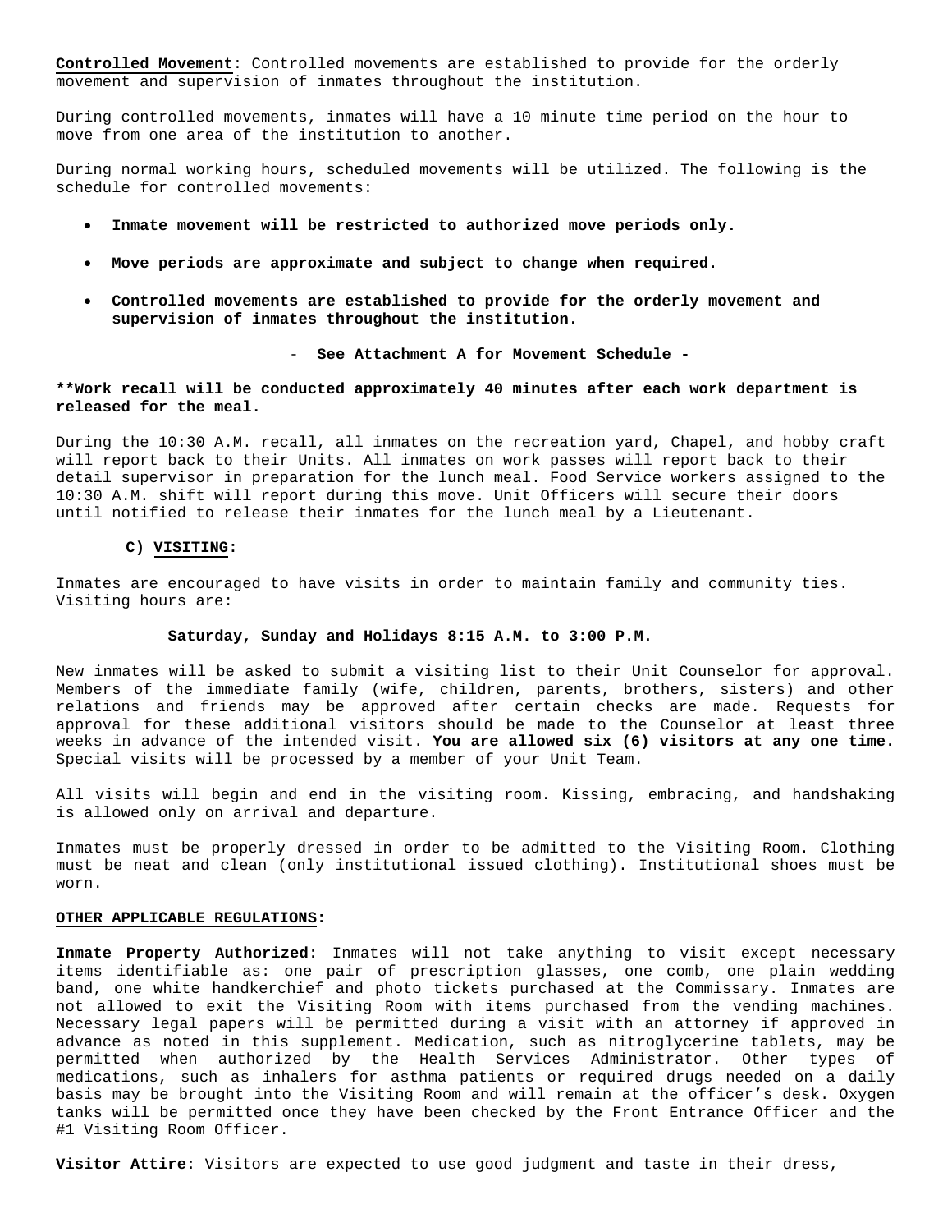**Controlled Movement**: Controlled movements are established to provide for the orderly movement and supervision of inmates throughout the institution.

During controlled movements, inmates will have a 10 minute time period on the hour to move from one area of the institution to another.

During normal working hours, scheduled movements will be utilized. The following is the schedule for controlled movements:

- **Inmate movement will be restricted to authorized move periods only.**
- **Move periods are approximate and subject to change when required.**
- **Controlled movements are established to provide for the orderly movement and supervision of inmates throughout the institution.**

- **See Attachment A for Movement Schedule -**

****Work recall will be conducted approximately 40 minutes after each work department is released for the meal.**

During the 10:30 A.M. recall, all inmates on the recreation yard, Chapel, and hobby craft will report back to their Units. All inmates on work passes will report back to their detail supervisor in preparation for the lunch meal. Food Service workers assigned to the 10:30 A.M. shift will report during this move. Unit Officers will secure their doors until notified to release their inmates for the lunch meal by a Lieutenant.

**C) VISITING:**

Inmates are encouraged to have visits in order to maintain family and community ties. Visiting hours are:

**Saturday, Sunday and Holidays 8:15 A.M. to 3:00 P.M.**

New inmates will be asked to submit a visiting list to their Unit Counselor for approval. Members of the immediate family (wife, children, parents, brothers, sisters) and other relations and friends may be approved after certain checks are made. Requests for approval for these additional visitors should be made to the Counselor at least three weeks in advance of the intended visit. **You are allowed six (6) visitors at any one time.** Special visits will be processed by a member of your Unit Team.

All visits will begin and end in the visiting room. Kissing, embracing, and handshaking is allowed only on arrival and departure.

Inmates must be properly dressed in order to be admitted to the Visiting Room. Clothing must be neat and clean (only institutional issued clothing). Institutional shoes must be worn.

**OTHER APPLICABLE REGULATIONS:**

**Inmate Property Authorized**: Inmates will not take anything to visit except necessary items identifiable as: one pair of prescription glasses, one comb, one plain wedding band, one white handkerchief and photo tickets purchased at the Commissary. Inmates are not allowed to exit the Visiting Room with items purchased from the vending machines. Necessary legal papers will be permitted during a visit with an attorney if approved in advance as noted in this supplement. Medication, such as nitroglycerine tablets, may be permitted when authorized by the Health Services Administrator. Other types of medications, such as inhalers for asthma patients or required drugs needed on a daily basis may be brought into the Visiting Room and will remain at the officer's desk. Oxygen tanks will be permitted once they have been checked by the Front Entrance Officer and the #1 Visiting Room Officer.

**Visitor Attire**: Visitors are expected to use good judgment and taste in their dress,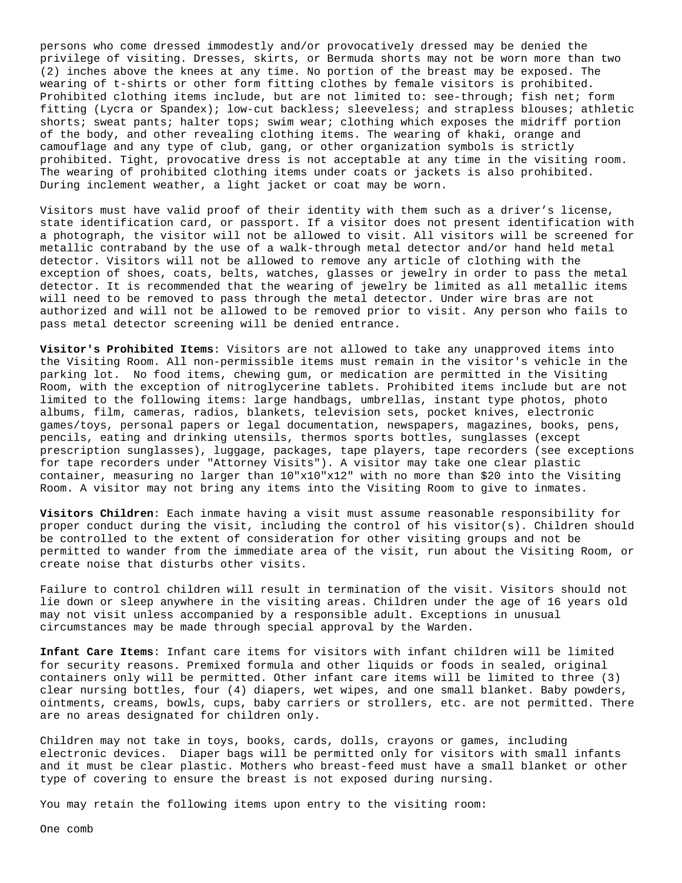persons who come dressed immodestly and/or provocatively dressed may be denied the privilege of visiting. Dresses, skirts, or Bermuda shorts may not be worn more than two (2) inches above the knees at any time. No portion of the breast may be exposed. The wearing of t-shirts or other form fitting clothes by female visitors is prohibited. Prohibited clothing items include, but are not limited to: see-through; fish net; form fitting (Lycra or Spandex); low-cut backless; sleeveless; and strapless blouses; athletic shorts; sweat pants; halter tops; swim wear; clothing which exposes the midriff portion of the body, and other revealing clothing items. The wearing of khaki, orange and camouflage and any type of club, gang, or other organization symbols is strictly prohibited. Tight, provocative dress is not acceptable at any time in the visiting room. The wearing of prohibited clothing items under coats or jackets is also prohibited. During inclement weather, a light jacket or coat may be worn.

Visitors must have valid proof of their identity with them such as a driver's license, state identification card, or passport. If a visitor does not present identification with a photograph, the visitor will not be allowed to visit. All visitors will be screened for metallic contraband by the use of a walk-through metal detector and/or hand held metal detector. Visitors will not be allowed to remove any article of clothing with the exception of shoes, coats, belts, watches, glasses or jewelry in order to pass the metal detector. It is recommended that the wearing of jewelry be limited as all metallic items will need to be removed to pass through the metal detector. Under wire bras are not authorized and will not be allowed to be removed prior to visit. Any person who fails to pass metal detector screening will be denied entrance.

**Visitor's Prohibited Items**: Visitors are not allowed to take any unapproved items into the Visiting Room. All non-permissible items must remain in the visitor's vehicle in the parking lot. No food items, chewing gum, or medication are permitted in the Visiting Room, with the exception of nitroglycerine tablets. Prohibited items include but are not limited to the following items: large handbags, umbrellas, instant type photos, photo albums, film, cameras, radios, blankets, television sets, pocket knives, electronic games/toys, personal papers or legal documentation, newspapers, magazines, books, pens, pencils, eating and drinking utensils, thermos sports bottles, sunglasses (except prescription sunglasses), luggage, packages, tape players, tape recorders (see exceptions for tape recorders under "Attorney Visits"). A visitor may take one clear plastic container, measuring no larger than 10"x10"x12" with no more than $20 into the Visiting Room. A visitor may not bring any items into the Visiting Room to give to inmates.

**Visitors Children**: Each inmate having a visit must assume reasonable responsibility for proper conduct during the visit, including the control of his visitor(s). Children should be controlled to the extent of consideration for other visiting groups and not be permitted to wander from the immediate area of the visit, run about the Visiting Room, or create noise that disturbs other visits.

Failure to control children will result in termination of the visit. Visitors should not lie down or sleep anywhere in the visiting areas. Children under the age of 16 years old may not visit unless accompanied by a responsible adult. Exceptions in unusual circumstances may be made through special approval by the Warden.

**Infant Care Items**: Infant care items for visitors with infant children will be limited for security reasons. Premixed formula and other liquids or foods in sealed, original containers only will be permitted. Other infant care items will be limited to three (3) clear nursing bottles, four (4) diapers, wet wipes, and one small blanket. Baby powders, ointments, creams, bowls, cups, baby carriers or strollers, etc. are not permitted. There are no areas designated for children only.

Children may not take in toys, books, cards, dolls, crayons or games, including electronic devices. Diaper bags will be permitted only for visitors with small infants and it must be clear plastic. Mothers who breast-feed must have a small blanket or other type of covering to ensure the breast is not exposed during nursing.

You may retain the following items upon entry to the visiting room:

One comb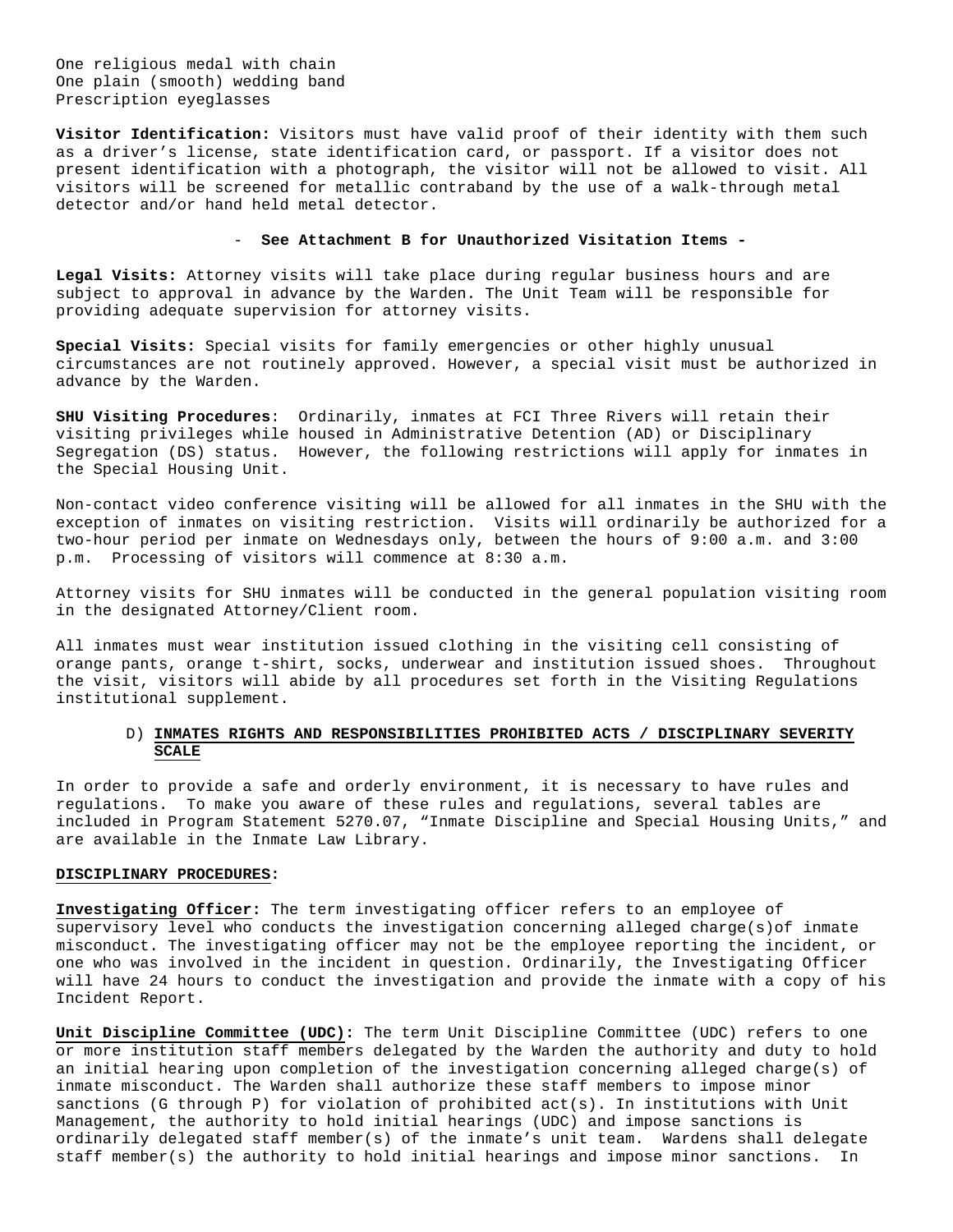One religious medal with chain
One plain (smooth) wedding band
Prescription eyeglasses

**Visitor Identification:** Visitors must have valid proof of their identity with them such as a driver's license, state identification card, or passport. If a visitor does not present identification with a photograph, the visitor will not be allowed to visit. All visitors will be screened for metallic contraband by the use of a walk-through metal detector and/or hand held metal detector.

- **See Attachment B for Unauthorized Visitation Items -**

**Legal Visits:** Attorney visits will take place during regular business hours and are subject to approval in advance by the Warden. The Unit Team will be responsible for providing adequate supervision for attorney visits.

**Special Visits:** Special visits for family emergencies or other highly unusual circumstances are not routinely approved. However, a special visit must be authorized in advance by the Warden.

**SHU Visiting Procedures**: Ordinarily, inmates at FCI Three Rivers will retain their visiting privileges while housed in Administrative Detention (AD) or Disciplinary Segregation (DS) status. However, the following restrictions will apply for inmates in the Special Housing Unit.

Non-contact video conference visiting will be allowed for all inmates in the SHU with the exception of inmates on visiting restriction. Visits will ordinarily be authorized for a two-hour period per inmate on Wednesdays only, between the hours of 9:00 a.m. and 3:00 p.m. Processing of visitors will commence at 8:30 a.m.

Attorney visits for SHU inmates will be conducted in the general population visiting room in the designated Attorney/Client room.

All inmates must wear institution issued clothing in the visiting cell consisting of orange pants, orange t-shirt, socks, underwear and institution issued shoes. Throughout the visit, visitors will abide by all procedures set forth in the Visiting Regulations institutional supplement.

### D) INMATES RIGHTS AND RESPONSIBILITIES PROHIBITED ACTS / DISCIPLINARY SEVERITY SCALE

In order to provide a safe and orderly environment, it is necessary to have rules and regulations. To make you aware of these rules and regulations, several tables are included in Program Statement 5270.07, "Inmate Discipline and Special Housing Units," and are available in the Inmate Law Library.

**DISCIPLINARY PROCEDURES:**

**Investigating Officer:** The term investigating officer refers to an employee of supervisory level who conducts the investigation concerning alleged charge(s)of inmate misconduct. The investigating officer may not be the employee reporting the incident, or one who was involved in the incident in question. Ordinarily, the Investigating Officer will have 24 hours to conduct the investigation and provide the inmate with a copy of his Incident Report.

**Unit Discipline Committee (UDC):** The term Unit Discipline Committee (UDC) refers to one or more institution staff members delegated by the Warden the authority and duty to hold an initial hearing upon completion of the investigation concerning alleged charge(s) of inmate misconduct. The Warden shall authorize these staff members to impose minor sanctions (G through P) for violation of prohibited act(s). In institutions with Unit Management, the authority to hold initial hearings (UDC) and impose sanctions is ordinarily delegated staff member(s) of the inmate's unit team. Wardens shall delegate staff member(s) the authority to hold initial hearings and impose minor sanctions. In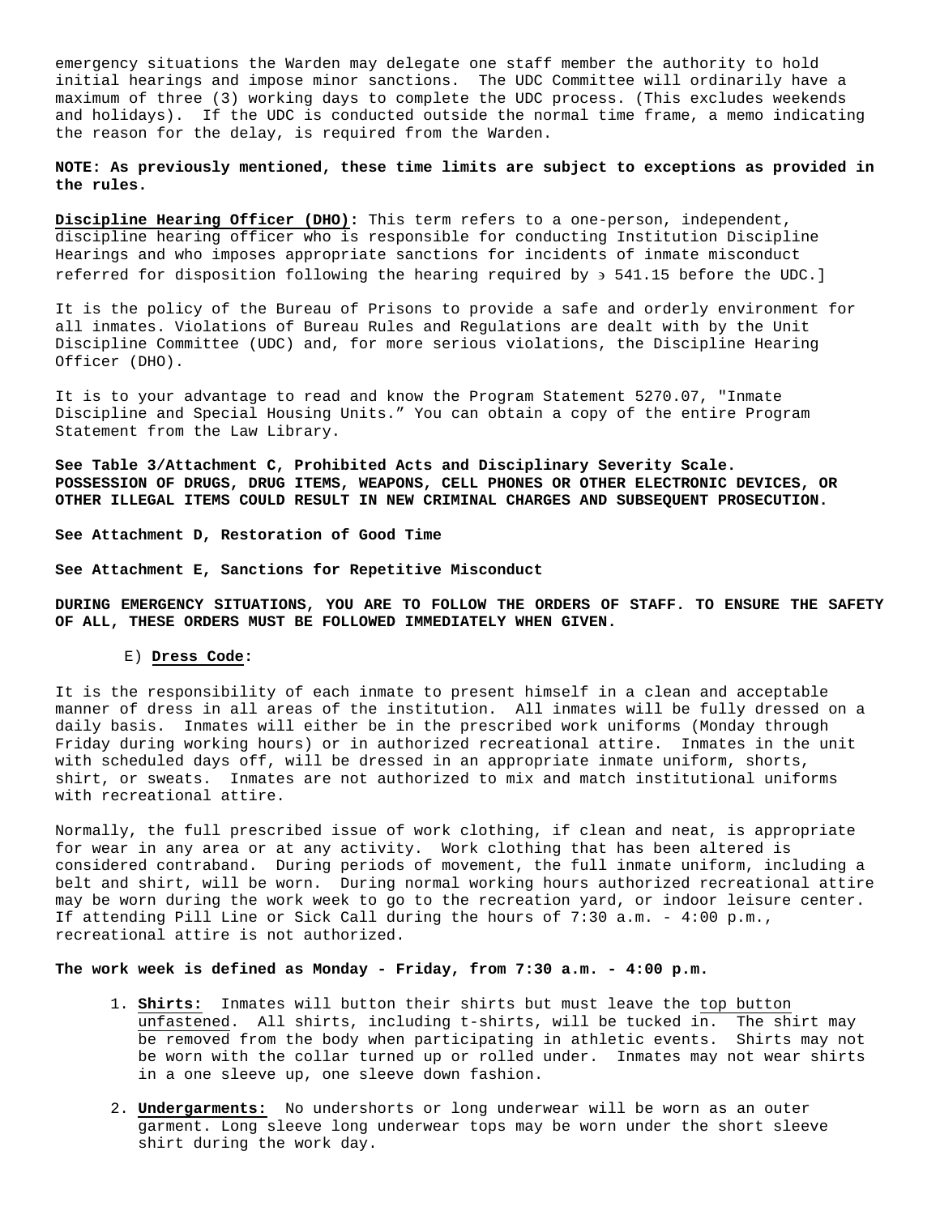emergency situations the Warden may delegate one staff member the authority to hold initial hearings and impose minor sanctions. The UDC Committee will ordinarily have a maximum of three (3) working days to complete the UDC process. (This excludes weekends and holidays). If the UDC is conducted outside the normal time frame, a memo indicating the reason for the delay, is required from the Warden.

**NOTE: As previously mentioned, these time limits are subject to exceptions as provided in the rules.**

**Discipline Hearing Officer (DHO):** This term refers to a one-person, independent, discipline hearing officer who is responsible for conducting Institution Discipline Hearings and who imposes appropriate sanctions for incidents of inmate misconduct referred for disposition following the hearing required by ϶ 541.15 before the UDC.]

It is the policy of the Bureau of Prisons to provide a safe and orderly environment for all inmates. Violations of Bureau Rules and Regulations are dealt with by the Unit Discipline Committee (UDC) and, for more serious violations, the Discipline Hearing Officer (DHO).

It is to your advantage to read and know the Program Statement 5270.07, "Inmate Discipline and Special Housing Units." You can obtain a copy of the entire Program Statement from the Law Library.

**See Table 3/Attachment C, Prohibited Acts and Disciplinary Severity Scale. POSSESSION OF DRUGS, DRUG ITEMS, WEAPONS, CELL PHONES OR OTHER ELECTRONIC DEVICES, OR OTHER ILLEGAL ITEMS COULD RESULT IN NEW CRIMINAL CHARGES AND SUBSEQUENT PROSECUTION.**

**See Attachment D, Restoration of Good Time**

**See Attachment E, Sanctions for Repetitive Misconduct**

**DURING EMERGENCY SITUATIONS, YOU ARE TO FOLLOW THE ORDERS OF STAFF. TO ENSURE THE SAFETY OF ALL, THESE ORDERS MUST BE FOLLOWED IMMEDIATELY WHEN GIVEN.**

E) **Dress Code:**

It is the responsibility of each inmate to present himself in a clean and acceptable manner of dress in all areas of the institution. All inmates will be fully dressed on a daily basis. Inmates will either be in the prescribed work uniforms (Monday through Friday during working hours) or in authorized recreational attire. Inmates in the unit with scheduled days off, will be dressed in an appropriate inmate uniform, shorts, shirt, or sweats. Inmates are not authorized to mix and match institutional uniforms with recreational attire.

Normally, the full prescribed issue of work clothing, if clean and neat, is appropriate for wear in any area or at any activity. Work clothing that has been altered is considered contraband. During periods of movement, the full inmate uniform, including a belt and shirt, will be worn. During normal working hours authorized recreational attire may be worn during the work week to go to the recreation yard, or indoor leisure center. If attending Pill Line or Sick Call during the hours of 7:30 a.m. - 4:00 p.m., recreational attire is not authorized.

**The work week is defined as Monday - Friday, from 7:30 a.m. - 4:00 p.m.**

1. **Shirts:** Inmates will button their shirts but must leave the top button unfastened. All shirts, including t-shirts, will be tucked in. The shirt may be removed from the body when participating in athletic events. Shirts may not be worn with the collar turned up or rolled under. Inmates may not wear shirts in a one sleeve up, one sleeve down fashion.

2. **Undergarments:** No undershorts or long underwear will be worn as an outer garment. Long sleeve long underwear tops may be worn under the short sleeve shirt during the work day.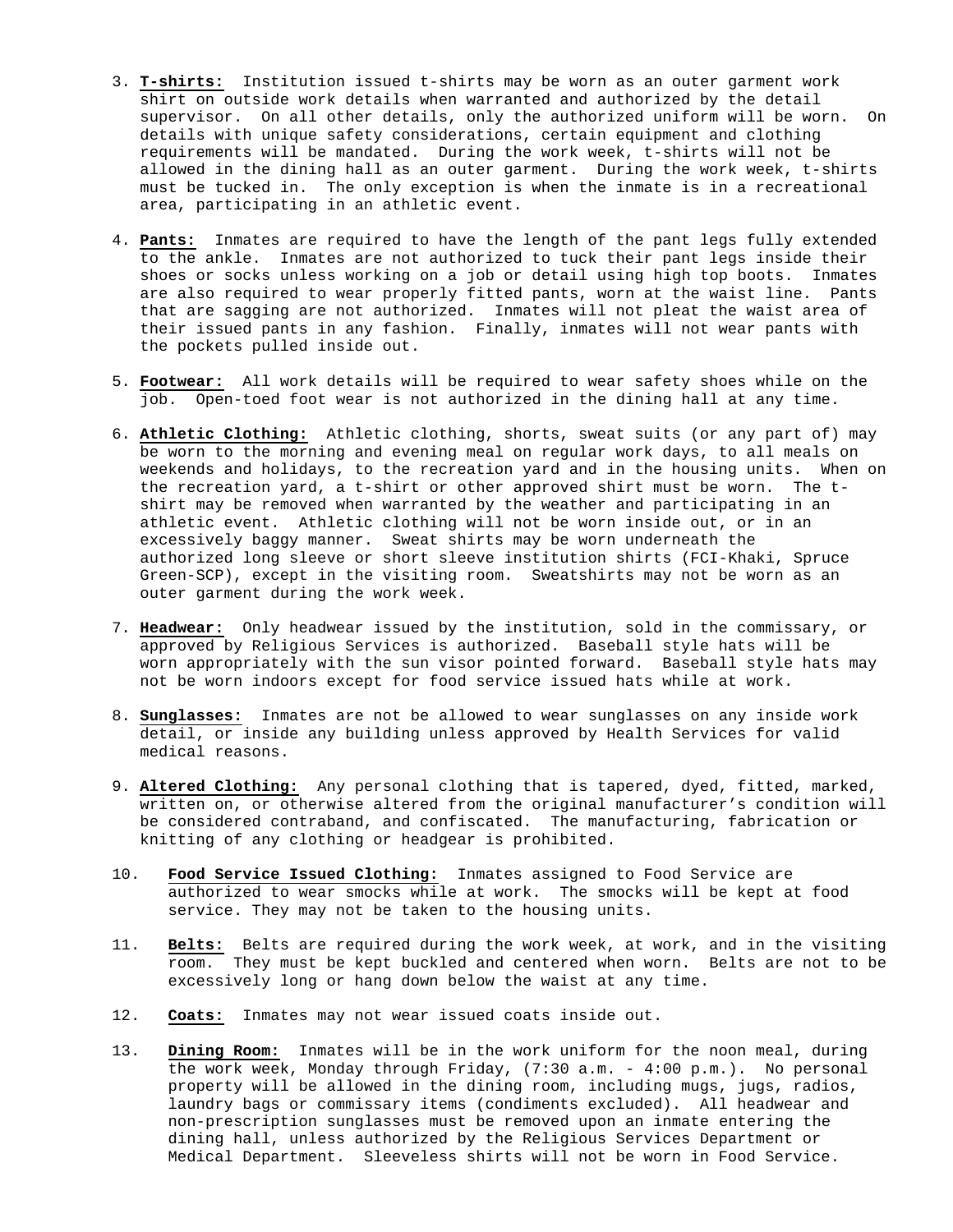3. **T-shirts:** Institution issued t-shirts may be worn as an outer garment work shirt on outside work details when warranted and authorized by the detail supervisor. On all other details, only the authorized uniform will be worn. On details with unique safety considerations, certain equipment and clothing requirements will be mandated. During the work week, t-shirts will not be allowed in the dining hall as an outer garment. During the work week, t-shirts must be tucked in. The only exception is when the inmate is in a recreational area, participating in an athletic event.

4. **Pants:** Inmates are required to have the length of the pant legs fully extended to the ankle. Inmates are not authorized to tuck their pant legs inside their shoes or socks unless working on a job or detail using high top boots. Inmates are also required to wear properly fitted pants, worn at the waist line. Pants that are sagging are not authorized. Inmates will not pleat the waist area of their issued pants in any fashion. Finally, inmates will not wear pants with the pockets pulled inside out.

5. **Footwear:** All work details will be required to wear safety shoes while on the job. Open-toed foot wear is not authorized in the dining hall at any time.

6. **Athletic Clothing:** Athletic clothing, shorts, sweat suits (or any part of) may be worn to the morning and evening meal on regular work days, to all meals on weekends and holidays, to the recreation yard and in the housing units. When on the recreation yard, a t-shirt or other approved shirt must be worn. The t-shirt may be removed when warranted by the weather and participating in an athletic event. Athletic clothing will not be worn inside out, or in an excessively baggy manner. Sweat shirts may be worn underneath the authorized long sleeve or short sleeve institution shirts (FCI-Khaki, Spruce Green-SCP), except in the visiting room. Sweatshirts may not be worn as an outer garment during the work week.

7. **Headwear:** Only headwear issued by the institution, sold in the commissary, or approved by Religious Services is authorized. Baseball style hats will be worn appropriately with the sun visor pointed forward. Baseball style hats may not be worn indoors except for food service issued hats while at work.

8. **Sunglasses:** Inmates are not be allowed to wear sunglasses on any inside work detail, or inside any building unless approved by Health Services for valid medical reasons.

9. **Altered Clothing:** Any personal clothing that is tapered, dyed, fitted, marked, written on, or otherwise altered from the original manufacturer's condition will be considered contraband, and confiscated. The manufacturing, fabrication or knitting of any clothing or headgear is prohibited.

10. **Food Service Issued Clothing:** Inmates assigned to Food Service are authorized to wear smocks while at work. The smocks will be kept at food service. They may not be taken to the housing units.

11. **Belts:** Belts are required during the work week, at work, and in the visiting room. They must be kept buckled and centered when worn. Belts are not to be excessively long or hang down below the waist at any time.

12. **Coats:** Inmates may not wear issued coats inside out.

13. **Dining Room:** Inmates will be in the work uniform for the noon meal, during the work week, Monday through Friday, (7:30 a.m. - 4:00 p.m.). No personal property will be allowed in the dining room, including mugs, jugs, radios, laundry bags or commissary items (condiments excluded). All headwear and non-prescription sunglasses must be removed upon an inmate entering the dining hall, unless authorized by the Religious Services Department or Medical Department. Sleeveless shirts will not be worn in Food Service.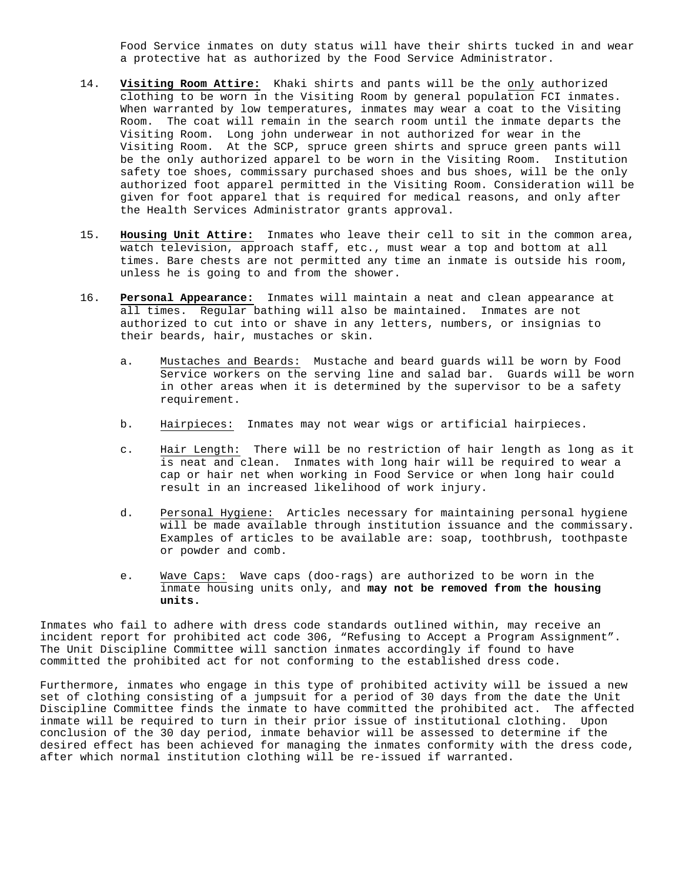Food Service inmates on duty status will have their shirts tucked in and wear a protective hat as authorized by the Food Service Administrator.

14. **Visiting Room Attire:** Khaki shirts and pants will be the only authorized clothing to be worn in the Visiting Room by general population FCI inmates. When warranted by low temperatures, inmates may wear a coat to the Visiting Room. The coat will remain in the search room until the inmate departs the Visiting Room. Long john underwear in not authorized for wear in the Visiting Room. At the SCP, spruce green shirts and spruce green pants will be the only authorized apparel to be worn in the Visiting Room. Institution safety toe shoes, commissary purchased shoes and bus shoes, will be the only authorized foot apparel permitted in the Visiting Room. Consideration will be given for foot apparel that is required for medical reasons, and only after the Health Services Administrator grants approval.

15. **Housing Unit Attire:** Inmates who leave their cell to sit in the common area, watch television, approach staff, etc., must wear a top and bottom at all times. Bare chests are not permitted any time an inmate is outside his room, unless he is going to and from the shower.

16. **Personal Appearance:** Inmates will maintain a neat and clean appearance at all times. Regular bathing will also be maintained. Inmates are not authorized to cut into or shave in any letters, numbers, or insignias to their beards, hair, mustaches or skin.

    a. Mustaches and Beards: Mustache and beard guards will be worn by Food Service workers on the serving line and salad bar. Guards will be worn in other areas when it is determined by the supervisor to be a safety requirement.

    b. Hairpieces: Inmates may not wear wigs or artificial hairpieces.

    c. Hair Length: There will be no restriction of hair length as long as it is neat and clean. Inmates with long hair will be required to wear a cap or hair net when working in Food Service or when long hair could result in an increased likelihood of work injury.

    d. Personal Hygiene: Articles necessary for maintaining personal hygiene will be made available through institution issuance and the commissary. Examples of articles to be available are: soap, toothbrush, toothpaste or powder and comb.

    e. Wave Caps: Wave caps (doo-rags) are authorized to be worn in the inmate housing units only, and **may not be removed from the housing units.**

Inmates who fail to adhere with dress code standards outlined within, may receive an incident report for prohibited act code 306, "Refusing to Accept a Program Assignment". The Unit Discipline Committee will sanction inmates accordingly if found to have committed the prohibited act for not conforming to the established dress code.

Furthermore, inmates who engage in this type of prohibited activity will be issued a new set of clothing consisting of a jumpsuit for a period of 30 days from the date the Unit Discipline Committee finds the inmate to have committed the prohibited act. The affected inmate will be required to turn in their prior issue of institutional clothing. Upon conclusion of the 30 day period, inmate behavior will be assessed to determine if the desired effect has been achieved for managing the inmates conformity with the dress code, after which normal institution clothing will be re-issued if warranted.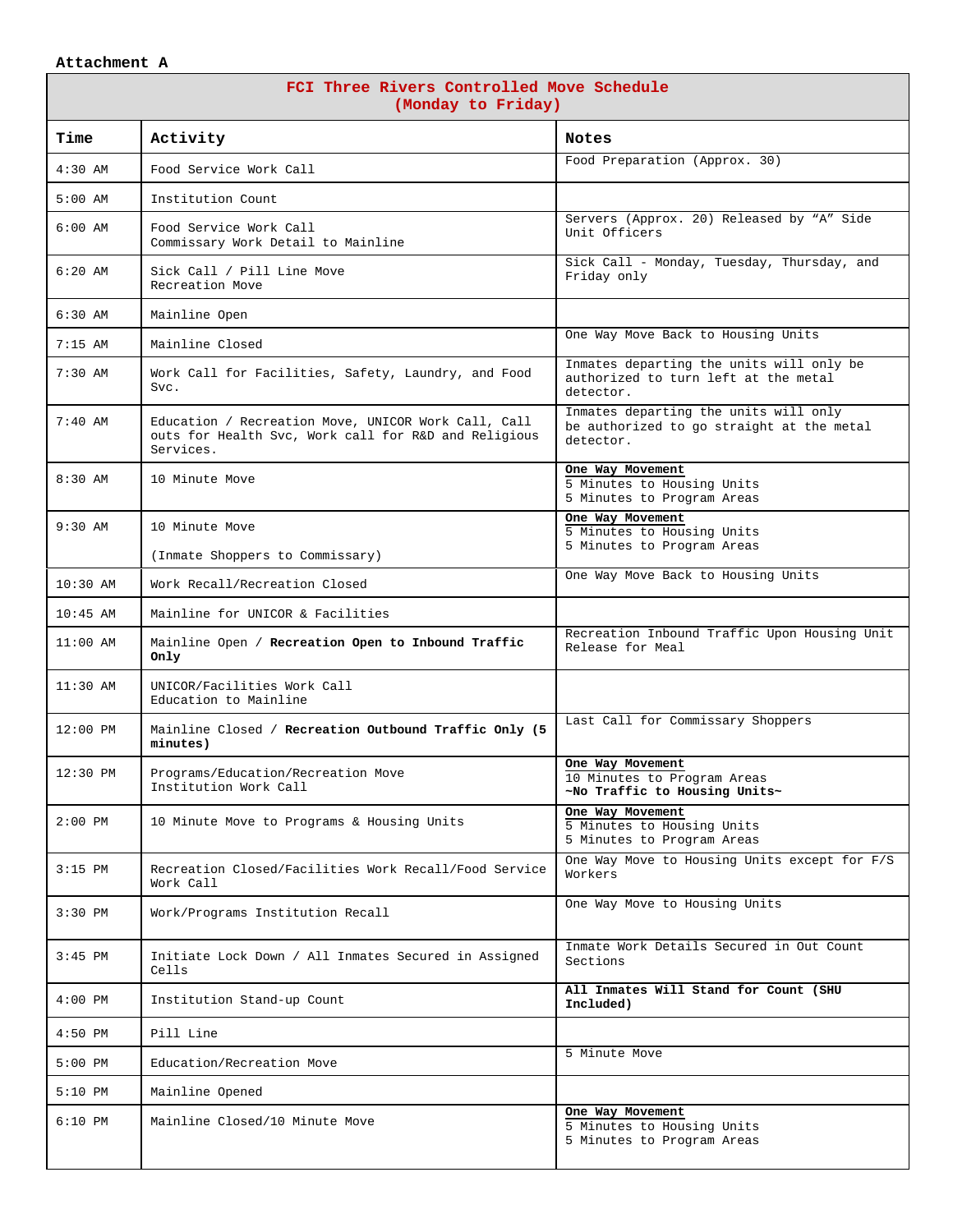Attachment A

| FCI Three Rivers Controlled Move Schedule (Monday to Friday) | | |
|---|---|---|
| **Time** | **Activity** | **Notes** |
| 4:30 AM | Food Service Work Call | Food Preparation (Approx. 30) |
| 5:00 AM | Institution Count | |
| 6:00 AM | Food Service Work Call<br>Commissary Work Detail to Mainline | Servers (Approx. 20) Released by "A" Side Unit Officers |
| 6:20 AM | Sick Call / Pill Line Move<br>Recreation Move | Sick Call - Monday, Tuesday, Thursday, and Friday only |
| 6:30 AM | Mainline Open | |
| 7:15 AM | Mainline Closed | One Way Move Back to Housing Units |
| 7:30 AM | Work Call for Facilities, Safety, Laundry, and Food Svc. | Inmates departing the units will only be authorized to turn left at the metal detector. |
| 7:40 AM | Education / Recreation Move, UNICOR Work Call, Call outs for Health Svc, Work call for R&D and Religious Services. | Inmates departing the units will only be authorized to go straight at the metal detector. |
| 8:30 AM | 10 Minute Move | **One Way Movement**<br>5 Minutes to Housing Units<br>5 Minutes to Program Areas |
| 9:30 AM | 10 Minute Move<br><br>(Inmate Shoppers to Commissary) | **One Way Movement**<br>5 Minutes to Housing Units<br>5 Minutes to Program Areas |
| 10:30 AM | Work Recall/Recreation Closed | One Way Move Back to Housing Units |
| 10:45 AM | Mainline for UNICOR & Facilities | |
| 11:00 AM | Mainline Open / **Recreation Open to Inbound Traffic Only** | Recreation Inbound Traffic Upon Housing Unit Release for Meal |
| 11:30 AM | UNICOR/Facilities Work Call<br>Education to Mainline | |
| 12:00 PM | Mainline Closed / **Recreation Outbound Traffic Only (5 minutes)** | Last Call for Commissary Shoppers |
| 12:30 PM | Programs/Education/Recreation Move<br>Institution Work Call | **One Way Movement**<br>10 Minutes to Program Areas<br>**~No Traffic to Housing Units~** |
| 2:00 PM | 10 Minute Move to Programs & Housing Units | **One Way Movement**<br>5 Minutes to Housing Units<br>5 Minutes to Program Areas |
| 3:15 PM | Recreation Closed/Facilities Work Recall/Food Service Work Call | One Way Move to Housing Units except for F/S Workers |
| 3:30 PM | Work/Programs Institution Recall | One Way Move to Housing Units |
| 3:45 PM | Initiate Lock Down / All Inmates Secured in Assigned Cells | Inmate Work Details Secured in Out Count Sections |
| 4:00 PM | Institution Stand-up Count | **All Inmates Will Stand for Count (SHU Included)** |
| 4:50 PM | Pill Line | |
| 5:00 PM | Education/Recreation Move | 5 Minute Move |
| 5:10 PM | Mainline Opened | |
| 6:10 PM | Mainline Closed/10 Minute Move | **One Way Movement**<br>5 Minutes to Housing Units<br>5 Minutes to Program Areas |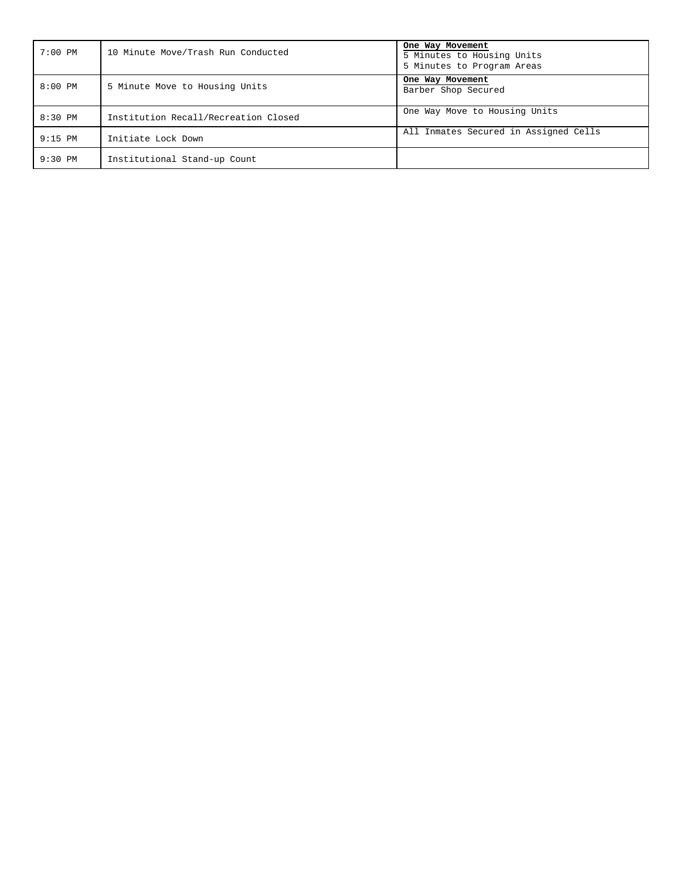| | | |
|---|---|---|
| 7:00 PM | 10 Minute Move/Trash Run Conducted | **One Way Movement**<br>5 Minutes to Housing Units<br>5 Minutes to Program Areas |
| 8:00 PM | 5 Minute Move to Housing Units | **One Way Movement**<br>Barber Shop Secured |
| 8:30 PM | Institution Recall/Recreation Closed | One Way Move to Housing Units |
| 9:15 PM | Initiate Lock Down | All Inmates Secured in Assigned Cells |
| 9:30 PM | Institutional Stand-up Count | |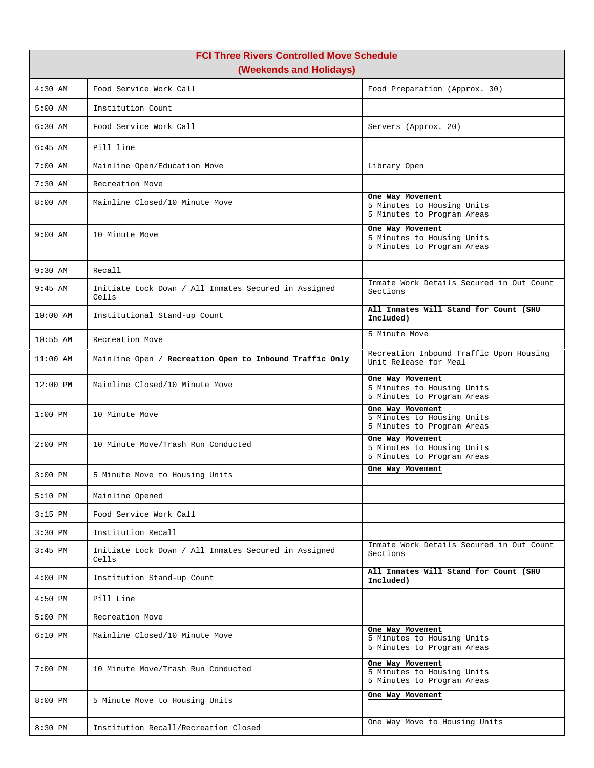| FCI Three Rivers Controlled Move Schedule (Weekends and Holidays) | | |
|---|---|---|
| 4:30 AM | Food Service Work Call | Food Preparation (Approx. 30) |
| 5:00 AM | Institution Count | |
| 6:30 AM | Food Service Work Call | Servers (Approx. 20) |
| 6:45 AM | Pill line | |
| 7:00 AM | Mainline Open/Education Move | Library Open |
| 7:30 AM | Recreation Move | |
| 8:00 AM | Mainline Closed/10 Minute Move | **One Way Movement**<br>5 Minutes to Housing Units<br>5 Minutes to Program Areas |
| 9:00 AM | 10 Minute Move | **One Way Movement**<br>5 Minutes to Housing Units<br>5 Minutes to Program Areas |
| 9:30 AM | Recall | |
| 9:45 AM | Initiate Lock Down / All Inmates Secured in Assigned Cells | Inmate Work Details Secured in Out Count Sections |
| 10:00 AM | Institutional Stand-up Count | **All Inmates Will Stand for Count (SHU Included)** |
| 10:55 AM | Recreation Move | 5 Minute Move |
| 11:00 AM | Mainline Open / **Recreation Open to Inbound Traffic Only** | Recreation Inbound Traffic Upon Housing Unit Release for Meal |
| 12:00 PM | Mainline Closed/10 Minute Move | **One Way Movement**<br>5 Minutes to Housing Units<br>5 Minutes to Program Areas |
| 1:00 PM | 10 Minute Move | **One Way Movement**<br>5 Minutes to Housing Units<br>5 Minutes to Program Areas |
| 2:00 PM | 10 Minute Move/Trash Run Conducted | **One Way Movement**<br>5 Minutes to Housing Units<br>5 Minutes to Program Areas |
| 3:00 PM | 5 Minute Move to Housing Units | **One Way Movement** |
| 5:10 PM | Mainline Opened | |
| 3:15 PM | Food Service Work Call | |
| 3:30 PM | Institution Recall | |
| 3:45 PM | Initiate Lock Down / All Inmates Secured in Assigned Cells | Inmate Work Details Secured in Out Count Sections |
| 4:00 PM | Institution Stand-up Count | **All Inmates Will Stand for Count (SHU Included)** |
| 4:50 PM | Pill Line | |
| 5:00 PM | Recreation Move | |
| 6:10 PM | Mainline Closed/10 Minute Move | **One Way Movement**<br>5 Minutes to Housing Units<br>5 Minutes to Program Areas |
| 7:00 PM | 10 Minute Move/Trash Run Conducted | **One Way Movement**<br>5 Minutes to Housing Units<br>5 Minutes to Program Areas |
| 8:00 PM | 5 Minute Move to Housing Units | **One Way Movement** |
| 8:30 PM | Institution Recall/Recreation Closed | One Way Move to Housing Units |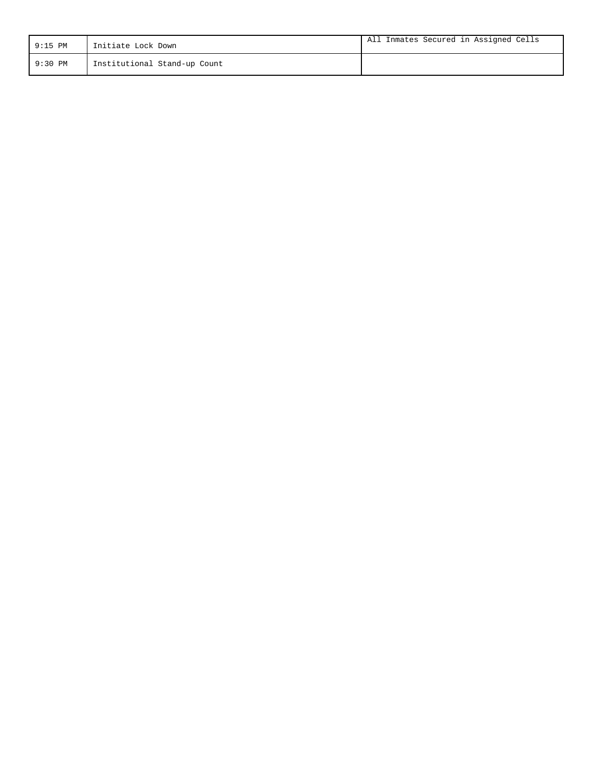| | | |
|---|---|---|
| 9:15 PM | Initiate Lock Down | All Inmates Secured in Assigned Cells |
| 9:30 PM | Institutional Stand-up Count | |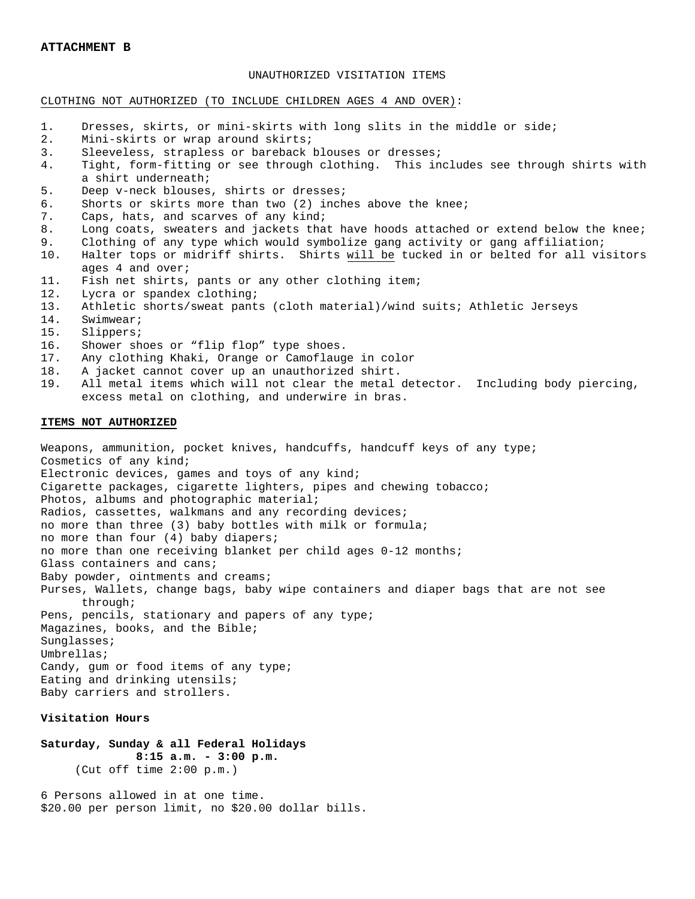**ATTACHMENT B**

UNAUTHORIZED VISITATION ITEMS

<u>CLOTHING NOT AUTHORIZED (TO INCLUDE CHILDREN AGES 4 AND OVER)</u>:

1. Dresses, skirts, or mini-skirts with long slits in the middle or side;
2. Mini-skirts or wrap around skirts;
3. Sleeveless, strapless or bareback blouses or dresses;
4. Tight, form-fitting or see through clothing. This includes see through shirts with a shirt underneath;
5. Deep v-neck blouses, shirts or dresses;
6. Shorts or skirts more than two (2) inches above the knee;
7. Caps, hats, and scarves of any kind;
8. Long coats, sweaters and jackets that have hoods attached or extend below the knee;
9. Clothing of any type which would symbolize gang activity or gang affiliation;
10. Halter tops or midriff shirts. Shirts <u>will be</u> tucked in or belted for all visitors ages 4 and over;
11. Fish net shirts, pants or any other clothing item;
12. Lycra or spandex clothing;
13. Athletic shorts/sweat pants (cloth material)/wind suits; Athletic Jerseys
14. Swimwear;
15. Slippers;
16. Shower shoes or “flip flop” type shoes.
17. Any clothing Khaki, Orange or Camoflauge in color
18. A jacket cannot cover up an unauthorized shirt.
19. All metal items which will not clear the metal detector. Including body piercing, excess metal on clothing, and underwire in bras.

**<u>ITEMS NOT AUTHORIZED</u>**

Weapons, ammunition, pocket knives, handcuffs, handcuff keys of any type;
Cosmetics of any kind;
Electronic devices, games and toys of any kind;
Cigarette packages, cigarette lighters, pipes and chewing tobacco;
Photos, albums and photographic material;
Radios, cassettes, walkmans and any recording devices;
no more than three (3) baby bottles with milk or formula;
no more than four (4) baby diapers;
no more than one receiving blanket per child ages 0-12 months;
Glass containers and cans;
Baby powder, ointments and creams;
Purses, Wallets, change bags, baby wipe containers and diaper bags that are not see through;
Pens, pencils, stationary and papers of any type;
Magazines, books, and the Bible;
Sunglasses;
Umbrellas;
Candy, gum or food items of any type;
Eating and drinking utensils;
Baby carriers and strollers.

**Visitation Hours**

**Saturday, Sunday & all Federal Holidays**
**8:15 a.m. - 3:00 p.m.**
(Cut off time 2:00 p.m.)

6 Persons allowed in at one time.
$20.00 per person limit, no $20.00 dollar bills.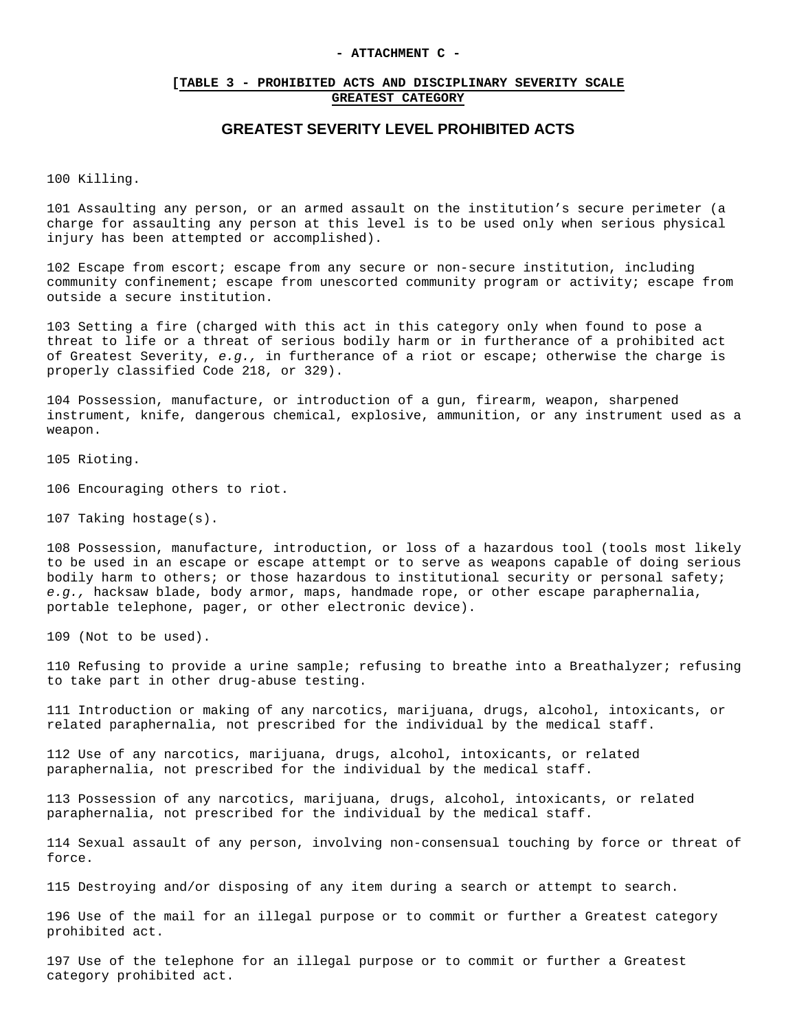**- ATTACHMENT C -**

**[TABLE 3 - PROHIBITED ACTS AND DISCIPLINARY SEVERITY SCALE**
**GREATEST CATEGORY**

## GREATEST SEVERITY LEVEL PROHIBITED ACTS

100 Killing.

101 Assaulting any person, or an armed assault on the institution's secure perimeter (a charge for assaulting any person at this level is to be used only when serious physical injury has been attempted or accomplished).

102 Escape from escort; escape from any secure or non-secure institution, including community confinement; escape from unescorted community program or activity; escape from outside a secure institution.

103 Setting a fire (charged with this act in this category only when found to pose a threat to life or a threat of serious bodily harm or in furtherance of a prohibited act of Greatest Severity, *e.g.,* in furtherance of a riot or escape; otherwise the charge is properly classified Code 218, or 329).

104 Possession, manufacture, or introduction of a gun, firearm, weapon, sharpened instrument, knife, dangerous chemical, explosive, ammunition, or any instrument used as a weapon.

105 Rioting.

106 Encouraging others to riot.

107 Taking hostage(s).

108 Possession, manufacture, introduction, or loss of a hazardous tool (tools most likely to be used in an escape or escape attempt or to serve as weapons capable of doing serious bodily harm to others; or those hazardous to institutional security or personal safety; *e.g.,* hacksaw blade, body armor, maps, handmade rope, or other escape paraphernalia, portable telephone, pager, or other electronic device).

109 (Not to be used).

110 Refusing to provide a urine sample; refusing to breathe into a Breathalyzer; refusing to take part in other drug-abuse testing.

111 Introduction or making of any narcotics, marijuana, drugs, alcohol, intoxicants, or related paraphernalia, not prescribed for the individual by the medical staff.

112 Use of any narcotics, marijuana, drugs, alcohol, intoxicants, or related paraphernalia, not prescribed for the individual by the medical staff.

113 Possession of any narcotics, marijuana, drugs, alcohol, intoxicants, or related paraphernalia, not prescribed for the individual by the medical staff.

114 Sexual assault of any person, involving non-consensual touching by force or threat of force.

115 Destroying and/or disposing of any item during a search or attempt to search.

196 Use of the mail for an illegal purpose or to commit or further a Greatest category prohibited act.

197 Use of the telephone for an illegal purpose or to commit or further a Greatest category prohibited act.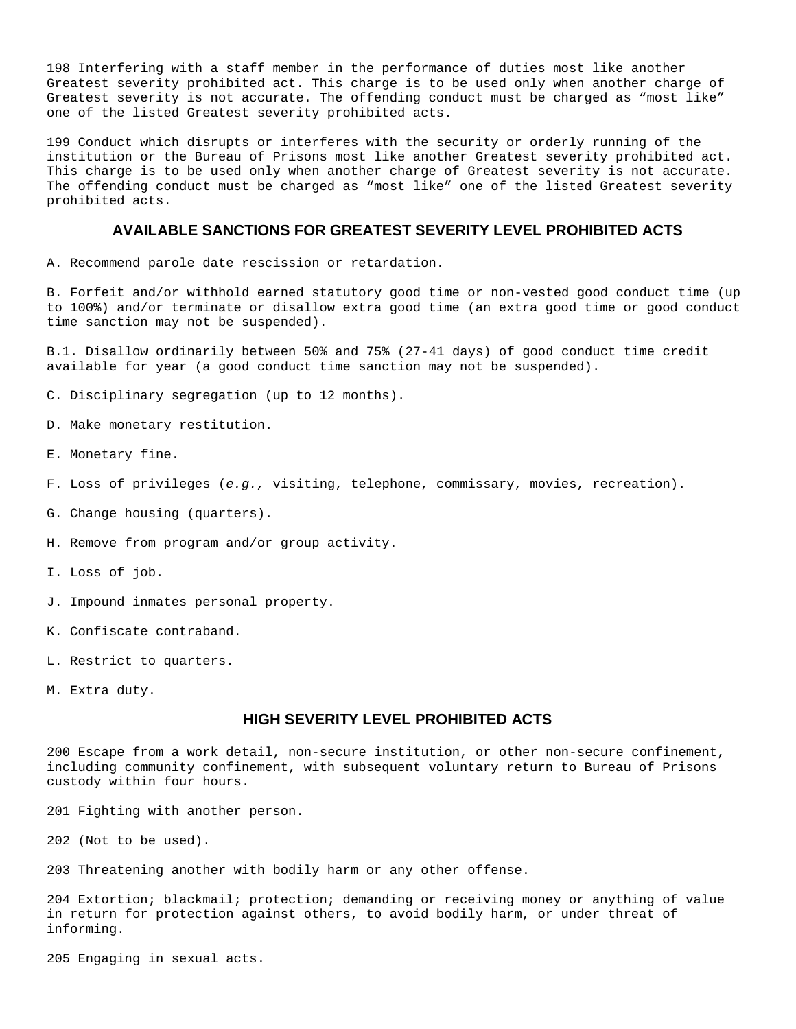198 Interfering with a staff member in the performance of duties most like another Greatest severity prohibited act. This charge is to be used only when another charge of Greatest severity is not accurate. The offending conduct must be charged as “most like” one of the listed Greatest severity prohibited acts.

199 Conduct which disrupts or interferes with the security or orderly running of the institution or the Bureau of Prisons most like another Greatest severity prohibited act. This charge is to be used only when another charge of Greatest severity is not accurate. The offending conduct must be charged as “most like” one of the listed Greatest severity prohibited acts.

## AVAILABLE SANCTIONS FOR GREATEST SEVERITY LEVEL PROHIBITED ACTS

A. Recommend parole date rescission or retardation.

B. Forfeit and/or withhold earned statutory good time or non-vested good conduct time (up to 100%) and/or terminate or disallow extra good time (an extra good time or good conduct time sanction may not be suspended).

B.1. Disallow ordinarily between 50% and 75% (27-41 days) of good conduct time credit available for year (a good conduct time sanction may not be suspended).

C. Disciplinary segregation (up to 12 months).

D. Make monetary restitution.

E. Monetary fine.

F. Loss of privileges (*e.g.,* visiting, telephone, commissary, movies, recreation).

G. Change housing (quarters).

H. Remove from program and/or group activity.

I. Loss of job.

J. Impound inmates personal property.

K. Confiscate contraband.

L. Restrict to quarters.

M. Extra duty.

## HIGH SEVERITY LEVEL PROHIBITED ACTS

200 Escape from a work detail, non-secure institution, or other non-secure confinement, including community confinement, with subsequent voluntary return to Bureau of Prisons custody within four hours.

201 Fighting with another person.

202 (Not to be used).

203 Threatening another with bodily harm or any other offense.

204 Extortion; blackmail; protection; demanding or receiving money or anything of value in return for protection against others, to avoid bodily harm, or under threat of informing.

205 Engaging in sexual acts.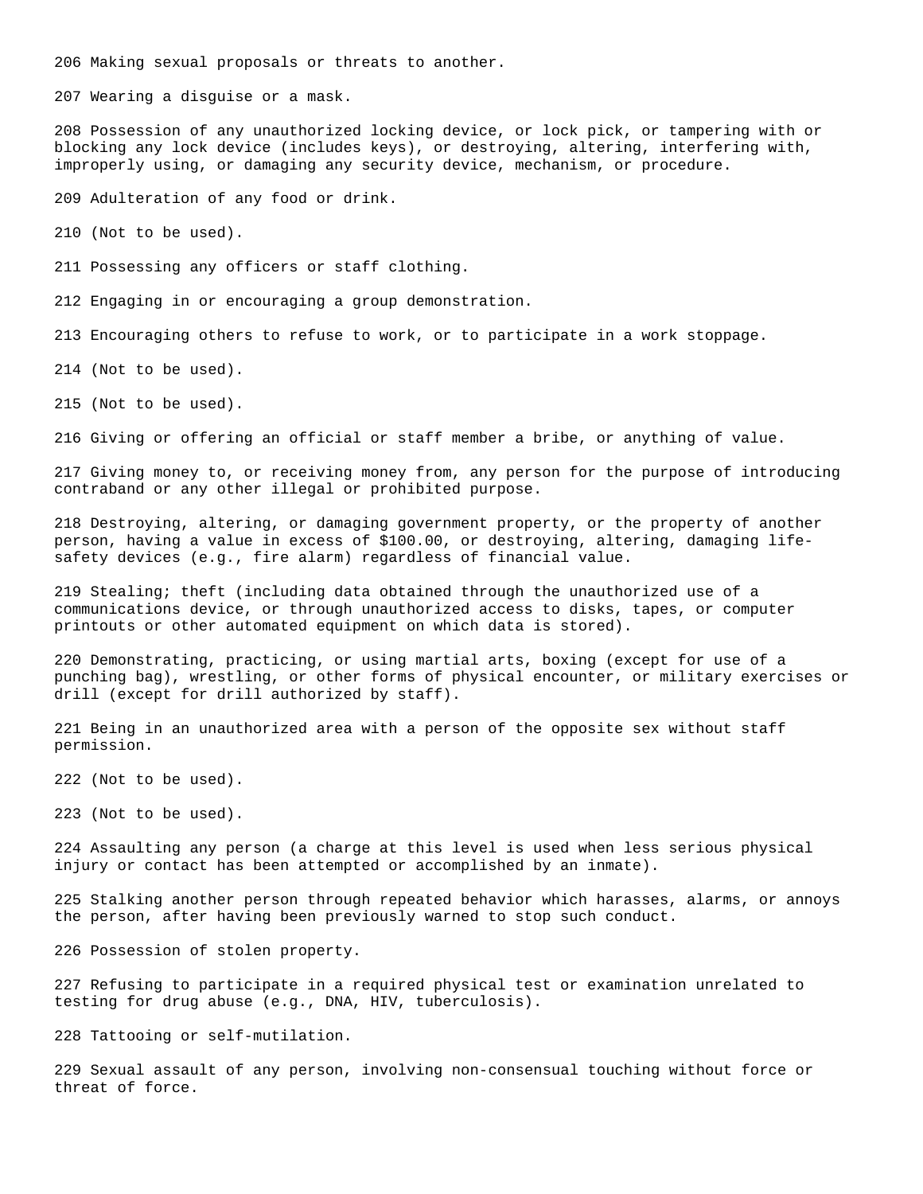206 Making sexual proposals or threats to another.

207 Wearing a disguise or a mask.

208 Possession of any unauthorized locking device, or lock pick, or tampering with or blocking any lock device (includes keys), or destroying, altering, interfering with, improperly using, or damaging any security device, mechanism, or procedure.

209 Adulteration of any food or drink.

210 (Not to be used).

211 Possessing any officers or staff clothing.

212 Engaging in or encouraging a group demonstration.

213 Encouraging others to refuse to work, or to participate in a work stoppage.

214 (Not to be used).

215 (Not to be used).

216 Giving or offering an official or staff member a bribe, or anything of value.

217 Giving money to, or receiving money from, any person for the purpose of introducing contraband or any other illegal or prohibited purpose.

218 Destroying, altering, or damaging government property, or the property of another person, having a value in excess of $100.00, or destroying, altering, damaging life-safety devices (e.g., fire alarm) regardless of financial value.

219 Stealing; theft (including data obtained through the unauthorized use of a communications device, or through unauthorized access to disks, tapes, or computer printouts or other automated equipment on which data is stored).

220 Demonstrating, practicing, or using martial arts, boxing (except for use of a punching bag), wrestling, or other forms of physical encounter, or military exercises or drill (except for drill authorized by staff).

221 Being in an unauthorized area with a person of the opposite sex without staff permission.

222 (Not to be used).

223 (Not to be used).

224 Assaulting any person (a charge at this level is used when less serious physical injury or contact has been attempted or accomplished by an inmate).

225 Stalking another person through repeated behavior which harasses, alarms, or annoys the person, after having been previously warned to stop such conduct.

226 Possession of stolen property.

227 Refusing to participate in a required physical test or examination unrelated to testing for drug abuse (e.g., DNA, HIV, tuberculosis).

228 Tattooing or self-mutilation.

229 Sexual assault of any person, involving non-consensual touching without force or threat of force.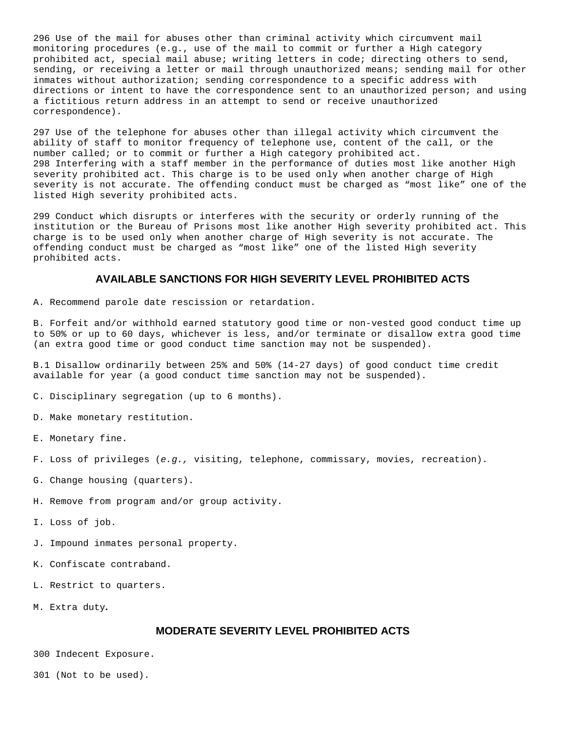296 Use of the mail for abuses other than criminal activity which circumvent mail monitoring procedures (e.g., use of the mail to commit or further a High category prohibited act, special mail abuse; writing letters in code; directing others to send, sending, or receiving a letter or mail through unauthorized means; sending mail for other inmates without authorization; sending correspondence to a specific address with directions or intent to have the correspondence sent to an unauthorized person; and using a fictitious return address in an attempt to send or receive unauthorized correspondence).

297 Use of the telephone for abuses other than illegal activity which circumvent the ability of staff to monitor frequency of telephone use, content of the call, or the number called; or to commit or further a High category prohibited act.
298 Interfering with a staff member in the performance of duties most like another High severity prohibited act. This charge is to be used only when another charge of High severity is not accurate. The offending conduct must be charged as "most like" one of the listed High severity prohibited acts.

299 Conduct which disrupts or interferes with the security or orderly running of the institution or the Bureau of Prisons most like another High severity prohibited act. This charge is to be used only when another charge of High severity is not accurate. The offending conduct must be charged as "most like" one of the listed High severity prohibited acts.

## AVAILABLE SANCTIONS FOR HIGH SEVERITY LEVEL PROHIBITED ACTS

A. Recommend parole date rescission or retardation.

B. Forfeit and/or withhold earned statutory good time or non-vested good conduct time up to 50% or up to 60 days, whichever is less, and/or terminate or disallow extra good time (an extra good time or good conduct time sanction may not be suspended).

B.1 Disallow ordinarily between 25% and 50% (14-27 days) of good conduct time credit available for year (a good conduct time sanction may not be suspended).

C. Disciplinary segregation (up to 6 months).

D. Make monetary restitution.

E. Monetary fine.

F. Loss of privileges (*e.g.,* visiting, telephone, commissary, movies, recreation).

G. Change housing (quarters).

H. Remove from program and/or group activity.

I. Loss of job.

J. Impound inmates personal property.

K. Confiscate contraband.

L. Restrict to quarters.

M. Extra duty.

## MODERATE SEVERITY LEVEL PROHIBITED ACTS

300 Indecent Exposure.

301 (Not to be used).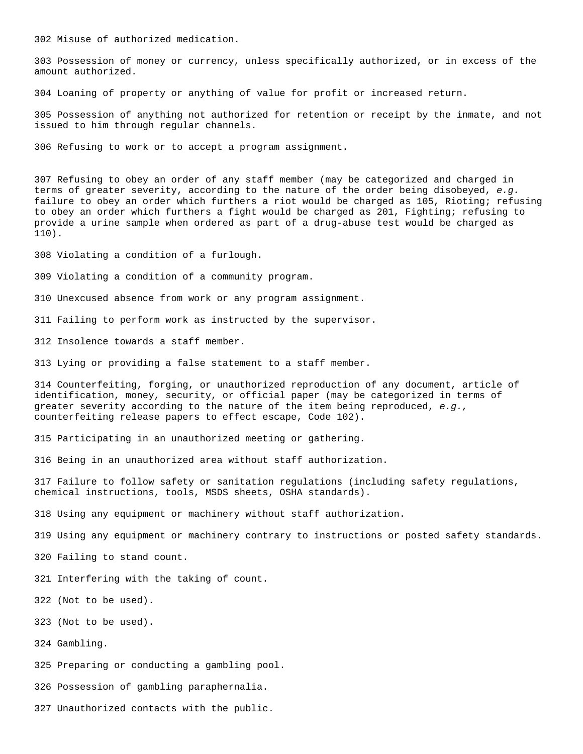302 Misuse of authorized medication.

303 Possession of money or currency, unless specifically authorized, or in excess of the amount authorized.

304 Loaning of property or anything of value for profit or increased return.

305 Possession of anything not authorized for retention or receipt by the inmate, and not issued to him through regular channels.

306 Refusing to work or to accept a program assignment.

307 Refusing to obey an order of any staff member (may be categorized and charged in terms of greater severity, according to the nature of the order being disobeyed, *e.g.* failure to obey an order which furthers a riot would be charged as 105, Rioting; refusing to obey an order which furthers a fight would be charged as 201, Fighting; refusing to provide a urine sample when ordered as part of a drug-abuse test would be charged as 110).

308 Violating a condition of a furlough.

309 Violating a condition of a community program.

310 Unexcused absence from work or any program assignment.

311 Failing to perform work as instructed by the supervisor.

312 Insolence towards a staff member.

313 Lying or providing a false statement to a staff member.

314 Counterfeiting, forging, or unauthorized reproduction of any document, article of identification, money, security, or official paper (may be categorized in terms of greater severity according to the nature of the item being reproduced, *e.g.,* counterfeiting release papers to effect escape, Code 102).

315 Participating in an unauthorized meeting or gathering.

316 Being in an unauthorized area without staff authorization.

317 Failure to follow safety or sanitation regulations (including safety regulations, chemical instructions, tools, MSDS sheets, OSHA standards).

318 Using any equipment or machinery without staff authorization.

319 Using any equipment or machinery contrary to instructions or posted safety standards.

320 Failing to stand count.

321 Interfering with the taking of count.

322 (Not to be used).

323 (Not to be used).

324 Gambling.

325 Preparing or conducting a gambling pool.

326 Possession of gambling paraphernalia.

327 Unauthorized contacts with the public.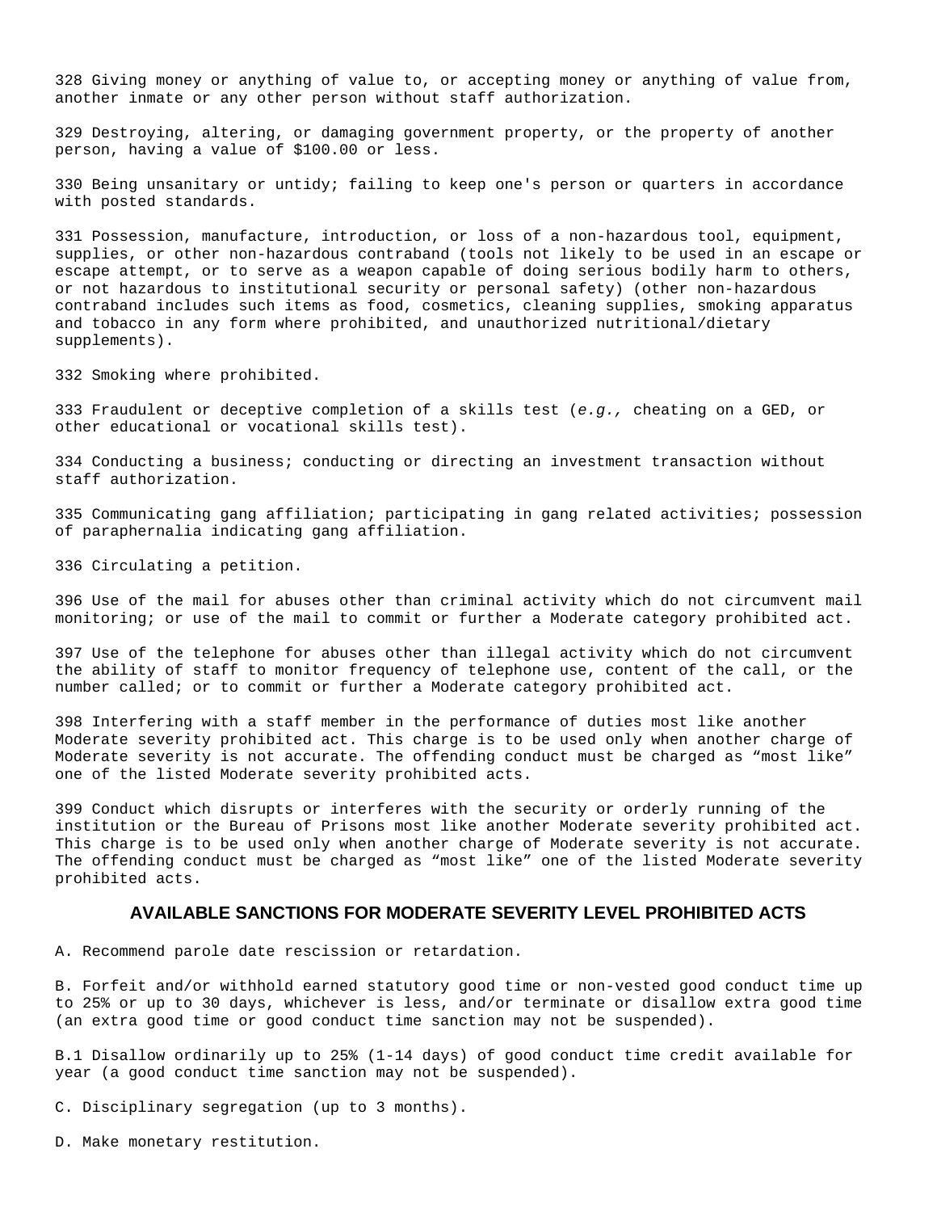328 Giving money or anything of value to, or accepting money or anything of value from, another inmate or any other person without staff authorization.

329 Destroying, altering, or damaging government property, or the property of another person, having a value of $100.00 or less.

330 Being unsanitary or untidy; failing to keep one's person or quarters in accordance with posted standards.

331 Possession, manufacture, introduction, or loss of a non-hazardous tool, equipment, supplies, or other non-hazardous contraband (tools not likely to be used in an escape or escape attempt, or to serve as a weapon capable of doing serious bodily harm to others, or not hazardous to institutional security or personal safety) (other non-hazardous contraband includes such items as food, cosmetics, cleaning supplies, smoking apparatus and tobacco in any form where prohibited, and unauthorized nutritional/dietary supplements).

332 Smoking where prohibited.

333 Fraudulent or deceptive completion of a skills test (*e.g.,* cheating on a GED, or other educational or vocational skills test).

334 Conducting a business; conducting or directing an investment transaction without staff authorization.

335 Communicating gang affiliation; participating in gang related activities; possession of paraphernalia indicating gang affiliation.

336 Circulating a petition.

396 Use of the mail for abuses other than criminal activity which do not circumvent mail monitoring; or use of the mail to commit or further a Moderate category prohibited act.

397 Use of the telephone for abuses other than illegal activity which do not circumvent the ability of staff to monitor frequency of telephone use, content of the call, or the number called; or to commit or further a Moderate category prohibited act.

398 Interfering with a staff member in the performance of duties most like another Moderate severity prohibited act. This charge is to be used only when another charge of Moderate severity is not accurate. The offending conduct must be charged as “most like” one of the listed Moderate severity prohibited acts.

399 Conduct which disrupts or interferes with the security or orderly running of the institution or the Bureau of Prisons most like another Moderate severity prohibited act. This charge is to be used only when another charge of Moderate severity is not accurate. The offending conduct must be charged as “most like” one of the listed Moderate severity prohibited acts.

## AVAILABLE SANCTIONS FOR MODERATE SEVERITY LEVEL PROHIBITED ACTS

A. Recommend parole date rescission or retardation.

B. Forfeit and/or withhold earned statutory good time or non-vested good conduct time up to 25% or up to 30 days, whichever is less, and/or terminate or disallow extra good time (an extra good time or good conduct time sanction may not be suspended).

B.1 Disallow ordinarily up to 25% (1-14 days) of good conduct time credit available for year (a good conduct time sanction may not be suspended).

C. Disciplinary segregation (up to 3 months).

D. Make monetary restitution.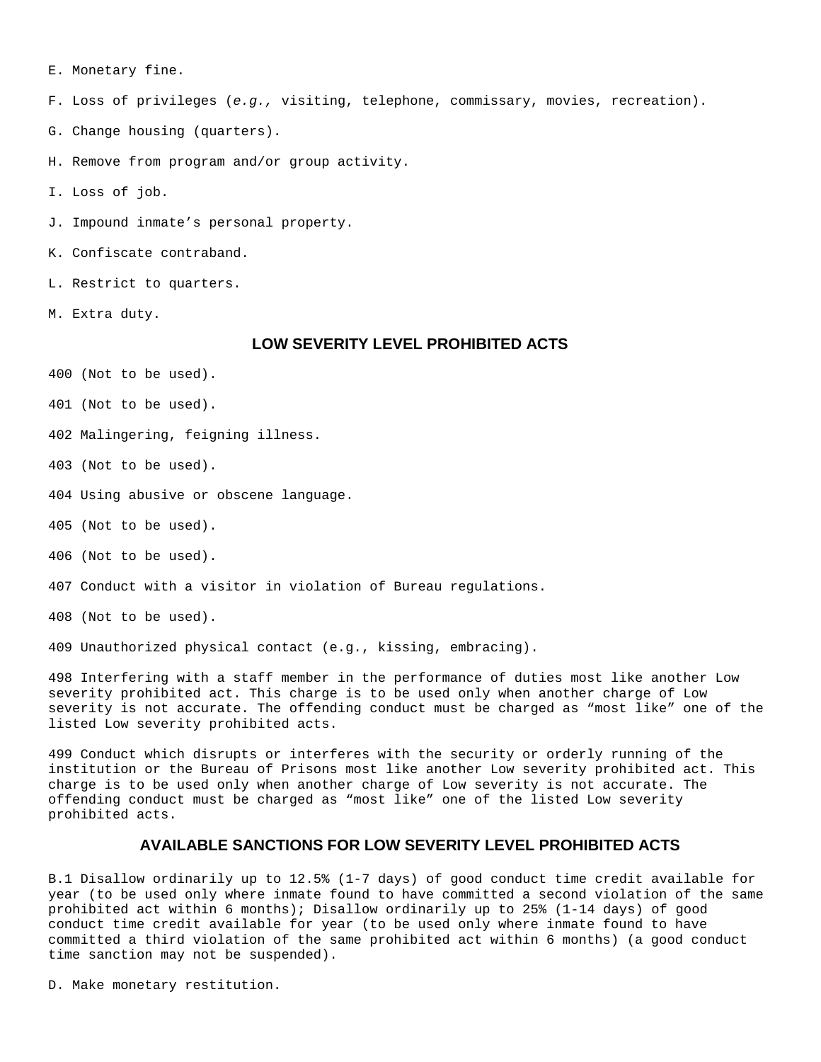E. Monetary fine.

F. Loss of privileges (*e.g.,* visiting, telephone, commissary, movies, recreation).

G. Change housing (quarters).

H. Remove from program and/or group activity.

I. Loss of job.

J. Impound inmate’s personal property.

K. Confiscate contraband.

L. Restrict to quarters.

M. Extra duty.

## LOW SEVERITY LEVEL PROHIBITED ACTS

400 (Not to be used).

401 (Not to be used).

402 Malingering, feigning illness.

403 (Not to be used).

404 Using abusive or obscene language.

405 (Not to be used).

406 (Not to be used).

407 Conduct with a visitor in violation of Bureau regulations.

408 (Not to be used).

409 Unauthorized physical contact (e.g., kissing, embracing).

498 Interfering with a staff member in the performance of duties most like another Low severity prohibited act. This charge is to be used only when another charge of Low severity is not accurate. The offending conduct must be charged as “most like” one of the listed Low severity prohibited acts.

499 Conduct which disrupts or interferes with the security or orderly running of the institution or the Bureau of Prisons most like another Low severity prohibited act. This charge is to be used only when another charge of Low severity is not accurate. The offending conduct must be charged as “most like” one of the listed Low severity prohibited acts.

## AVAILABLE SANCTIONS FOR LOW SEVERITY LEVEL PROHIBITED ACTS

B.1 Disallow ordinarily up to 12.5% (1-7 days) of good conduct time credit available for year (to be used only where inmate found to have committed a second violation of the same prohibited act within 6 months); Disallow ordinarily up to 25% (1-14 days) of good conduct time credit available for year (to be used only where inmate found to have committed a third violation of the same prohibited act within 6 months) (a good conduct time sanction may not be suspended).

D. Make monetary restitution.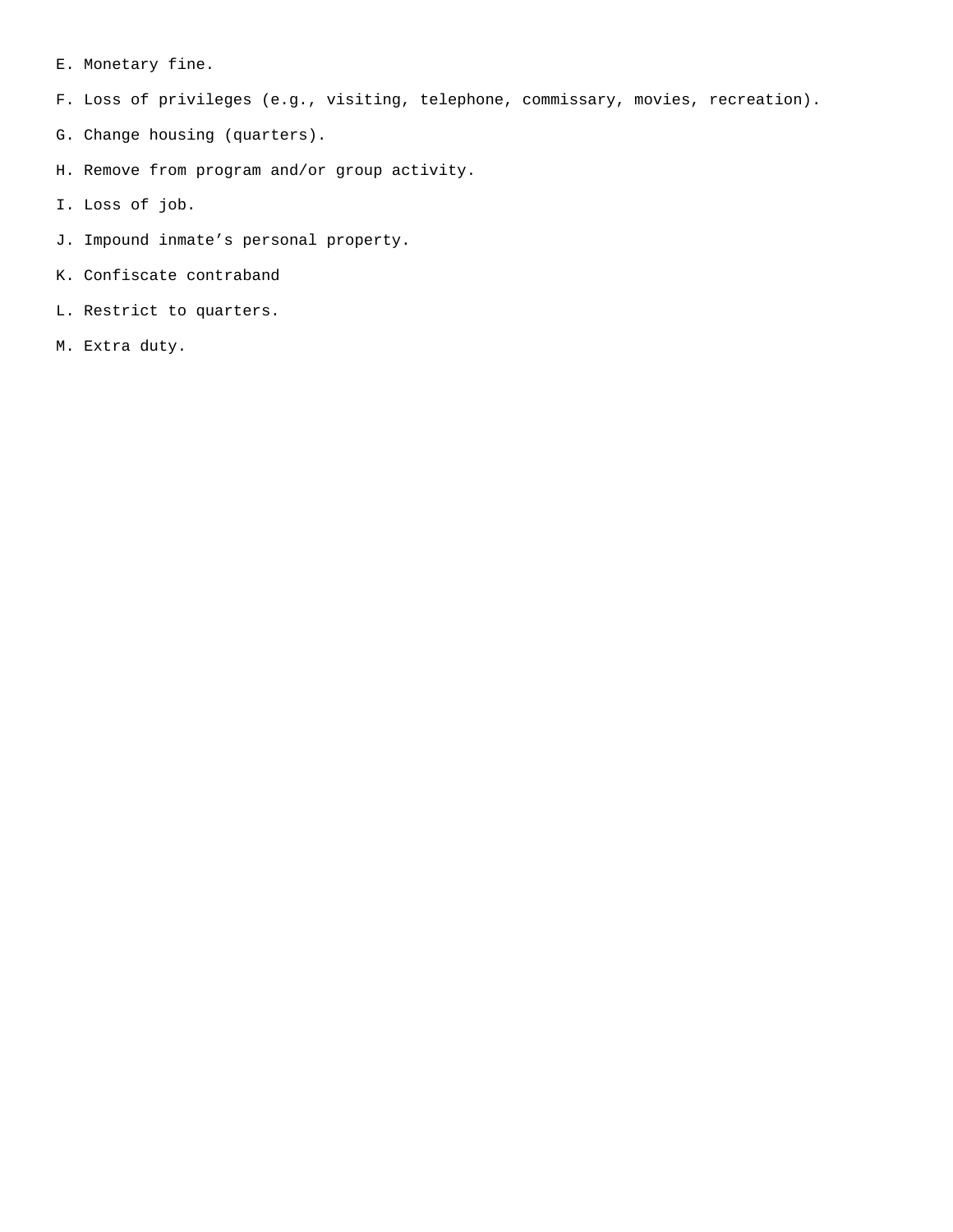E. Monetary fine.

F. Loss of privileges (e.g., visiting, telephone, commissary, movies, recreation).

G. Change housing (quarters).

H. Remove from program and/or group activity.

I. Loss of job.

J. Impound inmate’s personal property.

K. Confiscate contraband

L. Restrict to quarters.

M. Extra duty.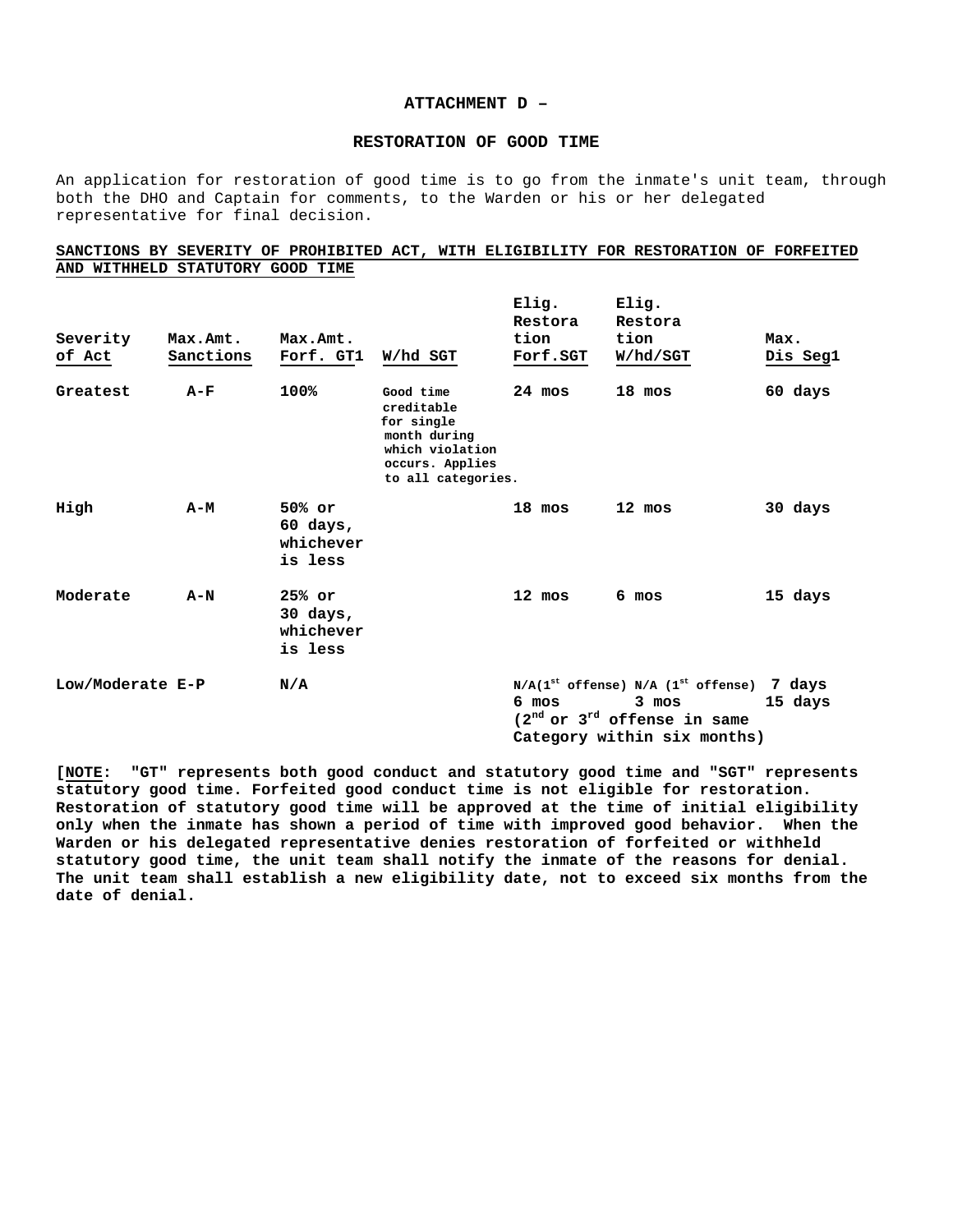## ATTACHMENT D –

## RESTORATION OF GOOD TIME

An application for restoration of good time is to go from the inmate's unit team, through both the DHO and Captain for comments, to the Warden or his or her delegated representative for final decision.

**SANCTIONS BY SEVERITY OF PROHIBITED ACT, WITH ELIGIBILITY FOR RESTORATION OF FORFEITED AND WITHHELD STATUTORY GOOD TIME**

| Severity of Act | Max.Amt. Sanctions | Max.Amt. Forf. GT1 | W/hd SGT | Elig. Restoration Forf.SGT | Elig. Restoration W/hd/SGT | Max. Dis Seg1 |
|---|---|---|---|---|---|---|
| **Greatest** | **A-F** | **100%** | **Good time creditable for single month during which violation occurs. Applies to all categories.** | **24 mos** | **18 mos** | **60 days** |
| **High** | **A-M** | **50% or 60 days, whichever is less** | | **18 mos** | **12 mos** | **30 days** |
| **Moderate** | **A-N** | **25% or 30 days, whichever is less** | | **12 mos** | **6 mos** | **15 days** |
| **Low/Moderate** | **E-P** | **N/A** | | **N/A(1st offense)**<br>**6 mos**<br>**(2nd or 3rd offense in same Category within six months)** | **N/A (1st offense)**<br>**3 mos** | **7 days**<br>**15 days** |

**[NOTE: "GT" represents both good conduct and statutory good time and "SGT" represents statutory good time. Forfeited good conduct time is not eligible for restoration. Restoration of statutory good time will be approved at the time of initial eligibility only when the inmate has shown a period of time with improved good behavior. When the Warden or his delegated representative denies restoration of forfeited or withheld statutory good time, the unit team shall notify the inmate of the reasons for denial. The unit team shall establish a new eligibility date, not to exceed six months from the date of denial.**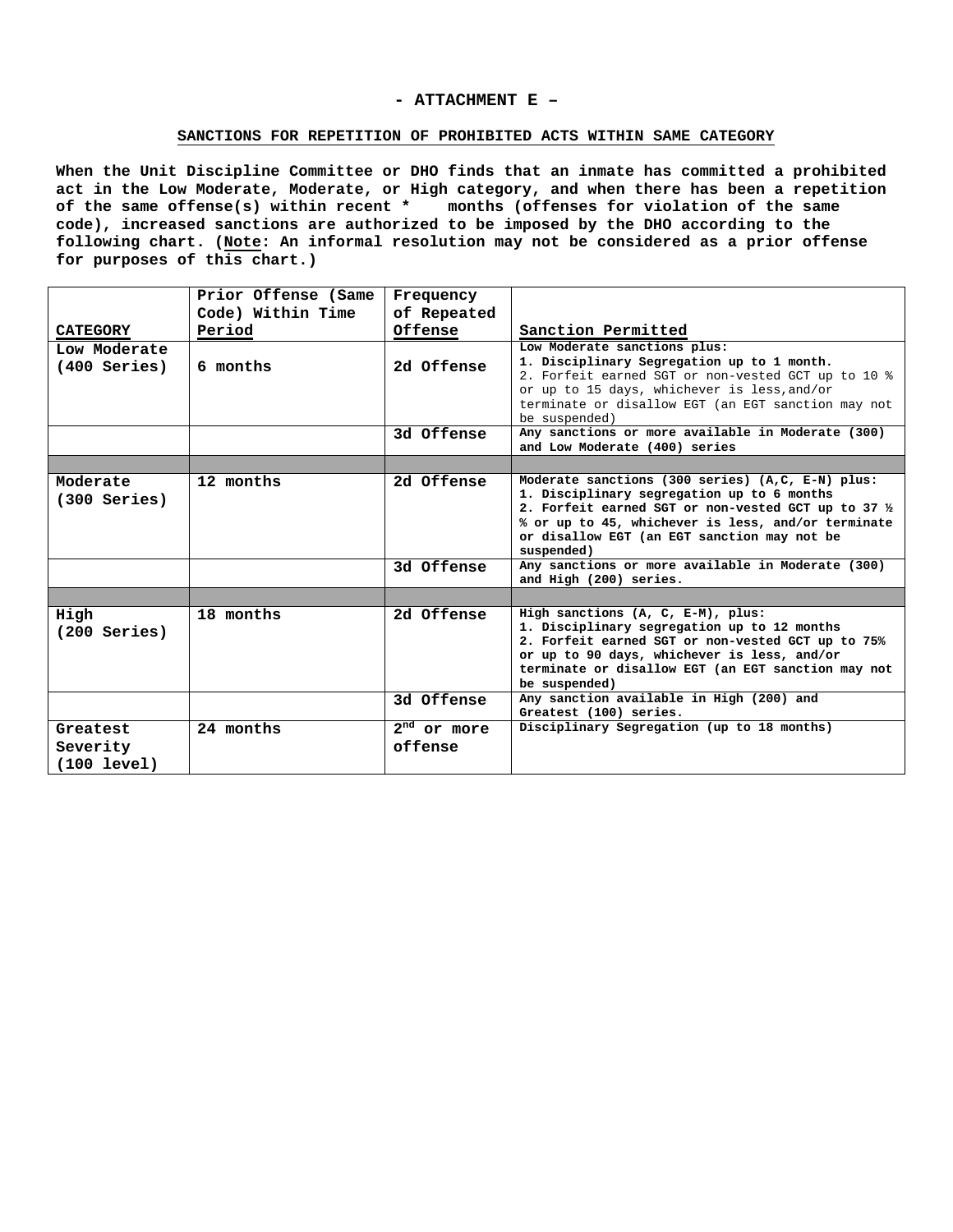**- ATTACHMENT E –**

**SANCTIONS FOR REPETITION OF PROHIBITED ACTS WITHIN SAME CATEGORY**

**When the Unit Discipline Committee or DHO finds that an inmate has committed a prohibited act in the Low Moderate, Moderate, or High category, and when there has been a repetition of the same offense(s) within recent * months (offenses for violation of the same code), increased sanctions are authorized to be imposed by the DHO according to the following chart. (Note: An informal resolution may not be considered as a prior offense for purposes of this chart.)**

| CATEGORY | Prior Offense (Same Code) Within Time Period | Frequency of Repeated Offense | Sanction Permitted |
|---|---|---|---|
| Low Moderate (400 Series) | 6 months | 2d Offense | Low Moderate sanctions plus:<br>1. Disciplinary Segregation up to 1 month.<br>2. Forfeit earned SGT or non-vested GCT up to 10 % or up to 15 days, whichever is less,and/or terminate or disallow EGT (an EGT sanction may not be suspended) |
| | | 3d Offense | Any sanctions or more available in Moderate (300) and Low Moderate (400) series |
| | | | |
| Moderate (300 Series) | 12 months | 2d Offense | Moderate sanctions (300 series) (A,C, E-N) plus:<br>1. Disciplinary segregation up to 6 months<br>2. Forfeit earned SGT or non-vested GCT up to 37 ½ % or up to 45, whichever is less, and/or terminate or disallow EGT (an EGT sanction may not be suspended) |
| | | 3d Offense | Any sanctions or more available in Moderate (300) and High (200) series. |
| | | | |
| High (200 Series) | 18 months | 2d Offense | High sanctions (A, C, E-M), plus:<br>1. Disciplinary segregation up to 12 months<br>2. Forfeit earned SGT or non-vested GCT up to 75% or up to 90 days, whichever is less, and/or terminate or disallow EGT (an EGT sanction may not be suspended) |
| | | 3d Offense | Any sanction available in High (200) and Greatest (100) series. |
| Greatest Severity (100 level) | 24 months | 2nd or more offense | Disciplinary Segregation (up to 18 months) |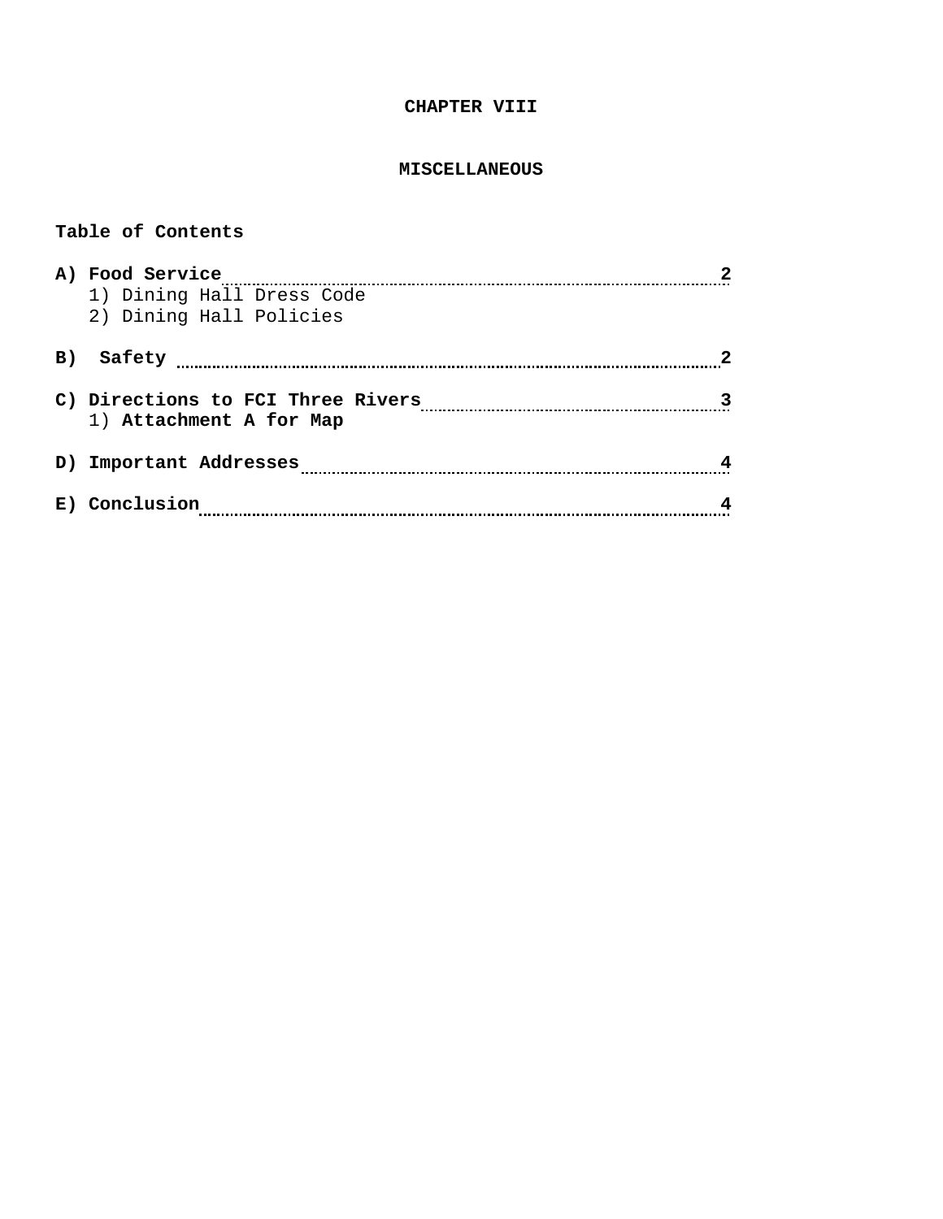# CHAPTER VIII

## MISCELLANEOUS

**Table of Contents**

**A) Food Service** .......... **2**
- 1) Dining Hall Dress Code
- 2) Dining Hall Policies

**B) Safety** .......... **2**

**C) Directions to FCI Three Rivers** .......... **3**
- 1) **Attachment A for Map**

**D) Important Addresses** .......... **4**

**E) Conclusion** .......... **4**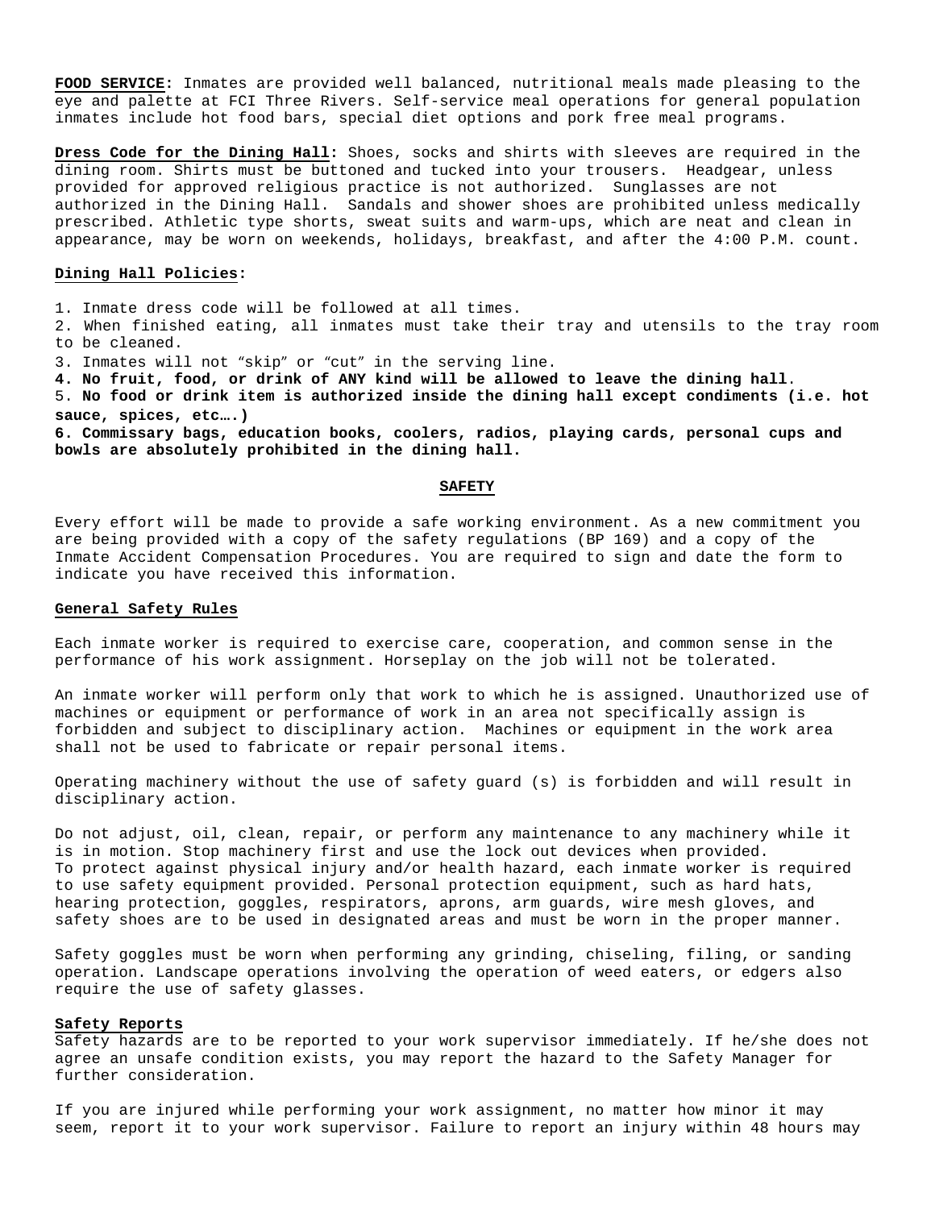**FOOD SERVICE:** Inmates are provided well balanced, nutritional meals made pleasing to the eye and palette at FCI Three Rivers. Self-service meal operations for general population inmates include hot food bars, special diet options and pork free meal programs.

**Dress Code for the Dining Hall:** Shoes, socks and shirts with sleeves are required in the dining room. Shirts must be buttoned and tucked into your trousers. Headgear, unless provided for approved religious practice is not authorized. Sunglasses are not authorized in the Dining Hall. Sandals and shower shoes are prohibited unless medically prescribed. Athletic type shorts, sweat suits and warm-ups, which are neat and clean in appearance, may be worn on weekends, holidays, breakfast, and after the 4:00 P.M. count.

**Dining Hall Policies:**

1. Inmate dress code will be followed at all times.
2. When finished eating, all inmates must take their tray and utensils to the tray room to be cleaned.
3. Inmates will not “skip” or “cut” in the serving line.
4. **No fruit, food, or drink of ANY kind will be allowed to leave the dining hall**.
5. **No food or drink item is authorized inside the dining hall except condiments (i.e. hot sauce, spices, etc….)**
6. **Commissary bags, education books, coolers, radios, playing cards, personal cups and bowls are absolutely prohibited in the dining hall.**

## SAFETY

Every effort will be made to provide a safe working environment. As a new commitment you are being provided with a copy of the safety regulations (BP 169) and a copy of the Inmate Accident Compensation Procedures. You are required to sign and date the form to indicate you have received this information.

**General Safety Rules**

Each inmate worker is required to exercise care, cooperation, and common sense in the performance of his work assignment. Horseplay on the job will not be tolerated.

An inmate worker will perform only that work to which he is assigned. Unauthorized use of machines or equipment or performance of work in an area not specifically assign is forbidden and subject to disciplinary action. Machines or equipment in the work area shall not be used to fabricate or repair personal items.

Operating machinery without the use of safety guard (s) is forbidden and will result in disciplinary action.

Do not adjust, oil, clean, repair, or perform any maintenance to any machinery while it is in motion. Stop machinery first and use the lock out devices when provided.
To protect against physical injury and/or health hazard, each inmate worker is required to use safety equipment provided. Personal protection equipment, such as hard hats, hearing protection, goggles, respirators, aprons, arm guards, wire mesh gloves, and safety shoes are to be used in designated areas and must be worn in the proper manner.

Safety goggles must be worn when performing any grinding, chiseling, filing, or sanding operation. Landscape operations involving the operation of weed eaters, or edgers also require the use of safety glasses.

**Safety Reports**

Safety hazards are to be reported to your work supervisor immediately. If he/she does not agree an unsafe condition exists, you may report the hazard to the Safety Manager for further consideration.

If you are injured while performing your work assignment, no matter how minor it may seem, report it to your work supervisor. Failure to report an injury within 48 hours may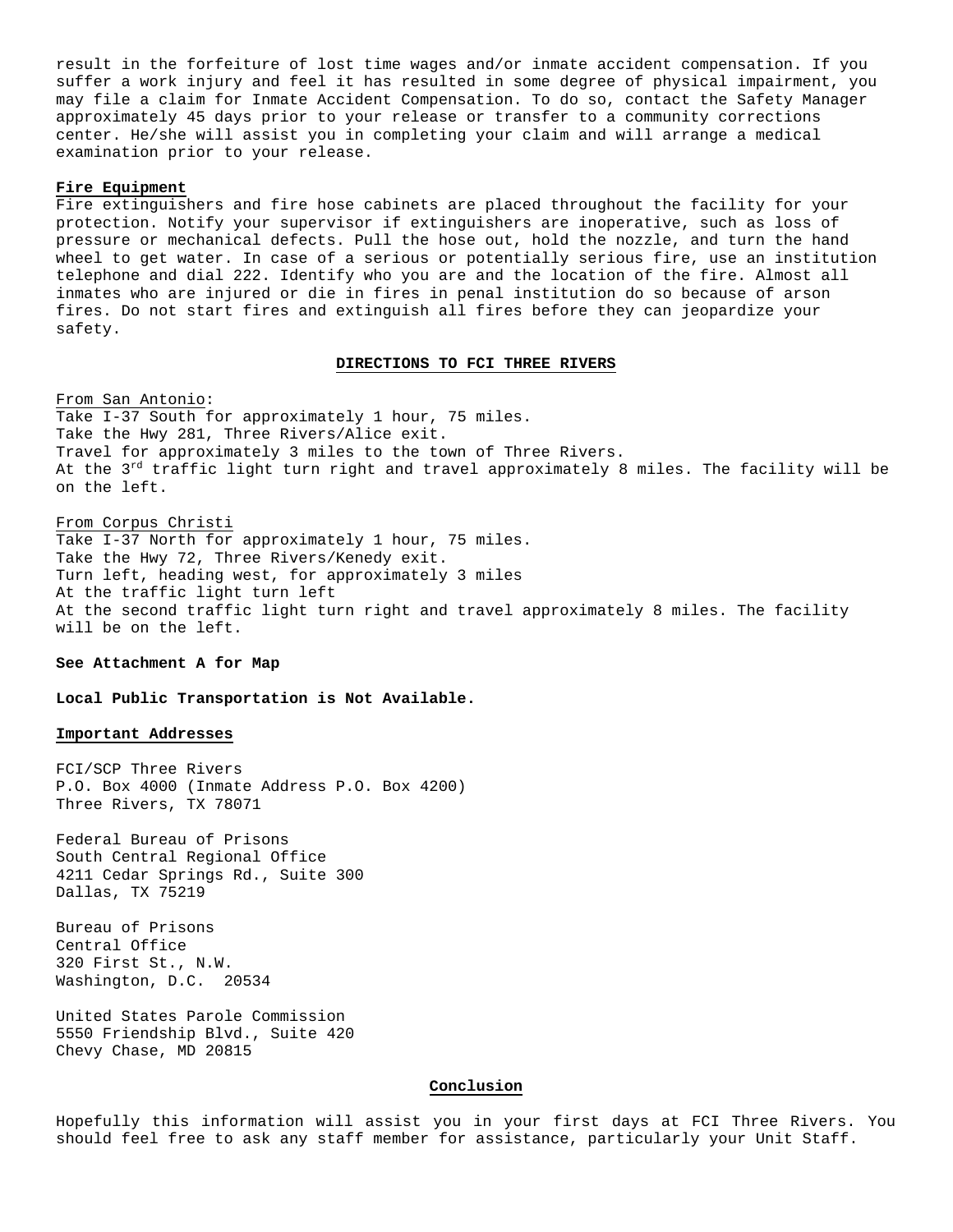result in the forfeiture of lost time wages and/or inmate accident compensation. If you suffer a work injury and feel it has resulted in some degree of physical impairment, you may file a claim for Inmate Accident Compensation. To do so, contact the Safety Manager approximately 45 days prior to your release or transfer to a community corrections center. He/she will assist you in completing your claim and will arrange a medical examination prior to your release.

**Fire Equipment**

Fire extinguishers and fire hose cabinets are placed throughout the facility for your protection. Notify your supervisor if extinguishers are inoperative, such as loss of pressure or mechanical defects. Pull the hose out, hold the nozzle, and turn the hand wheel to get water. In case of a serious or potentially serious fire, use an institution telephone and dial 222. Identify who you are and the location of the fire. Almost all inmates who are injured or die in fires in penal institution do so because of arson fires. Do not start fires and extinguish all fires before they can jeopardize your safety.

## DIRECTIONS TO FCI THREE RIVERS

From San Antonio:

Take I-37 South for approximately 1 hour, 75 miles.
Take the Hwy 281, Three Rivers/Alice exit.
Travel for approximately 3 miles to the town of Three Rivers.
At the 3rd traffic light turn right and travel approximately 8 miles. The facility will be on the left.

From Corpus Christi

Take I-37 North for approximately 1 hour, 75 miles.
Take the Hwy 72, Three Rivers/Kenedy exit.
Turn left, heading west, for approximately 3 miles
At the traffic light turn left
At the second traffic light turn right and travel approximately 8 miles. The facility will be on the left.

**See Attachment A for Map**

**Local Public Transportation is Not Available.**

**Important Addresses**

FCI/SCP Three Rivers
P.O. Box 4000 (Inmate Address P.O. Box 4200)
Three Rivers, TX 78071

Federal Bureau of Prisons
South Central Regional Office
4211 Cedar Springs Rd., Suite 300
Dallas, TX 75219

Bureau of Prisons
Central Office
320 First St., N.W.
Washington, D.C. 20534

United States Parole Commission
5550 Friendship Blvd., Suite 420
Chevy Chase, MD 20815

## Conclusion

Hopefully this information will assist you in your first days at FCI Three Rivers. You should feel free to ask any staff member for assistance, particularly your Unit Staff.